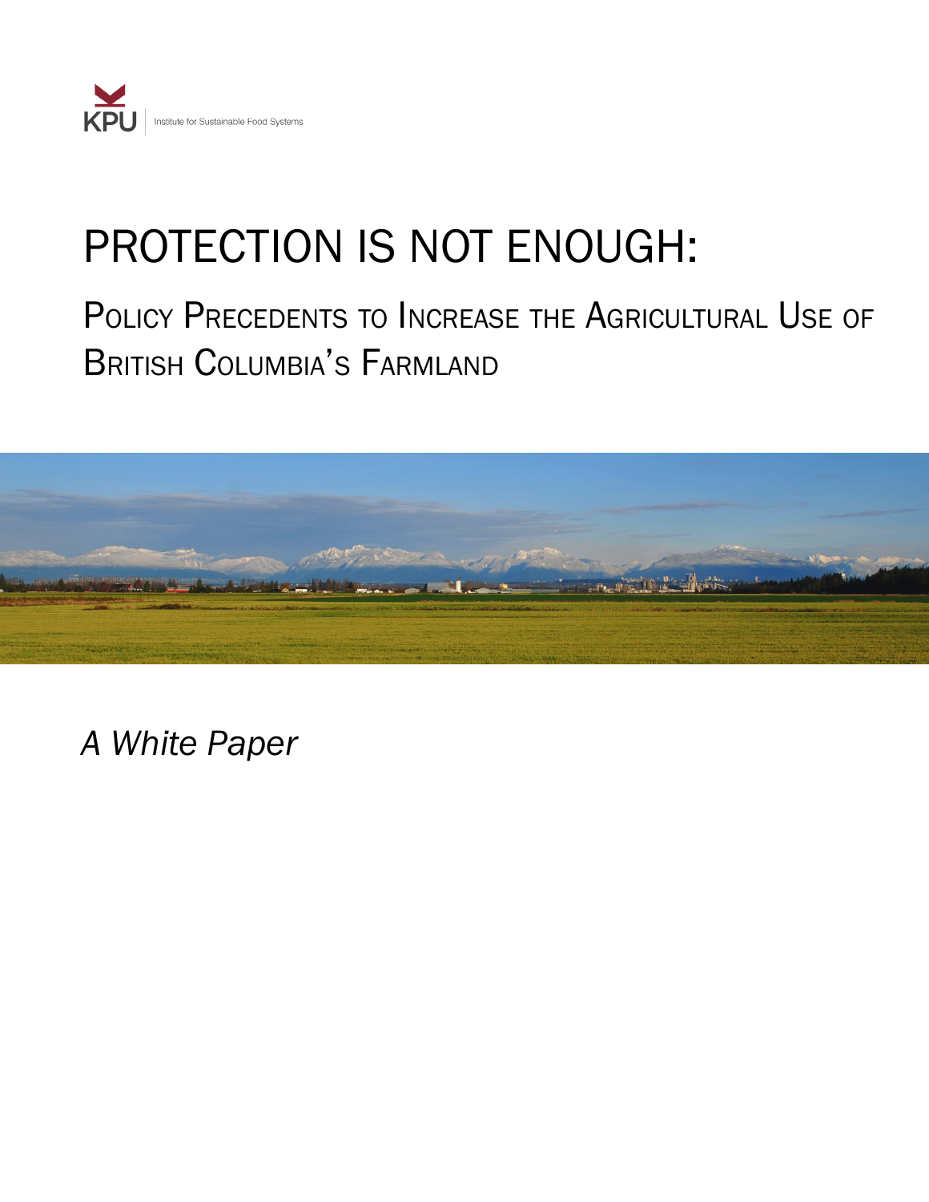KPU | Institute for Sustainable Food Systems

# PROTECTION IS NOT ENOUGH:

## Policy Precedents to Increase the Agricultural Use of British Columbia's Farmland

*A White Paper*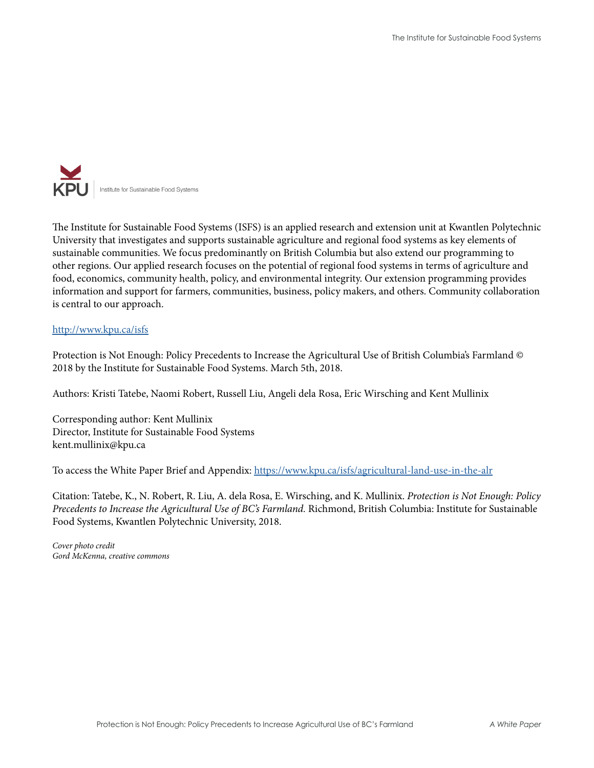KPU | Institute for Sustainable Food Systems

The Institute for Sustainable Food Systems (ISFS) is an applied research and extension unit at Kwantlen Polytechnic University that investigates and supports sustainable agriculture and regional food systems as key elements of sustainable communities. We focus predominantly on British Columbia but also extend our programming to other regions. Our applied research focuses on the potential of regional food systems in terms of agriculture and food, economics, community health, policy, and environmental integrity. Our extension programming provides information and support for farmers, communities, business, policy makers, and others. Community collaboration is central to our approach.

[http://www.kpu.ca/isfs](http://www.kpu.ca/isfs)

Protection is Not Enough: Policy Precedents to Increase the Agricultural Use of British Columbia's Farmland © 2018 by the Institute for Sustainable Food Systems. March 5th, 2018.

Authors: Kristi Tatebe, Naomi Robert, Russell Liu, Angeli dela Rosa, Eric Wirsching and Kent Mullinix

Corresponding author: Kent Mullinix
Director, Institute for Sustainable Food Systems
kent.mullinix@kpu.ca

To access the White Paper Brief and Appendix: [https://www.kpu.ca/isfs/agricultural-land-use-in-the-alr](https://www.kpu.ca/isfs/agricultural-land-use-in-the-alr)

Citation: Tatebe, K., N. Robert, R. Liu, A. dela Rosa, E. Wirsching, and K. Mullinix. *Protection is Not Enough: Policy Precedents to Increase the Agricultural Use of BC's Farmland.* Richmond, British Columbia: Institute for Sustainable Food Systems, Kwantlen Polytechnic University, 2018.

*Cover photo credit*
*Gord McKenna, creative commons*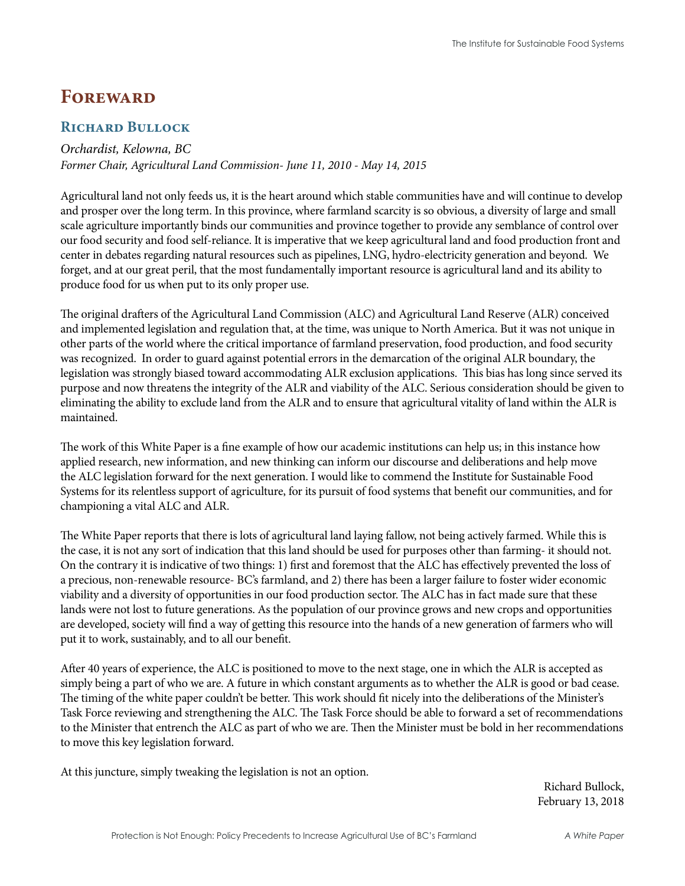# Foreward

## Richard Bullock

*Orchardist, Kelowna, BC*
*Former Chair, Agricultural Land Commission- June 11, 2010 - May 14, 2015*

Agricultural land not only feeds us, it is the heart around which stable communities have and will continue to develop and prosper over the long term. In this province, where farmland scarcity is so obvious, a diversity of large and small scale agriculture importantly binds our communities and province together to provide any semblance of control over our food security and food self-reliance. It is imperative that we keep agricultural land and food production front and center in debates regarding natural resources such as pipelines, LNG, hydro-electricity generation and beyond. We forget, and at our great peril, that the most fundamentally important resource is agricultural land and its ability to produce food for us when put to its only proper use.

The original drafters of the Agricultural Land Commission (ALC) and Agricultural Land Reserve (ALR) conceived and implemented legislation and regulation that, at the time, was unique to North America. But it was not unique in other parts of the world where the critical importance of farmland preservation, food production, and food security was recognized. In order to guard against potential errors in the demarcation of the original ALR boundary, the legislation was strongly biased toward accommodating ALR exclusion applications. This bias has long since served its purpose and now threatens the integrity of the ALR and viability of the ALC. Serious consideration should be given to eliminating the ability to exclude land from the ALR and to ensure that agricultural vitality of land within the ALR is maintained.

The work of this White Paper is a fine example of how our academic institutions can help us; in this instance how applied research, new information, and new thinking can inform our discourse and deliberations and help move the ALC legislation forward for the next generation. I would like to commend the Institute for Sustainable Food Systems for its relentless support of agriculture, for its pursuit of food systems that benefit our communities, and for championing a vital ALC and ALR.

The White Paper reports that there is lots of agricultural land laying fallow, not being actively farmed. While this is the case, it is not any sort of indication that this land should be used for purposes other than farming- it should not. On the contrary it is indicative of two things: 1) first and foremost that the ALC has effectively prevented the loss of a precious, non-renewable resource- BC's farmland, and 2) there has been a larger failure to foster wider economic viability and a diversity of opportunities in our food production sector. The ALC has in fact made sure that these lands were not lost to future generations. As the population of our province grows and new crops and opportunities are developed, society will find a way of getting this resource into the hands of a new generation of farmers who will put it to work, sustainably, and to all our benefit.

After 40 years of experience, the ALC is positioned to move to the next stage, one in which the ALR is accepted as simply being a part of who we are. A future in which constant arguments as to whether the ALR is good or bad cease. The timing of the white paper couldn't be better. This work should fit nicely into the deliberations of the Minister's Task Force reviewing and strengthening the ALC. The Task Force should be able to forward a set of recommendations to the Minister that entrench the ALC as part of who we are. Then the Minister must be bold in her recommendations to move this key legislation forward.

At this juncture, simply tweaking the legislation is not an option.

Richard Bullock,
February 13, 2018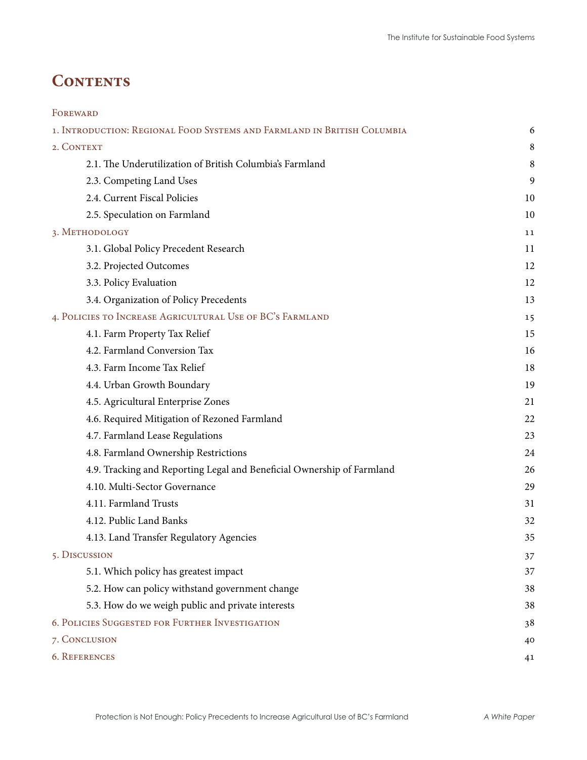# Contents

| | |
|---|---|
| Foreward | |
| 1. Introduction: Regional Food Systems and Farmland in British Columbia | 6 |
| 2. Context | 8 |
| 2.1. The Underutilization of British Columbia's Farmland | 8 |
| 2.3. Competing Land Uses | 9 |
| 2.4. Current Fiscal Policies | 10 |
| 2.5. Speculation on Farmland | 10 |
| 3. Methodology | 11 |
| 3.1. Global Policy Precedent Research | 11 |
| 3.2. Projected Outcomes | 12 |
| 3.3. Policy Evaluation | 12 |
| 3.4. Organization of Policy Precedents | 13 |
| 4. Policies to Increase Agricultural Use of BC's Farmland | 15 |
| 4.1. Farm Property Tax Relief | 15 |
| 4.2. Farmland Conversion Tax | 16 |
| 4.3. Farm Income Tax Relief | 18 |
| 4.4. Urban Growth Boundary | 19 |
| 4.5. Agricultural Enterprise Zones | 21 |
| 4.6. Required Mitigation of Rezoned Farmland | 22 |
| 4.7. Farmland Lease Regulations | 23 |
| 4.8. Farmland Ownership Restrictions | 24 |
| 4.9. Tracking and Reporting Legal and Beneficial Ownership of Farmland | 26 |
| 4.10. Multi-Sector Governance | 29 |
| 4.11. Farmland Trusts | 31 |
| 4.12. Public Land Banks | 32 |
| 4.13. Land Transfer Regulatory Agencies | 35 |
| 5. Discussion | 37 |
| 5.1. Which policy has greatest impact | 37 |
| 5.2. How can policy withstand government change | 38 |
| 5.3. How do we weigh public and private interests | 38 |
| 6. Policies Suggested for Further Investigation | 38 |
| 7. Conclusion | 40 |
| 6. References | 41 |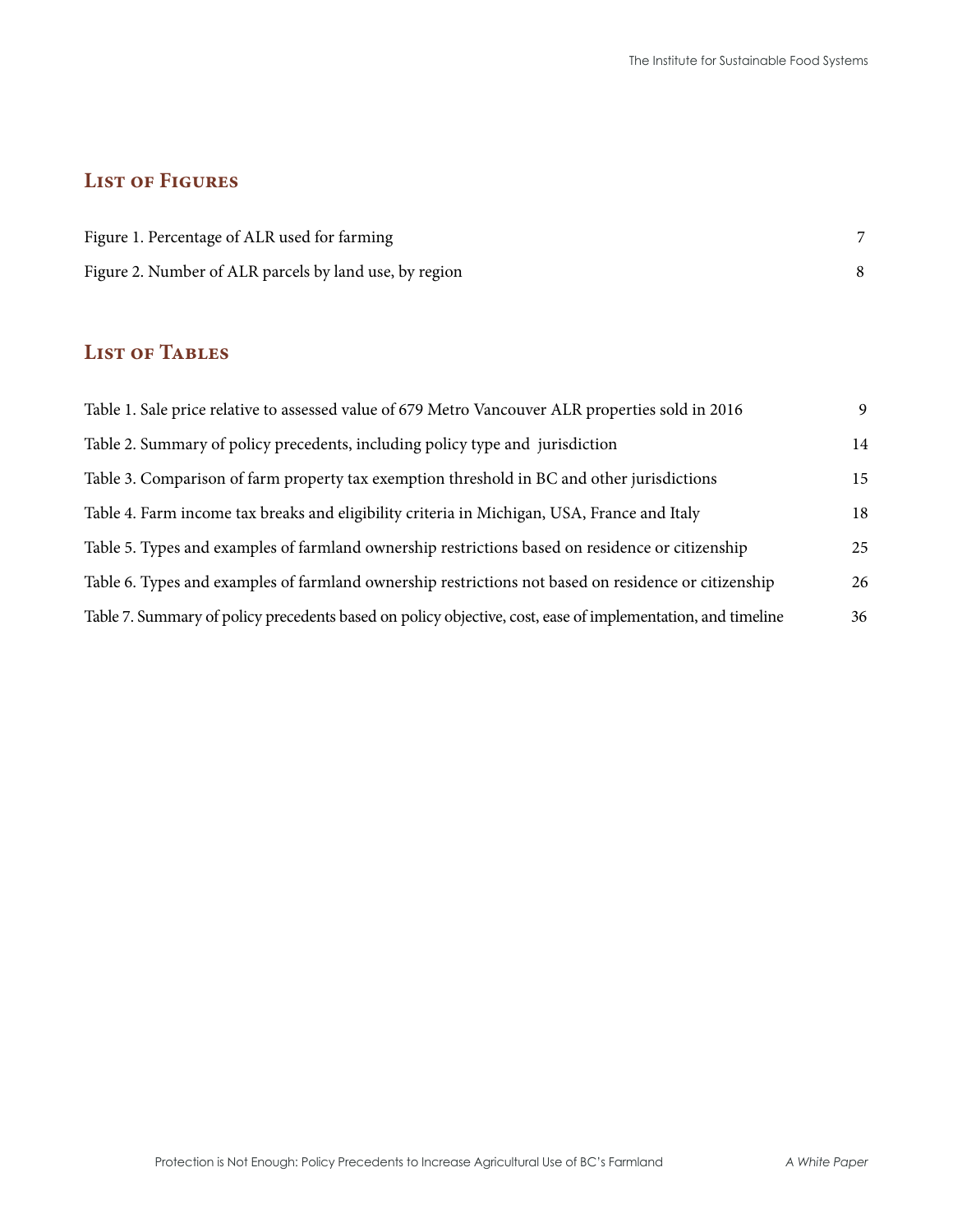## List of Figures

Figure 1. Percentage of ALR used for farming 7

Figure 2. Number of ALR parcels by land use, by region 8

## List of Tables

Table 1. Sale price relative to assessed value of 679 Metro Vancouver ALR properties sold in 2016 9

Table 2. Summary of policy precedents, including policy type and jurisdiction 14

Table 3. Comparison of farm property tax exemption threshold in BC and other jurisdictions 15

Table 4. Farm income tax breaks and eligibility criteria in Michigan, USA, France and Italy 18

Table 5. Types and examples of farmland ownership restrictions based on residence or citizenship 25

Table 6. Types and examples of farmland ownership restrictions not based on residence or citizenship 26

Table 7. Summary of policy precedents based on policy objective, cost, ease of implementation, and timeline 36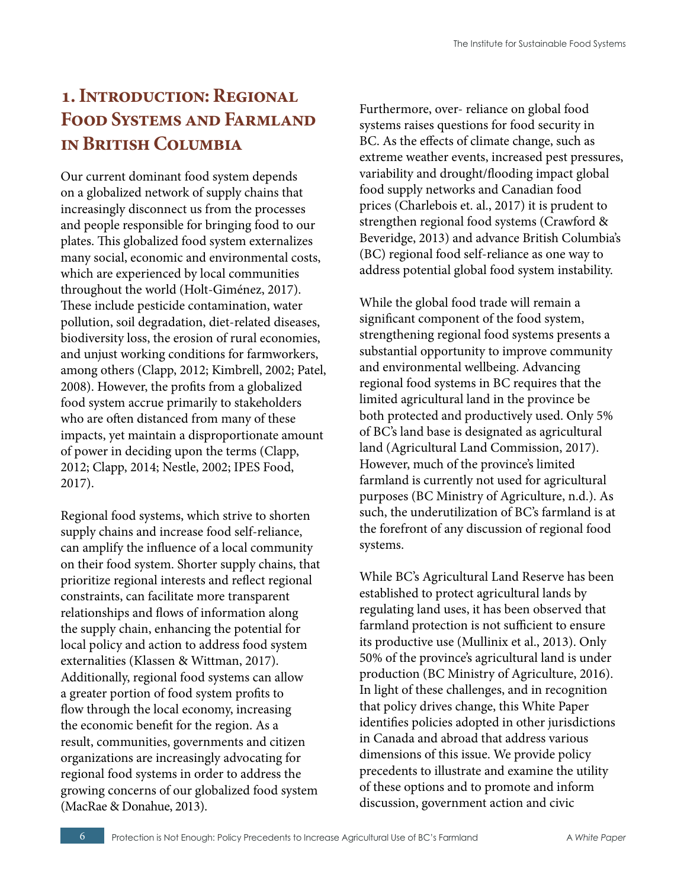# 1. Introduction: Regional Food Systems and Farmland in British Columbia

Our current dominant food system depends on a globalized network of supply chains that increasingly disconnect us from the processes and people responsible for bringing food to our plates. This globalized food system externalizes many social, economic and environmental costs, which are experienced by local communities throughout the world (Holt-Giménez, 2017). These include pesticide contamination, water pollution, soil degradation, diet-related diseases, biodiversity loss, the erosion of rural economies, and unjust working conditions for farmworkers, among others (Clapp, 2012; Kimbrell, 2002; Patel, 2008). However, the profits from a globalized food system accrue primarily to stakeholders who are often distanced from many of these impacts, yet maintain a disproportionate amount of power in deciding upon the terms (Clapp, 2012; Clapp, 2014; Nestle, 2002; IPES Food, 2017).

Regional food systems, which strive to shorten supply chains and increase food self-reliance, can amplify the influence of a local community on their food system. Shorter supply chains, that prioritize regional interests and reflect regional constraints, can facilitate more transparent relationships and flows of information along the supply chain, enhancing the potential for local policy and action to address food system externalities (Klassen & Wittman, 2017). Additionally, regional food systems can allow a greater portion of food system profits to flow through the local economy, increasing the economic benefit for the region. As a result, communities, governments and citizen organizations are increasingly advocating for regional food systems in order to address the growing concerns of our globalized food system (MacRae & Donahue, 2013).

Furthermore, over- reliance on global food systems raises questions for food security in BC. As the effects of climate change, such as extreme weather events, increased pest pressures, variability and drought/flooding impact global food supply networks and Canadian food prices (Charlebois et. al., 2017) it is prudent to strengthen regional food systems (Crawford & Beveridge, 2013) and advance British Columbia's (BC) regional food self-reliance as one way to address potential global food system instability.

While the global food trade will remain a significant component of the food system, strengthening regional food systems presents a substantial opportunity to improve community and environmental wellbeing. Advancing regional food systems in BC requires that the limited agricultural land in the province be both protected and productively used. Only 5% of BC's land base is designated as agricultural land (Agricultural Land Commission, 2017). However, much of the province's limited farmland is currently not used for agricultural purposes (BC Ministry of Agriculture, n.d.). As such, the underutilization of BC's farmland is at the forefront of any discussion of regional food systems.

While BC's Agricultural Land Reserve has been established to protect agricultural lands by regulating land uses, it has been observed that farmland protection is not sufficient to ensure its productive use (Mullinix et al., 2013). Only 50% of the province's agricultural land is under production (BC Ministry of Agriculture, 2016). In light of these challenges, and in recognition that policy drives change, this White Paper identifies policies adopted in other jurisdictions in Canada and abroad that address various dimensions of this issue. We provide policy precedents to illustrate and examine the utility of these options and to promote and inform discussion, government action and civic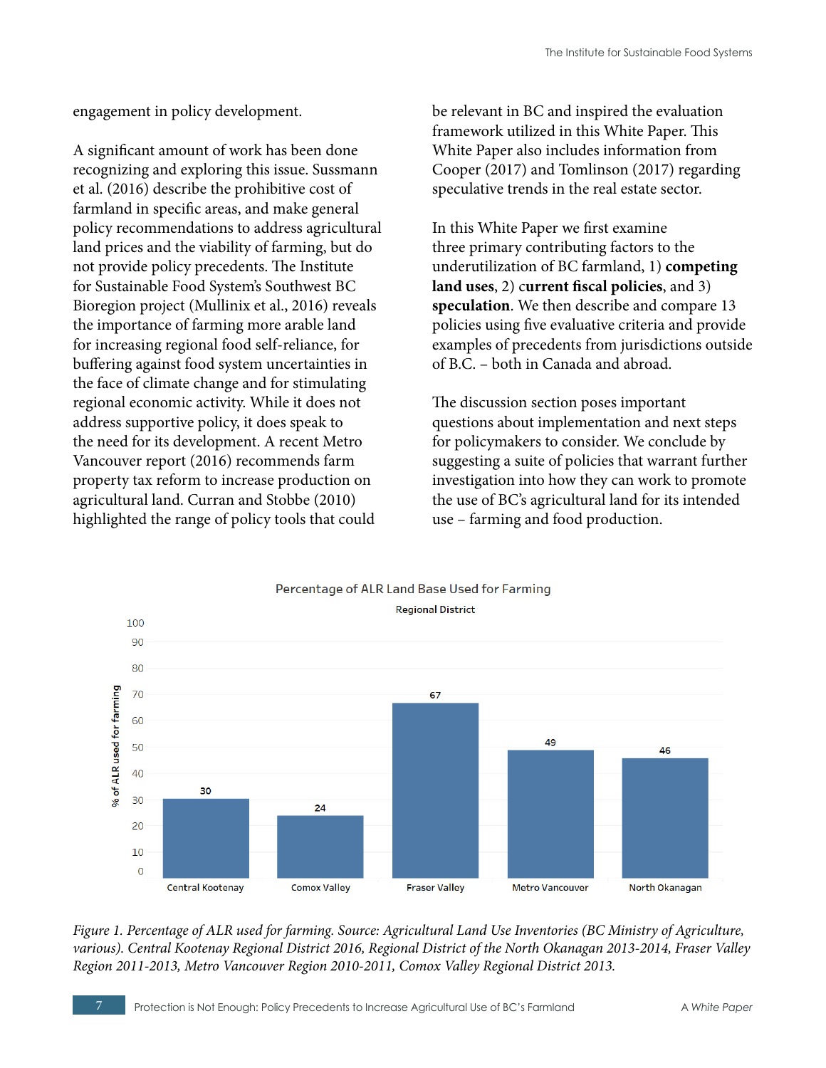engagement in policy development.

A significant amount of work has been done recognizing and exploring this issue. Sussmann et al. (2016) describe the prohibitive cost of farmland in specific areas, and make general policy recommendations to address agricultural land prices and the viability of farming, but do not provide policy precedents. The Institute for Sustainable Food System's Southwest BC Bioregion project (Mullinix et al., 2016) reveals the importance of farming more arable land for increasing regional food self-reliance, for buffering against food system uncertainties in the face of climate change and for stimulating regional economic activity. While it does not address supportive policy, it does speak to the need for its development. A recent Metro Vancouver report (2016) recommends farm property tax reform to increase production on agricultural land. Curran and Stobbe (2010) highlighted the range of policy tools that could be relevant in BC and inspired the evaluation framework utilized in this White Paper. This White Paper also includes information from Cooper (2017) and Tomlinson (2017) regarding speculative trends in the real estate sector.

In this White Paper we first examine three primary contributing factors to the underutilization of BC farmland, 1) **competing land uses**, 2) **current fiscal policies**, and 3) **speculation**. We then describe and compare 13 policies using five evaluative criteria and provide examples of precedents from jurisdictions outside of B.C. – both in Canada and abroad.

The discussion section poses important questions about implementation and next steps for policymakers to consider. We conclude by suggesting a suite of policies that warrant further investigation into how they can work to promote the use of BC's agricultural land for its intended use – farming and food production.

Percentage of ALR Land Base Used for Farming

| Regional District | % of ALR used for farming |
|---|---|
| Central Kootenay | 30 |
| Comox Valley | 24 |
| Fraser Valley | 67 |
| Metro Vancouver | 49 |
| North Okanagan | 46 |

*Figure 1. Percentage of ALR used for farming. Source: Agricultural Land Use Inventories (BC Ministry of Agriculture, various). Central Kootenay Regional District 2016, Regional District of the North Okanagan 2013-2014, Fraser Valley Region 2011-2013, Metro Vancouver Region 2010-2011, Comox Valley Regional District 2013.*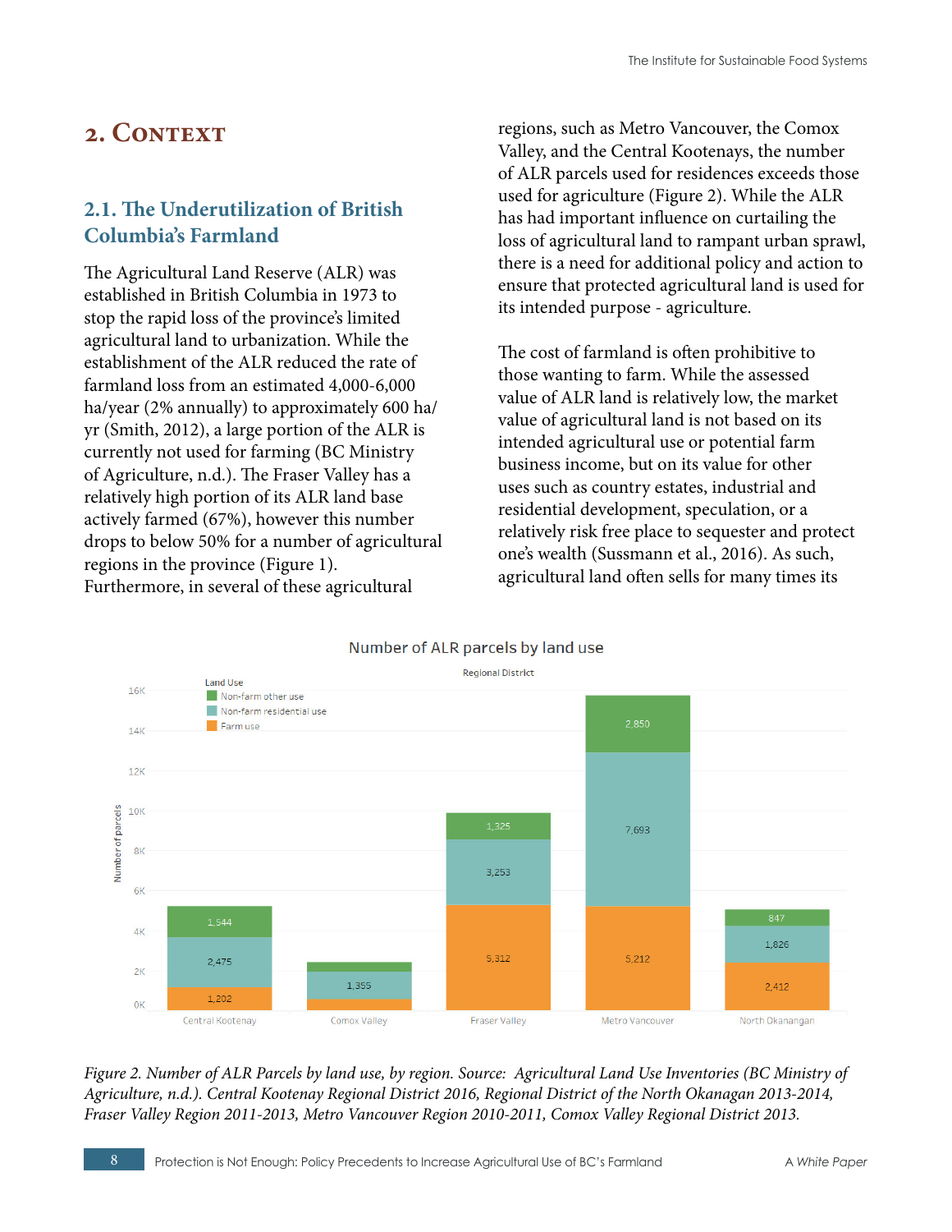# 2. Context

## 2.1. The Underutilization of British Columbia's Farmland

The Agricultural Land Reserve (ALR) was established in British Columbia in 1973 to stop the rapid loss of the province's limited agricultural land to urbanization. While the establishment of the ALR reduced the rate of farmland loss from an estimated 4,000-6,000 ha/year (2% annually) to approximately 600 ha/yr (Smith, 2012), a large portion of the ALR is currently not used for farming (BC Ministry of Agriculture, n.d.). The Fraser Valley has a relatively high portion of its ALR land base actively farmed (67%), however this number drops to below 50% for a number of agricultural regions in the province (Figure 1). Furthermore, in several of these agricultural regions, such as Metro Vancouver, the Comox Valley, and the Central Kootenays, the number of ALR parcels used for residences exceeds those used for agriculture (Figure 2). While the ALR has had important influence on curtailing the loss of agricultural land to rampant urban sprawl, there is a need for additional policy and action to ensure that protected agricultural land is used for its intended purpose - agriculture.

The cost of farmland is often prohibitive to those wanting to farm. While the assessed value of ALR land is relatively low, the market value of agricultural land is not based on its intended agricultural use or potential farm business income, but on its value for other uses such as country estates, industrial and residential development, speculation, or a relatively risk free place to sequester and protect one's wealth (Sussmann et al., 2016). As such, agricultural land often sells for many times its

Number of ALR parcels by land use

| Regional District | Farm use | Non-farm residential use | Non-farm other use |
|---|---|---|---|
| Central Kootenay | 1,202 | 2,475 | 1,544 |
| Comox Valley | | 1,355 | |
| Fraser Valley | 5,312 | 3,253 | 1,325 |
| Metro Vancouver | 5,212 | 7,693 | 2,850 |
| North Okanagan | 2,412 | 1,826 | 847 |

*Figure 2. Number of ALR Parcels by land use, by region. Source: Agricultural Land Use Inventories (BC Ministry of Agriculture, n.d.). Central Kootenay Regional District 2016, Regional District of the North Okanagan 2013-2014, Fraser Valley Region 2011-2013, Metro Vancouver Region 2010-2011, Comox Valley Regional District 2013.*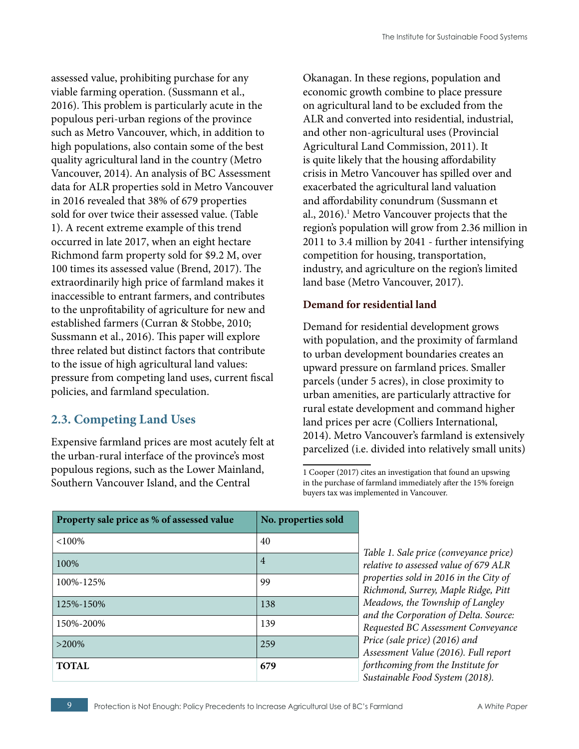assessed value, prohibiting purchase for any viable farming operation. (Sussmann et al., 2016). This problem is particularly acute in the populous peri-urban regions of the province such as Metro Vancouver, which, in addition to high populations, also contain some of the best quality agricultural land in the country (Metro Vancouver, 2014). An analysis of BC Assessment data for ALR properties sold in Metro Vancouver in 2016 revealed that 38% of 679 properties sold for over twice their assessed value. (Table 1). A recent extreme example of this trend occurred in late 2017, when an eight hectare Richmond farm property sold for $9.2 M, over 100 times its assessed value (Brend, 2017). The extraordinarily high price of farmland makes it inaccessible to entrant farmers, and contributes to the unprofitability of agriculture for new and established farmers (Curran & Stobbe, 2010; Sussmann et al., 2016). This paper will explore three related but distinct factors that contribute to the issue of high agricultural land values: pressure from competing land uses, current fiscal policies, and farmland speculation.

## 2.3. Competing Land Uses

Expensive farmland prices are most acutely felt at the urban-rural interface of the province's most populous regions, such as the Lower Mainland, Southern Vancouver Island, and the Central Okanagan. In these regions, population and economic growth combine to place pressure on agricultural land to be excluded from the ALR and converted into residential, industrial, and other non-agricultural uses (Provincial Agricultural Land Commission, 2011). It is quite likely that the housing affordability crisis in Metro Vancouver has spilled over and exacerbated the agricultural land valuation and affordability conundrum (Sussmann et al., 2016).[1] Metro Vancouver projects that the region's population will grow from 2.36 million in 2011 to 3.4 million by 2041 - further intensifying competition for housing, transportation, industry, and agriculture on the region's limited land base (Metro Vancouver, 2017).

### Demand for residential land

Demand for residential development grows with population, and the proximity of farmland to urban development boundaries creates an upward pressure on farmland prices. Smaller parcels (under 5 acres), in close proximity to urban amenities, are particularly attractive for rural estate development and command higher land prices per acre (Colliers International, 2014). Metro Vancouver's farmland is extensively parcelized (i.e. divided into relatively small units)

1 Cooper (2017) cites an investigation that found an upswing in the purchase of farmland immediately after the 15% foreign buyers tax was implemented in Vancouver.

| Property sale price as % of assessed value | No. properties sold |
|---|---|
| <100% | 40 |
| 100% | 4 |
| 100%-125% | 99 |
| 125%-150% | 138 |
| 150%-200% | 139 |
| >200% | 259 |
| **TOTAL** | **679** |

*Table 1. Sale price (conveyance price) relative to assessed value of 679 ALR properties sold in 2016 in the City of Richmond, Surrey, Maple Ridge, Pitt Meadows, the Township of Langley and the Corporation of Delta. Source: Requested BC Assessment Conveyance Price (sale price) (2016) and Assessment Value (2016). Full report forthcoming from the Institute for Sustainable Food System (2018).*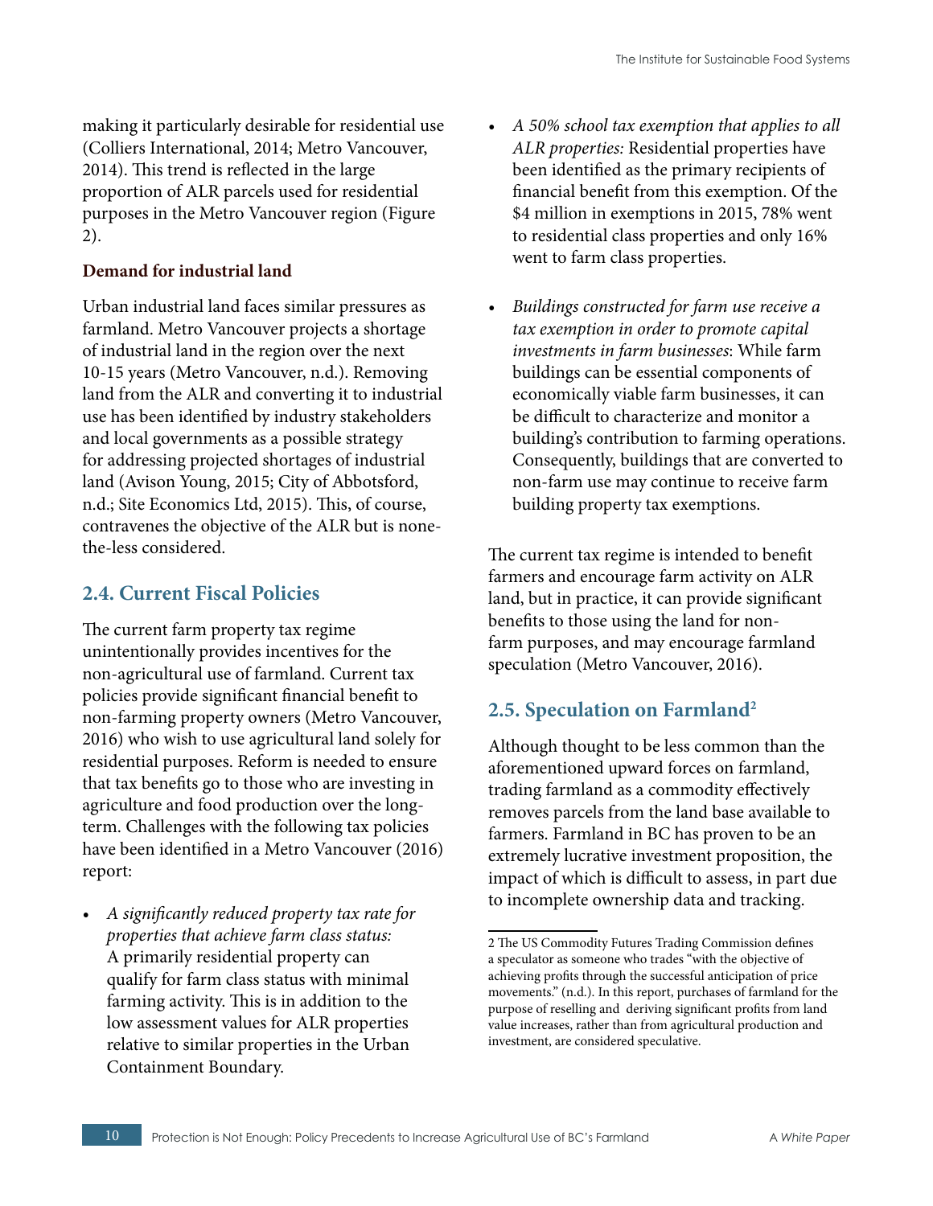making it particularly desirable for residential use (Colliers International, 2014; Metro Vancouver, 2014). This trend is reflected in the large proportion of ALR parcels used for residential purposes in the Metro Vancouver region (Figure 2).

**Demand for industrial land**

Urban industrial land faces similar pressures as farmland. Metro Vancouver projects a shortage of industrial land in the region over the next 10-15 years (Metro Vancouver, n.d.). Removing land from the ALR and converting it to industrial use has been identified by industry stakeholders and local governments as a possible strategy for addressing projected shortages of industrial land (Avison Young, 2015; City of Abbotsford, n.d.; Site Economics Ltd, 2015). This, of course, contravenes the objective of the ALR but is none-the-less considered.

## 2.4. Current Fiscal Policies

The current farm property tax regime unintentionally provides incentives for the non-agricultural use of farmland. Current tax policies provide significant financial benefit to non-farming property owners (Metro Vancouver, 2016) who wish to use agricultural land solely for residential purposes. Reform is needed to ensure that tax benefits go to those who are investing in agriculture and food production over the long-term. Challenges with the following tax policies have been identified in a Metro Vancouver (2016) report:

- *A significantly reduced property tax rate for properties that achieve farm class status:* A primarily residential property can qualify for farm class status with minimal farming activity. This is in addition to the low assessment values for ALR properties relative to similar properties in the Urban Containment Boundary.
- *A 50% school tax exemption that applies to all ALR properties:* Residential properties have been identified as the primary recipients of financial benefit from this exemption. Of the $4 million in exemptions in 2015, 78% went to residential class properties and only 16% went to farm class properties.
- *Buildings constructed for farm use receive a tax exemption in order to promote capital investments in farm businesses*: While farm buildings can be essential components of economically viable farm businesses, it can be difficult to characterize and monitor a building's contribution to farming operations. Consequently, buildings that are converted to non-farm use may continue to receive farm building property tax exemptions.

The current tax regime is intended to benefit farmers and encourage farm activity on ALR land, but in practice, it can provide significant benefits to those using the land for non-farm purposes, and may encourage farmland speculation (Metro Vancouver, 2016).

## 2.5. Speculation on Farmland[2]

Although thought to be less common than the aforementioned upward forces on farmland, trading farmland as a commodity effectively removes parcels from the land base available to farmers. Farmland in BC has proven to be an extremely lucrative investment proposition, the impact of which is difficult to assess, in part due to incomplete ownership data and tracking.

---

2 The US Commodity Futures Trading Commission defines a speculator as someone who trades "with the objective of achieving profits through the successful anticipation of price movements." (n.d.). In this report, purchases of farmland for the purpose of reselling and deriving significant profits from land value increases, rather than from agricultural production and investment, are considered speculative.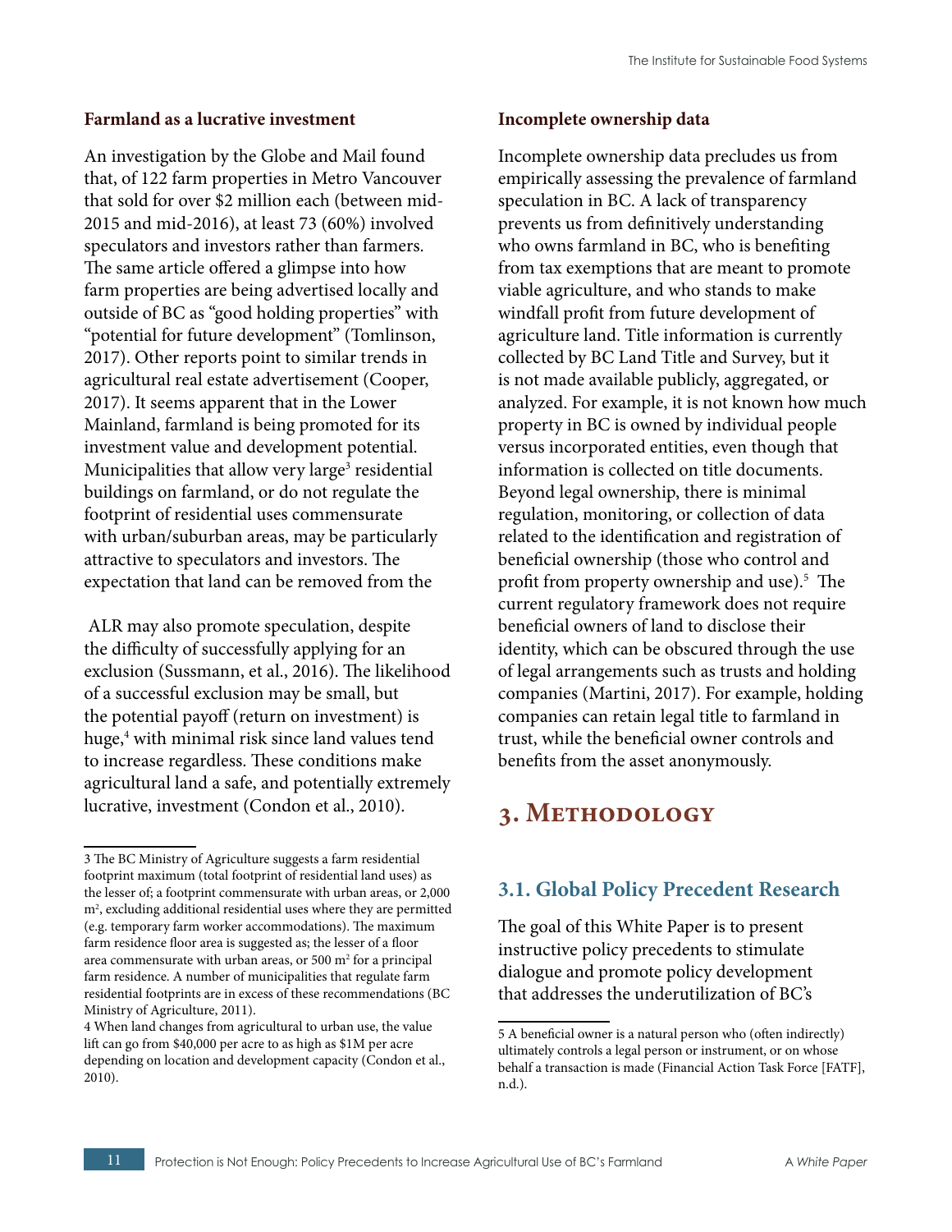**Farmland as a lucrative investment**

An investigation by the Globe and Mail found that, of 122 farm properties in Metro Vancouver that sold for over $2 million each (between mid-2015 and mid-2016), at least 73 (60%) involved speculators and investors rather than farmers. The same article offered a glimpse into how farm properties are being advertised locally and outside of BC as "good holding properties" with "potential for future development" (Tomlinson, 2017). Other reports point to similar trends in agricultural real estate advertisement (Cooper, 2017). It seems apparent that in the Lower Mainland, farmland is being promoted for its investment value and development potential. Municipalities that allow very large[3] residential buildings on farmland, or do not regulate the footprint of residential uses commensurate with urban/suburban areas, may be particularly attractive to speculators and investors. The expectation that land can be removed from the ALR may also promote speculation, despite the difficulty of successfully applying for an exclusion (Sussmann, et al., 2016). The likelihood of a successful exclusion may be small, but the potential payoff (return on investment) is huge,[4] with minimal risk since land values tend to increase regardless. These conditions make agricultural land a safe, and potentially extremely lucrative, investment (Condon et al., 2010).

**Incomplete ownership data**

Incomplete ownership data precludes us from empirically assessing the prevalence of farmland speculation in BC. A lack of transparency prevents us from definitively understanding who owns farmland in BC, who is benefiting from tax exemptions that are meant to promote viable agriculture, and who stands to make windfall profit from future development of agriculture land. Title information is currently collected by BC Land Title and Survey, but it is not made available publicly, aggregated, or analyzed. For example, it is not known how much property in BC is owned by individual people versus incorporated entities, even though that information is collected on title documents. Beyond legal ownership, there is minimal regulation, monitoring, or collection of data related to the identification and registration of beneficial ownership (those who control and profit from property ownership and use).[5] The current regulatory framework does not require beneficial owners of land to disclose their identity, which can be obscured through the use of legal arrangements such as trusts and holding companies (Martini, 2017). For example, holding companies can retain legal title to farmland in trust, while the beneficial owner controls and benefits from the asset anonymously.

# 3. Methodology

## 3.1. Global Policy Precedent Research

The goal of this White Paper is to present instructive policy precedents to stimulate dialogue and promote policy development that addresses the underutilization of BC's

---

3 The BC Ministry of Agriculture suggests a farm residential footprint maximum (total footprint of residential land uses) as the lesser of; a footprint commensurate with urban areas, or 2,000 m², excluding additional residential uses where they are permitted (e.g. temporary farm worker accommodations). The maximum farm residence floor area is suggested as; the lesser of a floor area commensurate with urban areas, or 500 m² for a principal farm residence. A number of municipalities that regulate farm residential footprints are in excess of these recommendations (BC Ministry of Agriculture, 2011).

4 When land changes from agricultural to urban use, the value lift can go from $40,000 per acre to as high as $1M per acre depending on location and development capacity (Condon et al., 2010).

5 A beneficial owner is a natural person who (often indirectly) ultimately controls a legal person or instrument, or on whose behalf a transaction is made (Financial Action Task Force [FATF], n.d.).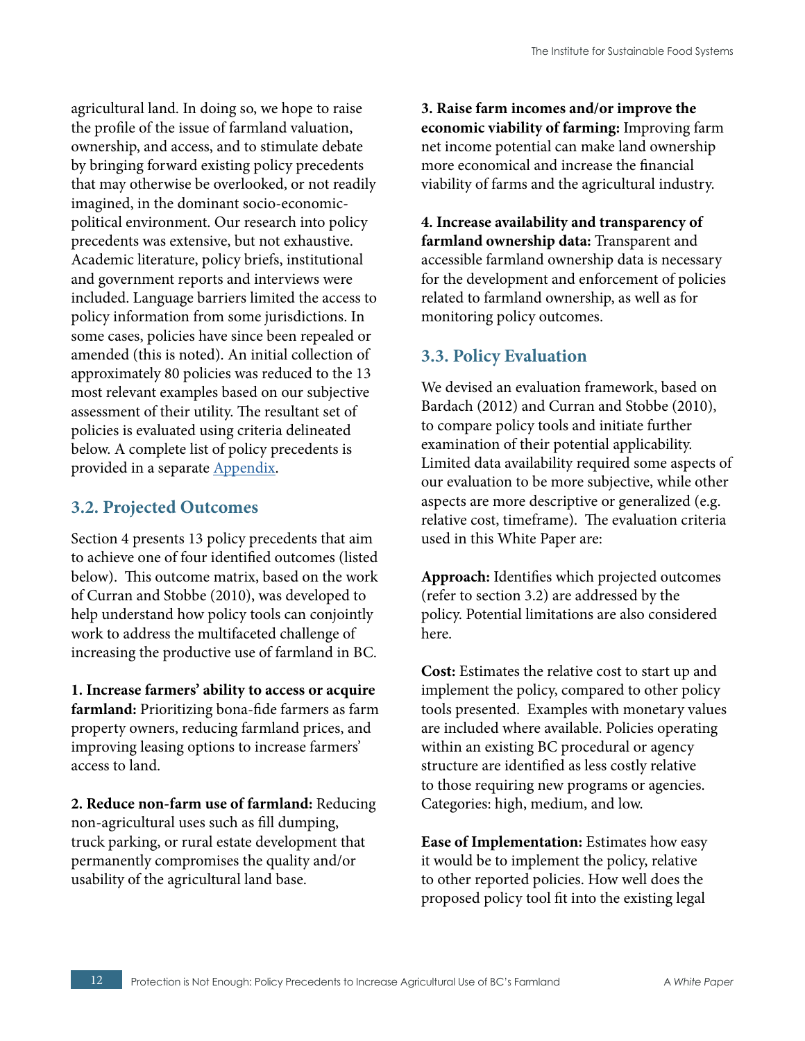agricultural land. In doing so, we hope to raise the profile of the issue of farmland valuation, ownership, and access, and to stimulate debate by bringing forward existing policy precedents that may otherwise be overlooked, or not readily imagined, in the dominant socio-economic-political environment. Our research into policy precedents was extensive, but not exhaustive. Academic literature, policy briefs, institutional and government reports and interviews were included. Language barriers limited the access to policy information from some jurisdictions. In some cases, policies have since been repealed or amended (this is noted). An initial collection of approximately 80 policies was reduced to the 13 most relevant examples based on our subjective assessment of their utility. The resultant set of policies is evaluated using criteria delineated below. A complete list of policy precedents is provided in a separate Appendix.

## 3.2. Projected Outcomes

Section 4 presents 13 policy precedents that aim to achieve one of four identified outcomes (listed below). This outcome matrix, based on the work of Curran and Stobbe (2010), was developed to help understand how policy tools can conjointly work to address the multifaceted challenge of increasing the productive use of farmland in BC.

**1. Increase farmers' ability to access or acquire farmland:** Prioritizing bona-fide farmers as farm property owners, reducing farmland prices, and improving leasing options to increase farmers' access to land.

**2. Reduce non-farm use of farmland:** Reducing non-agricultural uses such as fill dumping, truck parking, or rural estate development that permanently compromises the quality and/or usability of the agricultural land base.

**3. Raise farm incomes and/or improve the economic viability of farming:** Improving farm net income potential can make land ownership more economical and increase the financial viability of farms and the agricultural industry.

**4. Increase availability and transparency of farmland ownership data:** Transparent and accessible farmland ownership data is necessary for the development and enforcement of policies related to farmland ownership, as well as for monitoring policy outcomes.

## 3.3. Policy Evaluation

We devised an evaluation framework, based on Bardach (2012) and Curran and Stobbe (2010), to compare policy tools and initiate further examination of their potential applicability. Limited data availability required some aspects of our evaluation to be more subjective, while other aspects are more descriptive or generalized (e.g. relative cost, timeframe). The evaluation criteria used in this White Paper are:

**Approach:** Identifies which projected outcomes (refer to section 3.2) are addressed by the policy. Potential limitations are also considered here.

**Cost:** Estimates the relative cost to start up and implement the policy, compared to other policy tools presented. Examples with monetary values are included where available. Policies operating within an existing BC procedural or agency structure are identified as less costly relative to those requiring new programs or agencies. Categories: high, medium, and low.

**Ease of Implementation:** Estimates how easy it would be to implement the policy, relative to other reported policies. How well does the proposed policy tool fit into the existing legal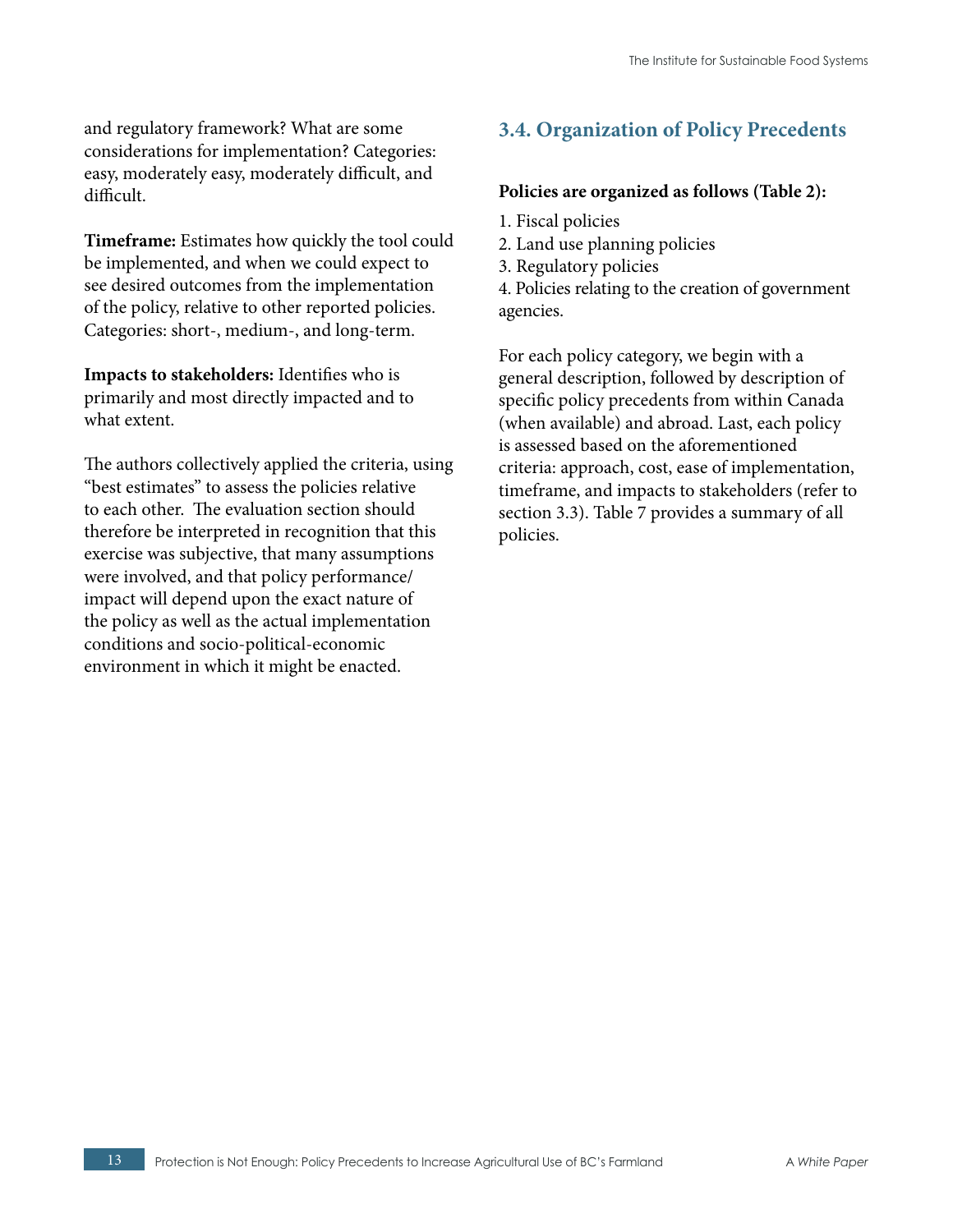and regulatory framework? What are some considerations for implementation? Categories: easy, moderately easy, moderately difficult, and difficult.

**Timeframe:** Estimates how quickly the tool could be implemented, and when we could expect to see desired outcomes from the implementation of the policy, relative to other reported policies. Categories: short-, medium-, and long-term.

**Impacts to stakeholders:** Identifies who is primarily and most directly impacted and to what extent.

The authors collectively applied the criteria, using "best estimates" to assess the policies relative to each other. The evaluation section should therefore be interpreted in recognition that this exercise was subjective, that many assumptions were involved, and that policy performance/impact will depend upon the exact nature of the policy as well as the actual implementation conditions and socio-political-economic environment in which it might be enacted.

## 3.4. Organization of Policy Precedents

**Policies are organized as follows (Table 2):**

1. Fiscal policies
2. Land use planning policies
3. Regulatory policies
4. Policies relating to the creation of government agencies.

For each policy category, we begin with a general description, followed by description of specific policy precedents from within Canada (when available) and abroad. Last, each policy is assessed based on the aforementioned criteria: approach, cost, ease of implementation, timeframe, and impacts to stakeholders (refer to section 3.3). Table 7 provides a summary of all policies.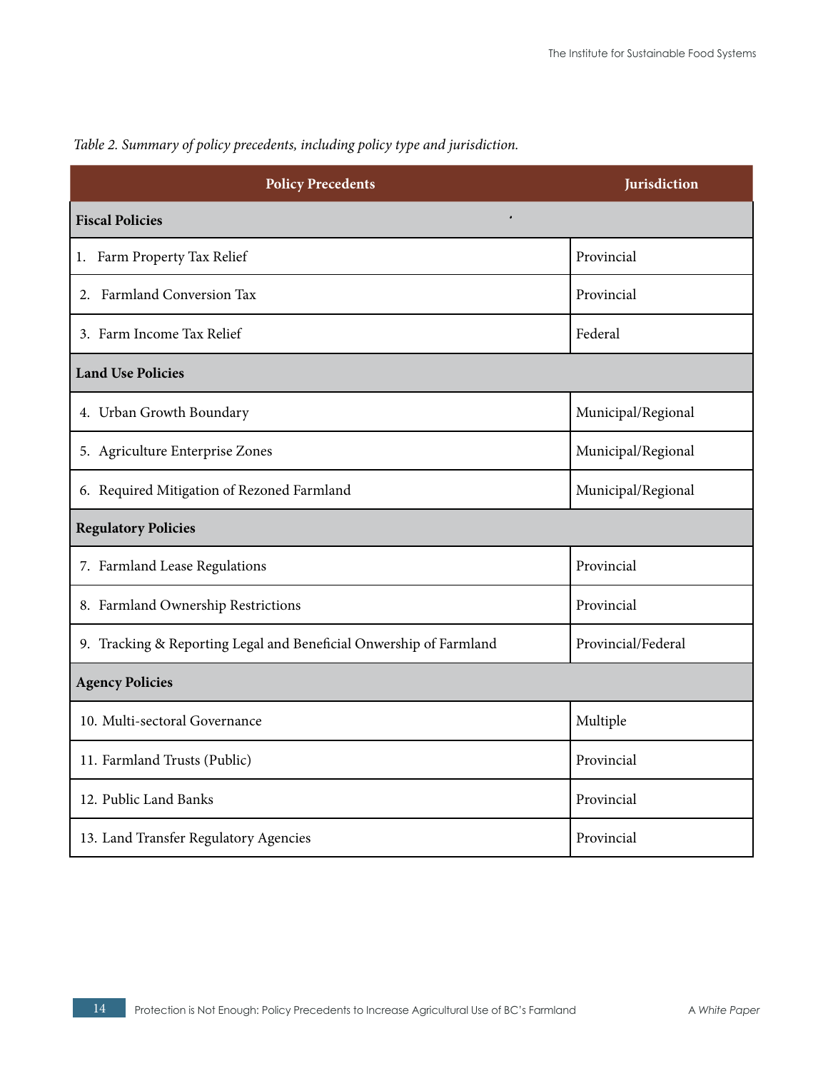*Table 2. Summary of policy precedents, including policy type and jurisdiction.*

| Policy Precedents | Jurisdiction |
|---|---|
| **Fiscal Policies** | |
| 1. Farm Property Tax Relief | Provincial |
| 2. Farmland Conversion Tax | Provincial |
| 3. Farm Income Tax Relief | Federal |
| **Land Use Policies** | |
| 4. Urban Growth Boundary | Municipal/Regional |
| 5. Agriculture Enterprise Zones | Municipal/Regional |
| 6. Required Mitigation of Rezoned Farmland | Municipal/Regional |
| **Regulatory Policies** | |
| 7. Farmland Lease Regulations | Provincial |
| 8. Farmland Ownership Restrictions | Provincial |
| 9. Tracking & Reporting Legal and Beneficial Onwership of Farmland | Provincial/Federal |
| **Agency Policies** | |
| 10. Multi-sectoral Governance | Multiple |
| 11. Farmland Trusts (Public) | Provincial |
| 12. Public Land Banks | Provincial |
| 13. Land Transfer Regulatory Agencies | Provincial |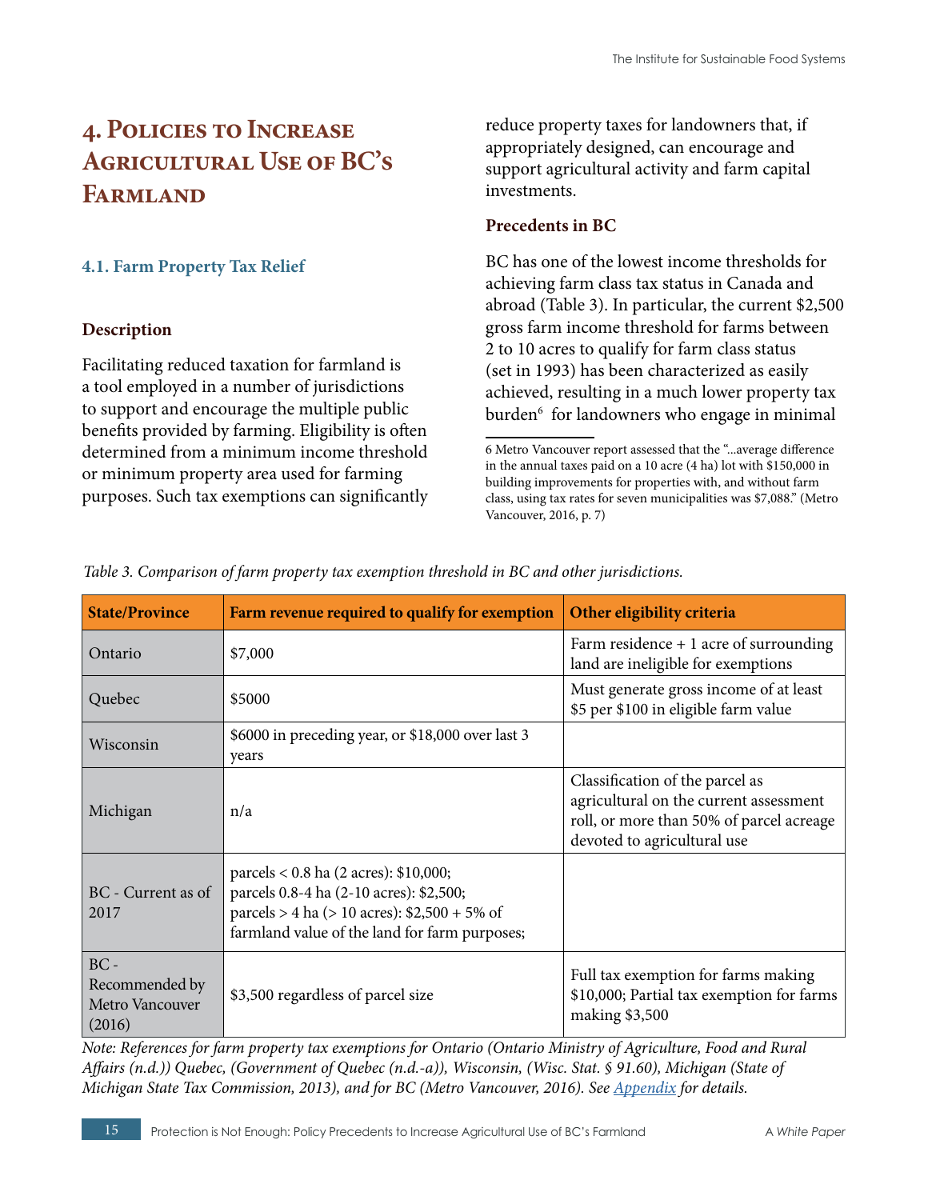# 4. Policies to Increase Agricultural Use of BC's Farmland

## 4.1. Farm Property Tax Relief

### Description

Facilitating reduced taxation for farmland is a tool employed in a number of jurisdictions to support and encourage the multiple public benefits provided by farming. Eligibility is often determined from a minimum income threshold or minimum property area used for farming purposes. Such tax exemptions can significantly reduce property taxes for landowners that, if appropriately designed, can encourage and support agricultural activity and farm capital investments.

### Precedents in BC

BC has one of the lowest income thresholds for achieving farm class tax status in Canada and abroad (Table 3). In particular, the current $2,500 gross farm income threshold for farms between 2 to 10 acres to qualify for farm class status (set in 1993) has been characterized as easily achieved, resulting in a much lower property tax burden[6] for landowners who engage in minimal

6 Metro Vancouver report assessed that the "...average difference in the annual taxes paid on a 10 acre (4 ha) lot with $150,000 in building improvements for properties with, and without farm class, using tax rates for seven municipalities was $7,088." (Metro Vancouver, 2016, p. 7)

*Table 3. Comparison of farm property tax exemption threshold in BC and other jurisdictions.*

| State/Province | Farm revenue required to qualify for exemption | Other eligibility criteria |
|---|---|---|
| Ontario | $7,000 | Farm residence + 1 acre of surrounding land are ineligible for exemptions |
| Quebec | $5000 | Must generate gross income of at least $5 per $100 in eligible farm value |
| Wisconsin | $6000 in preceding year, or $18,000 over last 3 years | |
| Michigan | n/a | Classification of the parcel as agricultural on the current assessment roll, or more than 50% of parcel acreage devoted to agricultural use |
| BC - Current as of 2017 | parcels < 0.8 ha (2 acres): $10,000; parcels 0.8-4 ha (2-10 acres): $2,500; parcels > 4 ha (> 10 acres): $2,500 + 5% of farmland value of the land for farm purposes; | |
| BC - Recommended by Metro Vancouver (2016) | $3,500 regardless of parcel size | Full tax exemption for farms making $10,000; Partial tax exemption for farms making $3,500 |

*Note: References for farm property tax exemptions for Ontario (Ontario Ministry of Agriculture, Food and Rural Affairs (n.d.)) Quebec, (Government of Quebec (n.d.-a)), Wisconsin, (Wisc. Stat. § 91.60), Michigan (State of Michigan State Tax Commission, 2013), and for BC (Metro Vancouver, 2016). See Appendix for details.*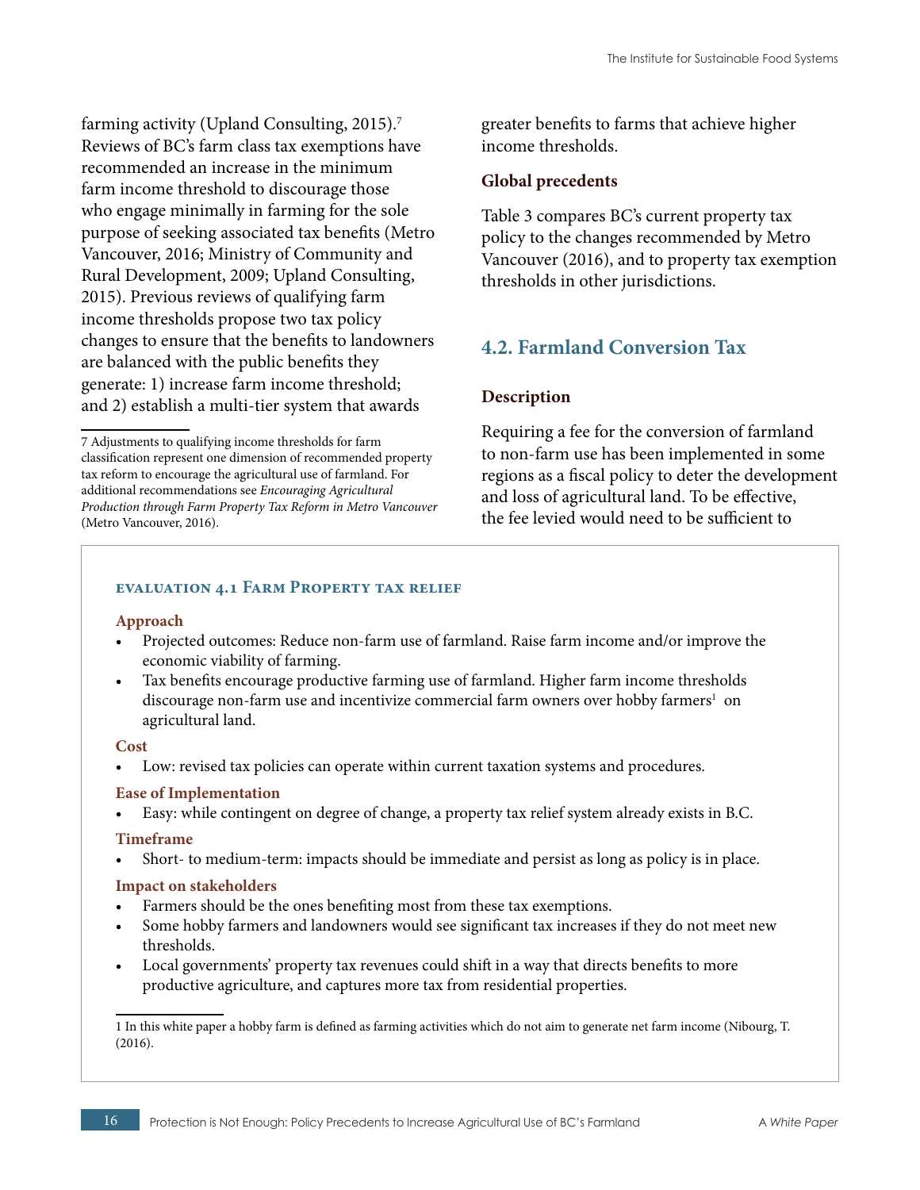farming activity (Upland Consulting, 2015).[7] Reviews of BC's farm class tax exemptions have recommended an increase in the minimum farm income threshold to discourage those who engage minimally in farming for the sole purpose of seeking associated tax benefits (Metro Vancouver, 2016; Ministry of Community and Rural Development, 2009; Upland Consulting, 2015). Previous reviews of qualifying farm income thresholds propose two tax policy changes to ensure that the benefits to landowners are balanced with the public benefits they generate: 1) increase farm income threshold; and 2) establish a multi-tier system that awards greater benefits to farms that achieve higher income thresholds.

[7] Adjustments to qualifying income thresholds for farm classification represent one dimension of recommended property tax reform to encourage the agricultural use of farmland. For additional recommendations see *Encouraging Agricultural Production through Farm Property Tax Reform in Metro Vancouver* (Metro Vancouver, 2016).

### Global precedents

Table 3 compares BC's current property tax policy to the changes recommended by Metro Vancouver (2016), and to property tax exemption thresholds in other jurisdictions.

## 4.2. Farmland Conversion Tax

### Description

Requiring a fee for the conversion of farmland to non-farm use has been implemented in some regions as a fiscal policy to deter the development and loss of agricultural land. To be effective, the fee levied would need to be sufficient to

#### Evaluation 4.1 Farm Property tax relief

**Approach**

- Projected outcomes: Reduce non-farm use of farmland. Raise farm income and/or improve the economic viability of farming.
- Tax benefits encourage productive farming use of farmland. Higher farm income thresholds discourage non-farm use and incentivize commercial farm owners over hobby farmers[1] on agricultural land.

**Cost**

- Low: revised tax policies can operate within current taxation systems and procedures.

**Ease of Implementation**

- Easy: while contingent on degree of change, a property tax relief system already exists in B.C.

**Timeframe**

- Short- to medium-term: impacts should be immediate and persist as long as policy is in place.

**Impact on stakeholders**

- Farmers should be the ones benefiting most from these tax exemptions.
- Some hobby farmers and landowners would see significant tax increases if they do not meet new thresholds.
- Local governments' property tax revenues could shift in a way that directs benefits to more productive agriculture, and captures more tax from residential properties.

[1] In this white paper a hobby farm is defined as farming activities which do not aim to generate net farm income (Nibourg, T. (2016).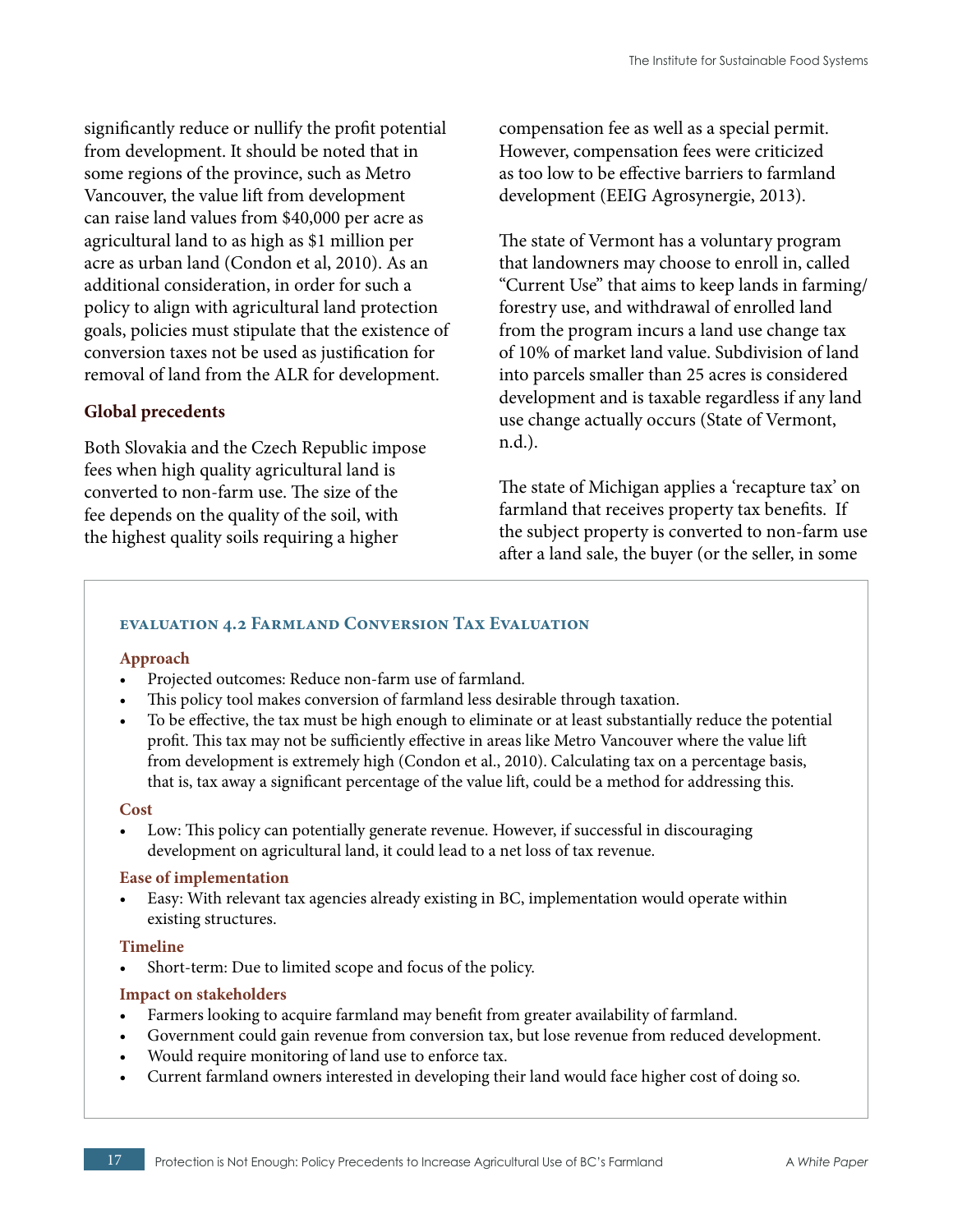significantly reduce or nullify the profit potential from development. It should be noted that in some regions of the province, such as Metro Vancouver, the value lift from development can raise land values from $40,000 per acre as agricultural land to as high as $1 million per acre as urban land (Condon et al, 2010). As an additional consideration, in order for such a policy to align with agricultural land protection goals, policies must stipulate that the existence of conversion taxes not be used as justification for removal of land from the ALR for development.

### Global precedents

Both Slovakia and the Czech Republic impose fees when high quality agricultural land is converted to non-farm use. The size of the fee depends on the quality of the soil, with the highest quality soils requiring a higher compensation fee as well as a special permit. However, compensation fees were criticized as too low to be effective barriers to farmland development (EEIG Agrosynergie, 2013).

The state of Vermont has a voluntary program that landowners may choose to enroll in, called "Current Use" that aims to keep lands in farming/forestry use, and withdrawal of enrolled land from the program incurs a land use change tax of 10% of market land value. Subdivision of land into parcels smaller than 25 acres is considered development and is taxable regardless if any land use change actually occurs (State of Vermont, n.d.).

The state of Michigan applies a 'recapture tax' on farmland that receives property tax benefits. If the subject property is converted to non-farm use after a land sale, the buyer (or the seller, in some

### Evaluation 4.2 Farmland Conversion Tax Evaluation

**Approach**

- Projected outcomes: Reduce non-farm use of farmland.
- This policy tool makes conversion of farmland less desirable through taxation.
- To be effective, the tax must be high enough to eliminate or at least substantially reduce the potential profit. This tax may not be sufficiently effective in areas like Metro Vancouver where the value lift from development is extremely high (Condon et al., 2010). Calculating tax on a percentage basis, that is, tax away a significant percentage of the value lift, could be a method for addressing this.

**Cost**

- Low: This policy can potentially generate revenue. However, if successful in discouraging development on agricultural land, it could lead to a net loss of tax revenue.

**Ease of implementation**

- Easy: With relevant tax agencies already existing in BC, implementation would operate within existing structures.

**Timeline**

- Short-term: Due to limited scope and focus of the policy.

**Impact on stakeholders**

- Farmers looking to acquire farmland may benefit from greater availability of farmland.
- Government could gain revenue from conversion tax, but lose revenue from reduced development.
- Would require monitoring of land use to enforce tax.
- Current farmland owners interested in developing their land would face higher cost of doing so.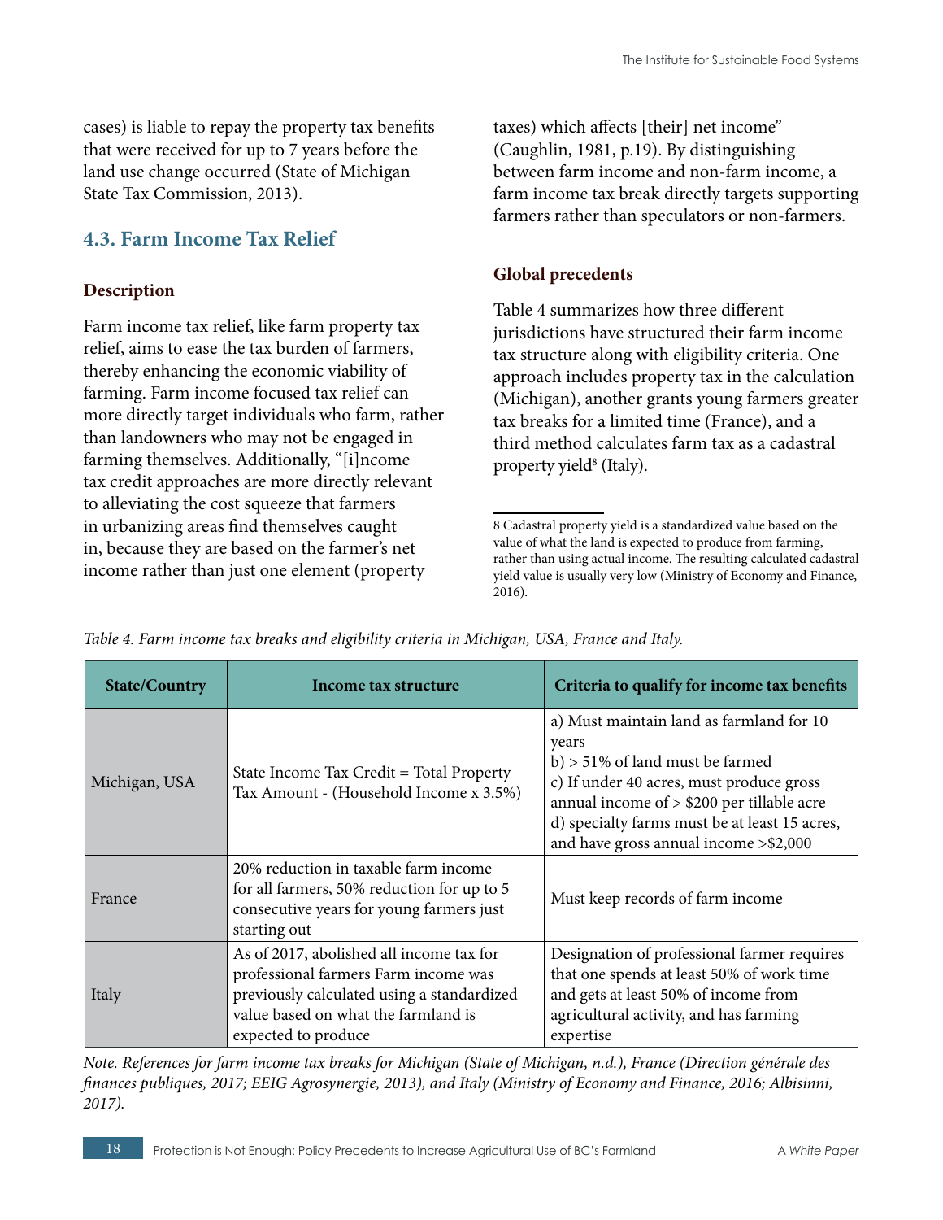cases) is liable to repay the property tax benefits that were received for up to 7 years before the land use change occurred (State of Michigan State Tax Commission, 2013).

## 4.3. Farm Income Tax Relief

### Description

Farm income tax relief, like farm property tax relief, aims to ease the tax burden of farmers, thereby enhancing the economic viability of farming. Farm income focused tax relief can more directly target individuals who farm, rather than landowners who may not be engaged in farming themselves. Additionally, "[i]ncome tax credit approaches are more directly relevant to alleviating the cost squeeze that farmers in urbanizing areas find themselves caught in, because they are based on the farmer's net income rather than just one element (property taxes) which affects [their] net income" (Caughlin, 1981, p.19). By distinguishing between farm income and non-farm income, a farm income tax break directly targets supporting farmers rather than speculators or non-farmers.

### Global precedents

Table 4 summarizes how three different jurisdictions have structured their farm income tax structure along with eligibility criteria. One approach includes property tax in the calculation (Michigan), another grants young farmers greater tax breaks for a limited time (France), and a third method calculates farm tax as a cadastral property yield[8] (Italy).

8 Cadastral property yield is a standardized value based on the value of what the land is expected to produce from farming, rather than using actual income. The resulting calculated cadastral yield value is usually very low (Ministry of Economy and Finance, 2016).

*Table 4. Farm income tax breaks and eligibility criteria in Michigan, USA, France and Italy.*

| State/Country | Income tax structure | Criteria to qualify for income tax benefits |
|---|---|---|
| Michigan, USA | State Income Tax Credit = Total Property Tax Amount - (Household Income x 3.5%) | a) Must maintain land as farmland for 10 years<br>b) > 51% of land must be farmed<br>c) If under 40 acres, must produce gross annual income of > $200 per tillable acre<br>d) specialty farms must be at least 15 acres, and have gross annual income >$2,000 |
| France | 20% reduction in taxable farm income for all farmers, 50% reduction for up to 5 consecutive years for young farmers just starting out | Must keep records of farm income |
| Italy | As of 2017, abolished all income tax for professional farmers Farm income was previously calculated using a standardized value based on what the farmland is expected to produce | Designation of professional farmer requires that one spends at least 50% of work time and gets at least 50% of income from agricultural activity, and has farming expertise |

*Note. References for farm income tax breaks for Michigan (State of Michigan, n.d.), France (Direction générale des finances publiques, 2017; EEIG Agrosynergie, 2013), and Italy (Ministry of Economy and Finance, 2016; Albisinni, 2017).*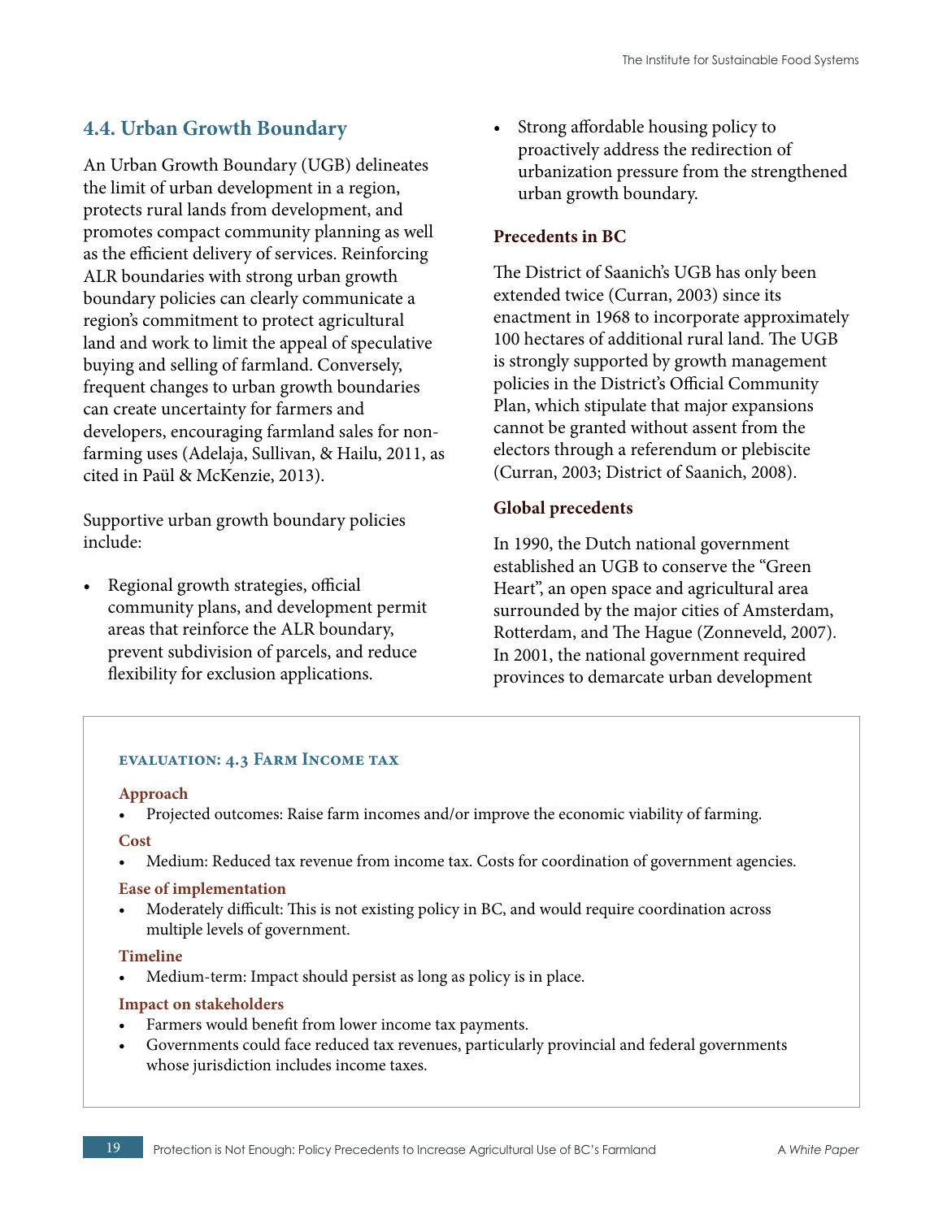## 4.4. Urban Growth Boundary

An Urban Growth Boundary (UGB) delineates the limit of urban development in a region, protects rural lands from development, and promotes compact community planning as well as the efficient delivery of services. Reinforcing ALR boundaries with strong urban growth boundary policies can clearly communicate a region's commitment to protect agricultural land and work to limit the appeal of speculative buying and selling of farmland. Conversely, frequent changes to urban growth boundaries can create uncertainty for farmers and developers, encouraging farmland sales for non-farming uses (Adelaja, Sullivan, & Hailu, 2011, as cited in Paül & McKenzie, 2013).

Supportive urban growth boundary policies include:

- Regional growth strategies, official community plans, and development permit areas that reinforce the ALR boundary, prevent subdivision of parcels, and reduce flexibility for exclusion applications.
- Strong affordable housing policy to proactively address the redirection of urbanization pressure from the strengthened urban growth boundary.

### Precedents in BC

The District of Saanich's UGB has only been extended twice (Curran, 2003) since its enactment in 1968 to incorporate approximately 100 hectares of additional rural land. The UGB is strongly supported by growth management policies in the District's Official Community Plan, which stipulate that major expansions cannot be granted without assent from the electors through a referendum or plebiscite (Curran, 2003; District of Saanich, 2008).

### Global precedents

In 1990, the Dutch national government established an UGB to conserve the "Green Heart", an open space and agricultural area surrounded by the major cities of Amsterdam, Rotterdam, and The Hague (Zonneveld, 2007). In 2001, the national government required provinces to demarcate urban development

---

**EVALUATION: 4.3 FARM INCOME TAX**

**Approach**
- Projected outcomes: Raise farm incomes and/or improve the economic viability of farming.

**Cost**
- Medium: Reduced tax revenue from income tax. Costs for coordination of government agencies.

**Ease of implementation**
- Moderately difficult: This is not existing policy in BC, and would require coordination across multiple levels of government.

**Timeline**
- Medium-term: Impact should persist as long as policy is in place.

**Impact on stakeholders**
- Farmers would benefit from lower income tax payments.
- Governments could face reduced tax revenues, particularly provincial and federal governments whose jurisdiction includes income taxes.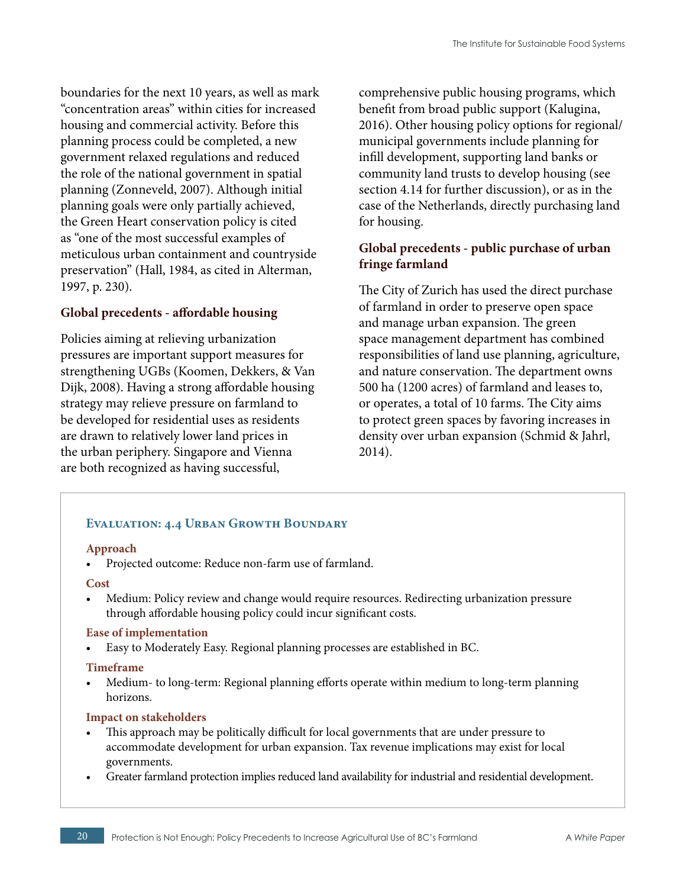boundaries for the next 10 years, as well as mark "concentration areas" within cities for increased housing and commercial activity. Before this planning process could be completed, a new government relaxed regulations and reduced the role of the national government in spatial planning (Zonneveld, 2007). Although initial planning goals were only partially achieved, the Green Heart conservation policy is cited as "one of the most successful examples of meticulous urban containment and countryside preservation" (Hall, 1984, as cited in Alterman, 1997, p. 230).

### Global precedents - affordable housing

Policies aiming at relieving urbanization pressures are important support measures for strengthening UGBs (Koomen, Dekkers, & Van Dijk, 2008). Having a strong affordable housing strategy may relieve pressure on farmland to be developed for residential uses as residents are drawn to relatively lower land prices in the urban periphery. Singapore and Vienna are both recognized as having successful, comprehensive public housing programs, which benefit from broad public support (Kalugina, 2016). Other housing policy options for regional/municipal governments include planning for infill development, supporting land banks or community land trusts to develop housing (see section 4.14 for further discussion), or as in the case of the Netherlands, directly purchasing land for housing.

### Global precedents - public purchase of urban fringe farmland

The City of Zurich has used the direct purchase of farmland in order to preserve open space and manage urban expansion. The green space management department has combined responsibilities of land use planning, agriculture, and nature conservation. The department owns 500 ha (1200 acres) of farmland and leases to, or operates, a total of 10 farms. The City aims to protect green spaces by favoring increases in density over urban expansion (Schmid & Jahrl, 2014).

### Evaluation: 4.4 Urban Growth Boundary

**Approach**

- Projected outcome: Reduce non-farm use of farmland.

**Cost**

- Medium: Policy review and change would require resources. Redirecting urbanization pressure through affordable housing policy could incur significant costs.

**Ease of implementation**

- Easy to Moderately Easy. Regional planning processes are established in BC.

**Timeframe**

- Medium- to long-term: Regional planning efforts operate within medium to long-term planning horizons.

**Impact on stakeholders**

- This approach may be politically difficult for local governments that are under pressure to accommodate development for urban expansion. Tax revenue implications may exist for local governments.
- Greater farmland protection implies reduced land availability for industrial and residential development.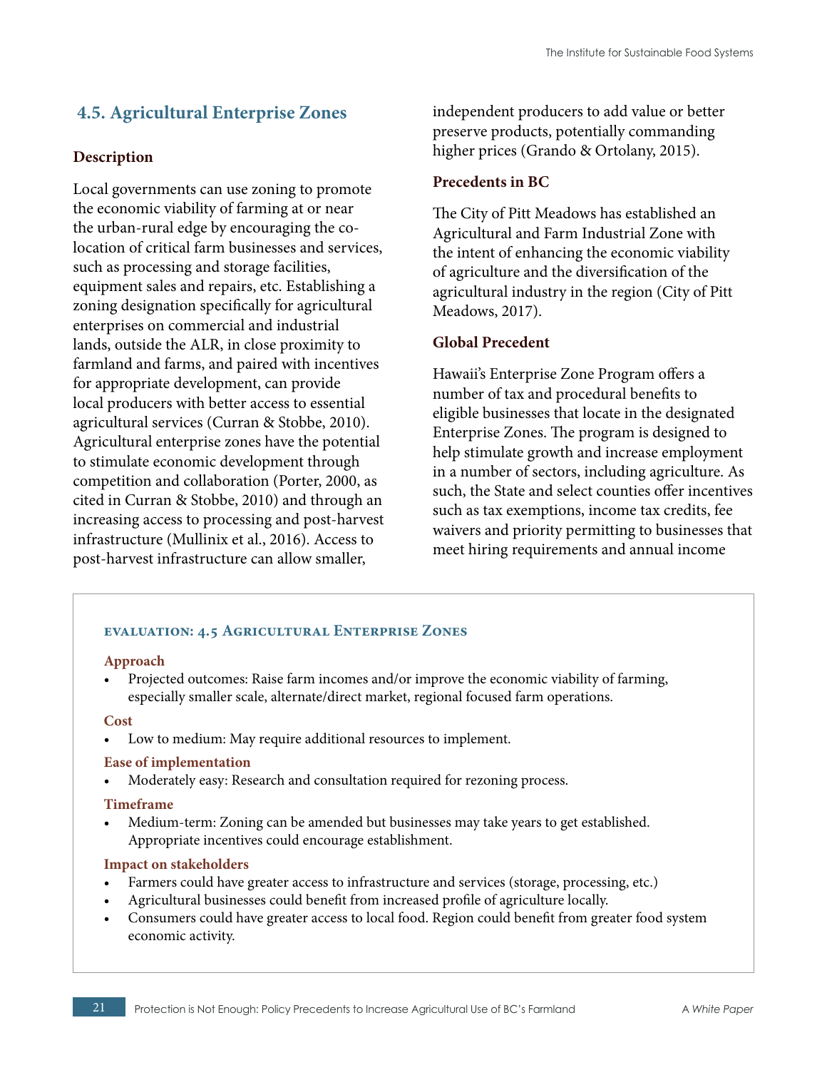## 4.5. Agricultural Enterprise Zones

### Description

Local governments can use zoning to promote the economic viability of farming at or near the urban-rural edge by encouraging the co-location of critical farm businesses and services, such as processing and storage facilities, equipment sales and repairs, etc. Establishing a zoning designation specifically for agricultural enterprises on commercial and industrial lands, outside the ALR, in close proximity to farmland and farms, and paired with incentives for appropriate development, can provide local producers with better access to essential agricultural services (Curran & Stobbe, 2010). Agricultural enterprise zones have the potential to stimulate economic development through competition and collaboration (Porter, 2000, as cited in Curran & Stobbe, 2010) and through an increasing access to processing and post-harvest infrastructure (Mullinix et al., 2016). Access to post-harvest infrastructure can allow smaller, independent producers to add value or better preserve products, potentially commanding higher prices (Grando & Ortolany, 2015).

### Precedents in BC

The City of Pitt Meadows has established an Agricultural and Farm Industrial Zone with the intent of enhancing the economic viability of agriculture and the diversification of the agricultural industry in the region (City of Pitt Meadows, 2017).

### Global Precedent

Hawaii's Enterprise Zone Program offers a number of tax and procedural benefits to eligible businesses that locate in the designated Enterprise Zones. The program is designed to help stimulate growth and increase employment in a number of sectors, including agriculture. As such, the State and select counties offer incentives such as tax exemptions, income tax credits, fee waivers and priority permitting to businesses that meet hiring requirements and annual income

---

#### Evaluation: 4.5 Agricultural Enterprise Zones

**Approach**

- Projected outcomes: Raise farm incomes and/or improve the economic viability of farming, especially smaller scale, alternate/direct market, regional focused farm operations.

**Cost**

- Low to medium: May require additional resources to implement.

**Ease of implementation**

- Moderately easy: Research and consultation required for rezoning process.

**Timeframe**

- Medium-term: Zoning can be amended but businesses may take years to get established. Appropriate incentives could encourage establishment.

**Impact on stakeholders**

- Farmers could have greater access to infrastructure and services (storage, processing, etc.)
- Agricultural businesses could benefit from increased profile of agriculture locally.
- Consumers could have greater access to local food. Region could benefit from greater food system economic activity.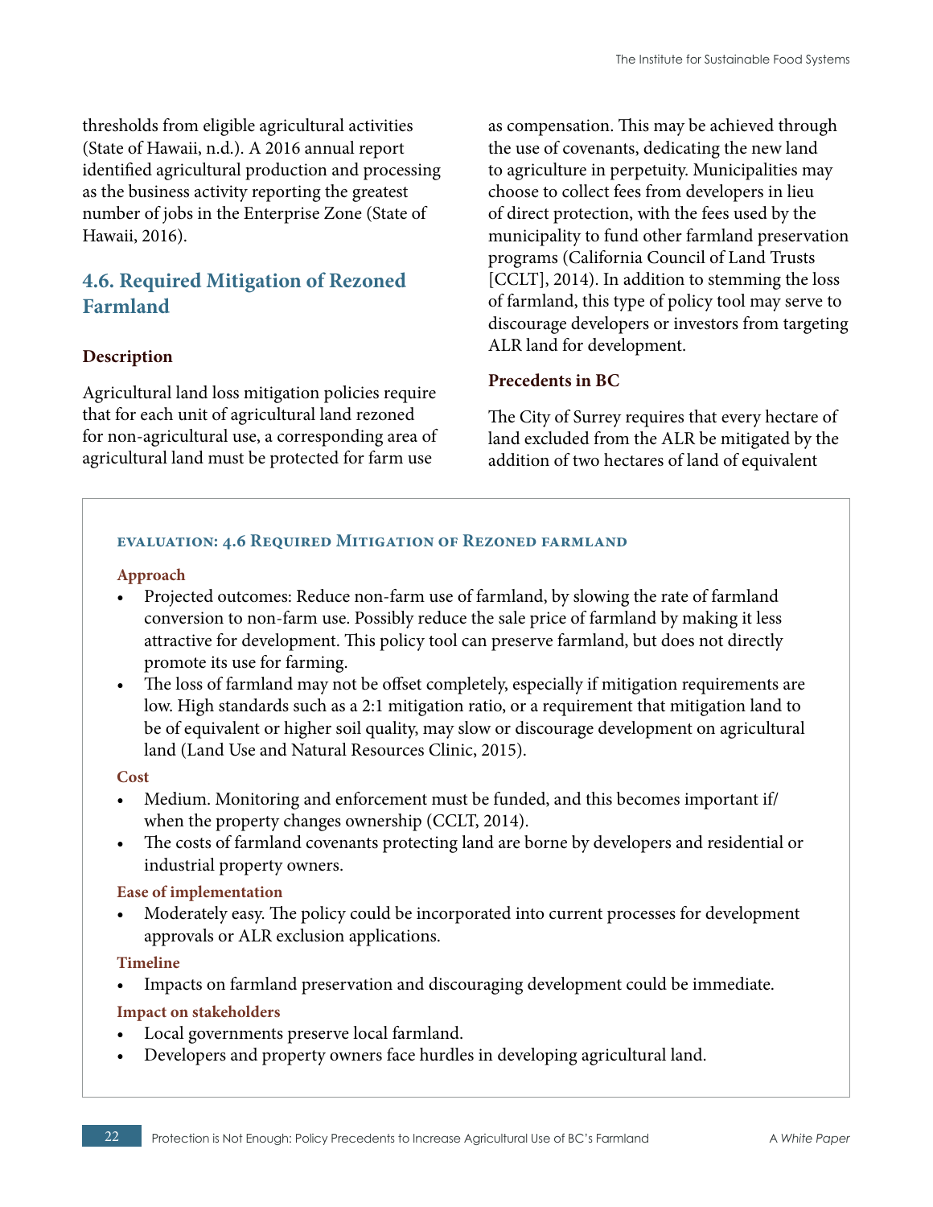thresholds from eligible agricultural activities (State of Hawaii, n.d.). A 2016 annual report identified agricultural production and processing as the business activity reporting the greatest number of jobs in the Enterprise Zone (State of Hawaii, 2016).

## 4.6. Required Mitigation of Rezoned Farmland

### Description

Agricultural land loss mitigation policies require that for each unit of agricultural land rezoned for non-agricultural use, a corresponding area of agricultural land must be protected for farm use as compensation. This may be achieved through the use of covenants, dedicating the new land to agriculture in perpetuity. Municipalities may choose to collect fees from developers in lieu of direct protection, with the fees used by the municipality to fund other farmland preservation programs (California Council of Land Trusts [CCLT], 2014). In addition to stemming the loss of farmland, this type of policy tool may serve to discourage developers or investors from targeting ALR land for development.

### Precedents in BC

The City of Surrey requires that every hectare of land excluded from the ALR be mitigated by the addition of two hectares of land of equivalent

---

**EVALUATION: 4.6 REQUIRED MITIGATION OF REZONED FARMLAND**

**Approach**

- Projected outcomes: Reduce non-farm use of farmland, by slowing the rate of farmland conversion to non-farm use. Possibly reduce the sale price of farmland by making it less attractive for development. This policy tool can preserve farmland, but does not directly promote its use for farming.
- The loss of farmland may not be offset completely, especially if mitigation requirements are low. High standards such as a 2:1 mitigation ratio, or a requirement that mitigation land to be of equivalent or higher soil quality, may slow or discourage development on agricultural land (Land Use and Natural Resources Clinic, 2015).

**Cost**

- Medium. Monitoring and enforcement must be funded, and this becomes important if/when the property changes ownership (CCLT, 2014).
- The costs of farmland covenants protecting land are borne by developers and residential or industrial property owners.

**Ease of implementation**

- Moderately easy. The policy could be incorporated into current processes for development approvals or ALR exclusion applications.

**Timeline**

- Impacts on farmland preservation and discouraging development could be immediate.

**Impact on stakeholders**

- Local governments preserve local farmland.
- Developers and property owners face hurdles in developing agricultural land.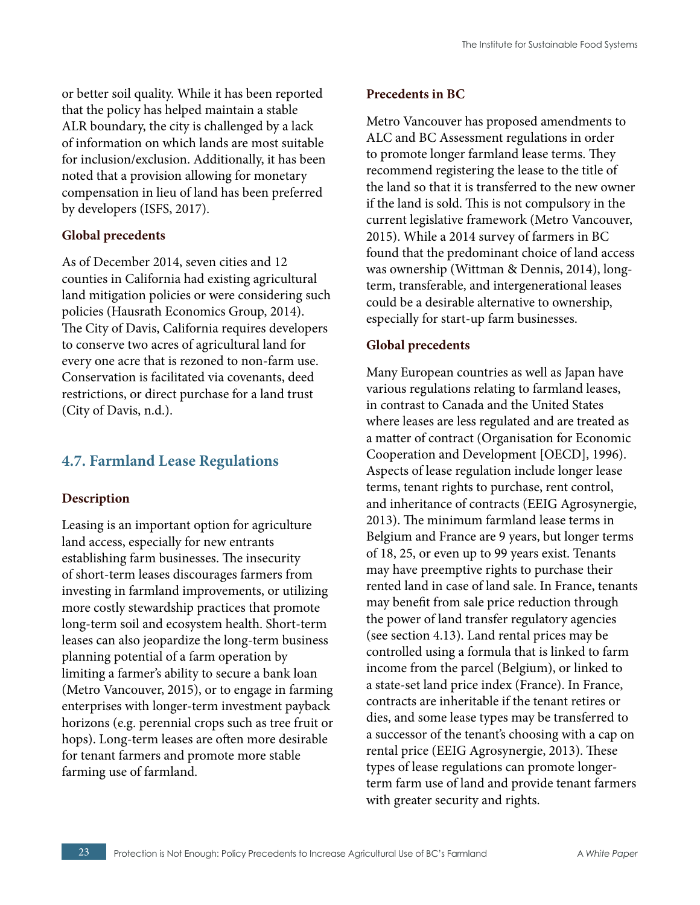or better soil quality. While it has been reported that the policy has helped maintain a stable ALR boundary, the city is challenged by a lack of information on which lands are most suitable for inclusion/exclusion. Additionally, it has been noted that a provision allowing for monetary compensation in lieu of land has been preferred by developers (ISFS, 2017).

### Global precedents

As of December 2014, seven cities and 12 counties in California had existing agricultural land mitigation policies or were considering such policies (Hausrath Economics Group, 2014). The City of Davis, California requires developers to conserve two acres of agricultural land for every one acre that is rezoned to non-farm use. Conservation is facilitated via covenants, deed restrictions, or direct purchase for a land trust (City of Davis, n.d.).

## 4.7. Farmland Lease Regulations

### Description

Leasing is an important option for agriculture land access, especially for new entrants establishing farm businesses. The insecurity of short-term leases discourages farmers from investing in farmland improvements, or utilizing more costly stewardship practices that promote long-term soil and ecosystem health. Short-term leases can also jeopardize the long-term business planning potential of a farm operation by limiting a farmer's ability to secure a bank loan (Metro Vancouver, 2015), or to engage in farming enterprises with longer-term investment payback horizons (e.g. perennial crops such as tree fruit or hops). Long-term leases are often more desirable for tenant farmers and promote more stable farming use of farmland.

### Precedents in BC

Metro Vancouver has proposed amendments to ALC and BC Assessment regulations in order to promote longer farmland lease terms. They recommend registering the lease to the title of the land so that it is transferred to the new owner if the land is sold. This is not compulsory in the current legislative framework (Metro Vancouver, 2015). While a 2014 survey of farmers in BC found that the predominant choice of land access was ownership (Wittman & Dennis, 2014), long-term, transferable, and intergenerational leases could be a desirable alternative to ownership, especially for start-up farm businesses.

### Global precedents

Many European countries as well as Japan have various regulations relating to farmland leases, in contrast to Canada and the United States where leases are less regulated and are treated as a matter of contract (Organisation for Economic Cooperation and Development [OECD], 1996). Aspects of lease regulation include longer lease terms, tenant rights to purchase, rent control, and inheritance of contracts (EEIG Agrosynergie, 2013). The minimum farmland lease terms in Belgium and France are 9 years, but longer terms of 18, 25, or even up to 99 years exist. Tenants may have preemptive rights to purchase their rented land in case of land sale. In France, tenants may benefit from sale price reduction through the power of land transfer regulatory agencies (see section 4.13). Land rental prices may be controlled using a formula that is linked to farm income from the parcel (Belgium), or linked to a state-set land price index (France). In France, contracts are inheritable if the tenant retires or dies, and some lease types may be transferred to a successor of the tenant's choosing with a cap on rental price (EEIG Agrosynergie, 2013). These types of lease regulations can promote longer-term farm use of land and provide tenant farmers with greater security and rights.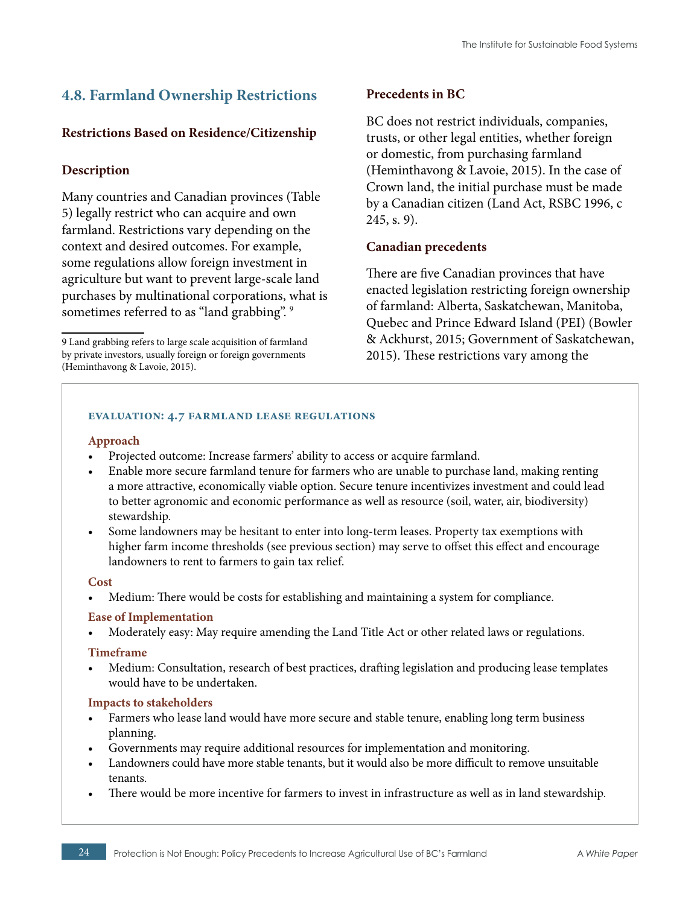## 4.8. Farmland Ownership Restrictions

### Restrictions Based on Residence/Citizenship

### Description

Many countries and Canadian provinces (Table 5) legally restrict who can acquire and own farmland. Restrictions vary depending on the context and desired outcomes. For example, some regulations allow foreign investment in agriculture but want to prevent large-scale land purchases by multinational corporations, what is sometimes referred to as "land grabbing". [9]

[9] Land grabbing refers to large scale acquisition of farmland by private investors, usually foreign or foreign governments (Heminthavong & Lavoie, 2015).

### Precedents in BC

BC does not restrict individuals, companies, trusts, or other legal entities, whether foreign or domestic, from purchasing farmland (Heminthavong & Lavoie, 2015). In the case of Crown land, the initial purchase must be made by a Canadian citizen (Land Act, RSBC 1996, c 245, s. 9).

### Canadian precedents

There are five Canadian provinces that have enacted legislation restricting foreign ownership of farmland: Alberta, Saskatchewan, Manitoba, Quebec and Prince Edward Island (PEI) (Bowler & Ackhurst, 2015; Government of Saskatchewan, 2015). These restrictions vary among the

---

#### Evaluation: 4.7 Farmland Lease Regulations

**Approach**

- Projected outcome: Increase farmers' ability to access or acquire farmland.
- Enable more secure farmland tenure for farmers who are unable to purchase land, making renting a more attractive, economically viable option. Secure tenure incentivizes investment and could lead to better agronomic and economic performance as well as resource (soil, water, air, biodiversity) stewardship.
- Some landowners may be hesitant to enter into long-term leases. Property tax exemptions with higher farm income thresholds (see previous section) may serve to offset this effect and encourage landowners to rent to farmers to gain tax relief.

**Cost**

- Medium: There would be costs for establishing and maintaining a system for compliance.

**Ease of Implementation**

- Moderately easy: May require amending the Land Title Act or other related laws or regulations.

**Timeframe**

- Medium: Consultation, research of best practices, drafting legislation and producing lease templates would have to be undertaken.

**Impacts to stakeholders**

- Farmers who lease land would have more secure and stable tenure, enabling long term business planning.
- Governments may require additional resources for implementation and monitoring.
- Landowners could have more stable tenants, but it would also be more difficult to remove unsuitable tenants.
- There would be more incentive for farmers to invest in infrastructure as well as in land stewardship.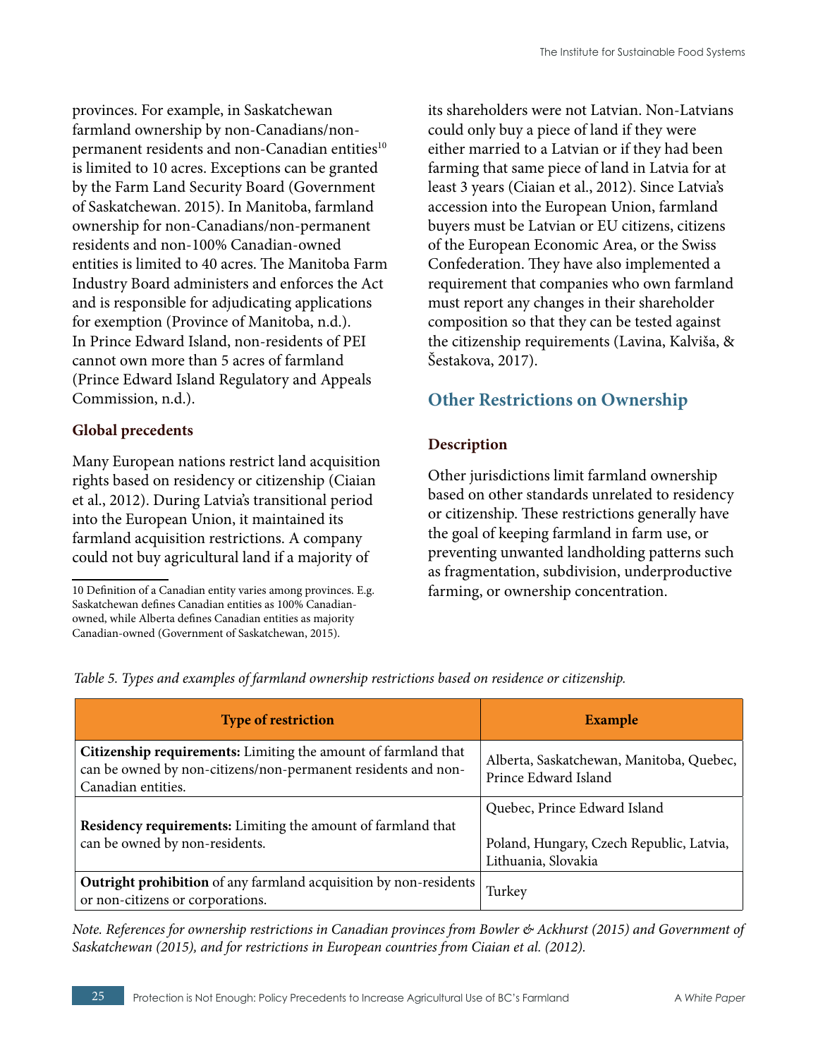provinces. For example, in Saskatchewan farmland ownership by non-Canadians/non-permanent residents and non-Canadian entities[10] is limited to 10 acres. Exceptions can be granted by the Farm Land Security Board (Government of Saskatchewan. 2015). In Manitoba, farmland ownership for non-Canadians/non-permanent residents and non-100% Canadian-owned entities is limited to 40 acres. The Manitoba Farm Industry Board administers and enforces the Act and is responsible for adjudicating applications for exemption (Province of Manitoba, n.d.). In Prince Edward Island, non-residents of PEI cannot own more than 5 acres of farmland (Prince Edward Island Regulatory and Appeals Commission, n.d.).

### Global precedents

Many European nations restrict land acquisition rights based on residency or citizenship (Ciaian et al., 2012). During Latvia's transitional period into the European Union, it maintained its farmland acquisition restrictions. A company could not buy agricultural land if a majority of its shareholders were not Latvian. Non-Latvians could only buy a piece of land if they were either married to a Latvian or if they had been farming that same piece of land in Latvia for at least 3 years (Ciaian et al., 2012). Since Latvia's accession into the European Union, farmland buyers must be Latvian or EU citizens, citizens of the European Economic Area, or the Swiss Confederation. They have also implemented a requirement that companies who own farmland must report any changes in their shareholder composition so that they can be tested against the citizenship requirements (Lavina, Kalviša, & Šestakova, 2017).

10 Definition of a Canadian entity varies among provinces. E.g. Saskatchewan defines Canadian entities as 100% Canadian-owned, while Alberta defines Canadian entities as majority Canadian-owned (Government of Saskatchewan, 2015).

## Other Restrictions on Ownership

### Description

Other jurisdictions limit farmland ownership based on other standards unrelated to residency or citizenship. These restrictions generally have the goal of keeping farmland in farm use, or preventing unwanted landholding patterns such as fragmentation, subdivision, underproductive farming, or ownership concentration.

*Table 5. Types and examples of farmland ownership restrictions based on residence or citizenship.*

| Type of restriction | Example |
|---|---|
| **Citizenship requirements:** Limiting the amount of farmland that can be owned by non-citizens/non-permanent residents and non-Canadian entities. | Alberta, Saskatchewan, Manitoba, Quebec, Prince Edward Island |
| **Residency requirements:** Limiting the amount of farmland that can be owned by non-residents. | Quebec, Prince Edward Island<br><br>Poland, Hungary, Czech Republic, Latvia, Lithuania, Slovakia |
| **Outright prohibition** of any farmland acquisition by non-residents or non-citizens or corporations. | Turkey |

*Note. References for ownership restrictions in Canadian provinces from Bowler & Ackhurst (2015) and Government of Saskatchewan (2015), and for restrictions in European countries from Ciaian et al. (2012).*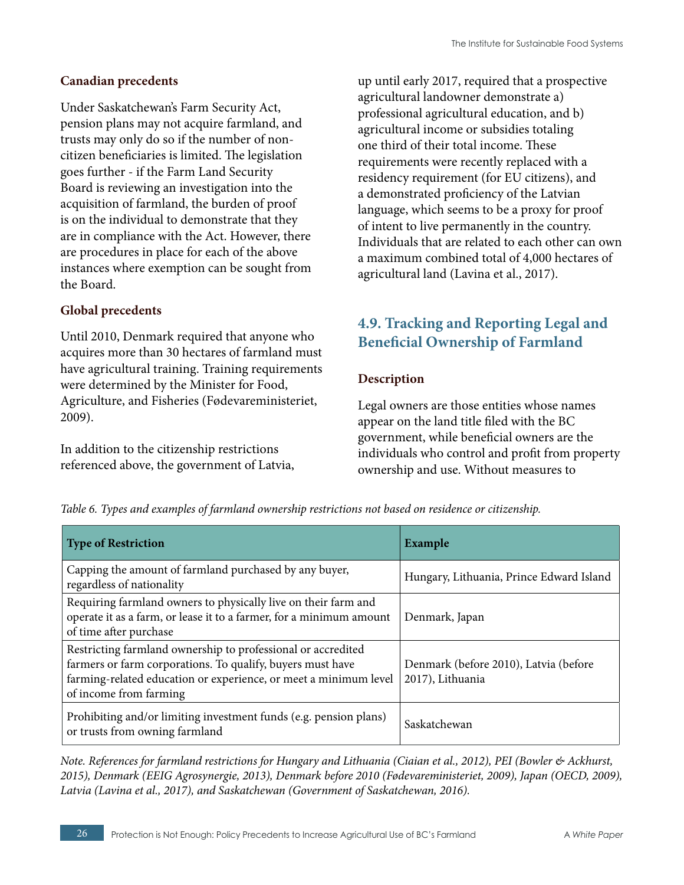### Canadian precedents

Under Saskatchewan's Farm Security Act, pension plans may not acquire farmland, and trusts may only do so if the number of non-citizen beneficiaries is limited. The legislation goes further - if the Farm Land Security Board is reviewing an investigation into the acquisition of farmland, the burden of proof is on the individual to demonstrate that they are in compliance with the Act. However, there are procedures in place for each of the above instances where exemption can be sought from the Board.

### Global precedents

Until 2010, Denmark required that anyone who acquires more than 30 hectares of farmland must have agricultural training. Training requirements were determined by the Minister for Food, Agriculture, and Fisheries (Fødevareministeriet, 2009).

In addition to the citizenship restrictions referenced above, the government of Latvia, up until early 2017, required that a prospective agricultural landowner demonstrate a) professional agricultural education, and b) agricultural income or subsidies totaling one third of their total income. These requirements were recently replaced with a residency requirement (for EU citizens), and a demonstrated proficiency of the Latvian language, which seems to be a proxy for proof of intent to live permanently in the country. Individuals that are related to each other can own a maximum combined total of 4,000 hectares of agricultural land (Lavina et al., 2017).

## 4.9. Tracking and Reporting Legal and Beneficial Ownership of Farmland

### Description

Legal owners are those entities whose names appear on the land title filed with the BC government, while beneficial owners are the individuals who control and profit from property ownership and use. Without measures to

*Table 6. Types and examples of farmland ownership restrictions not based on residence or citizenship.*

| Type of Restriction | Example |
|---|---|
| Capping the amount of farmland purchased by any buyer, regardless of nationality | Hungary, Lithuania, Prince Edward Island |
| Requiring farmland owners to physically live on their farm and operate it as a farm, or lease it to a farmer, for a minimum amount of time after purchase | Denmark, Japan |
| Restricting farmland ownership to professional or accredited farmers or farm corporations. To qualify, buyers must have farming-related education or experience, or meet a minimum level of income from farming | Denmark (before 2010), Latvia (before 2017), Lithuania |
| Prohibiting and/or limiting investment funds (e.g. pension plans) or trusts from owning farmland | Saskatchewan |

*Note. References for farmland restrictions for Hungary and Lithuania (Ciaian et al., 2012), PEI (Bowler & Ackhurst, 2015), Denmark (EEIG Agrosynergie, 2013), Denmark before 2010 (Fødevareministeriet, 2009), Japan (OECD, 2009), Latvia (Lavina et al., 2017), and Saskatchewan (Government of Saskatchewan, 2016).*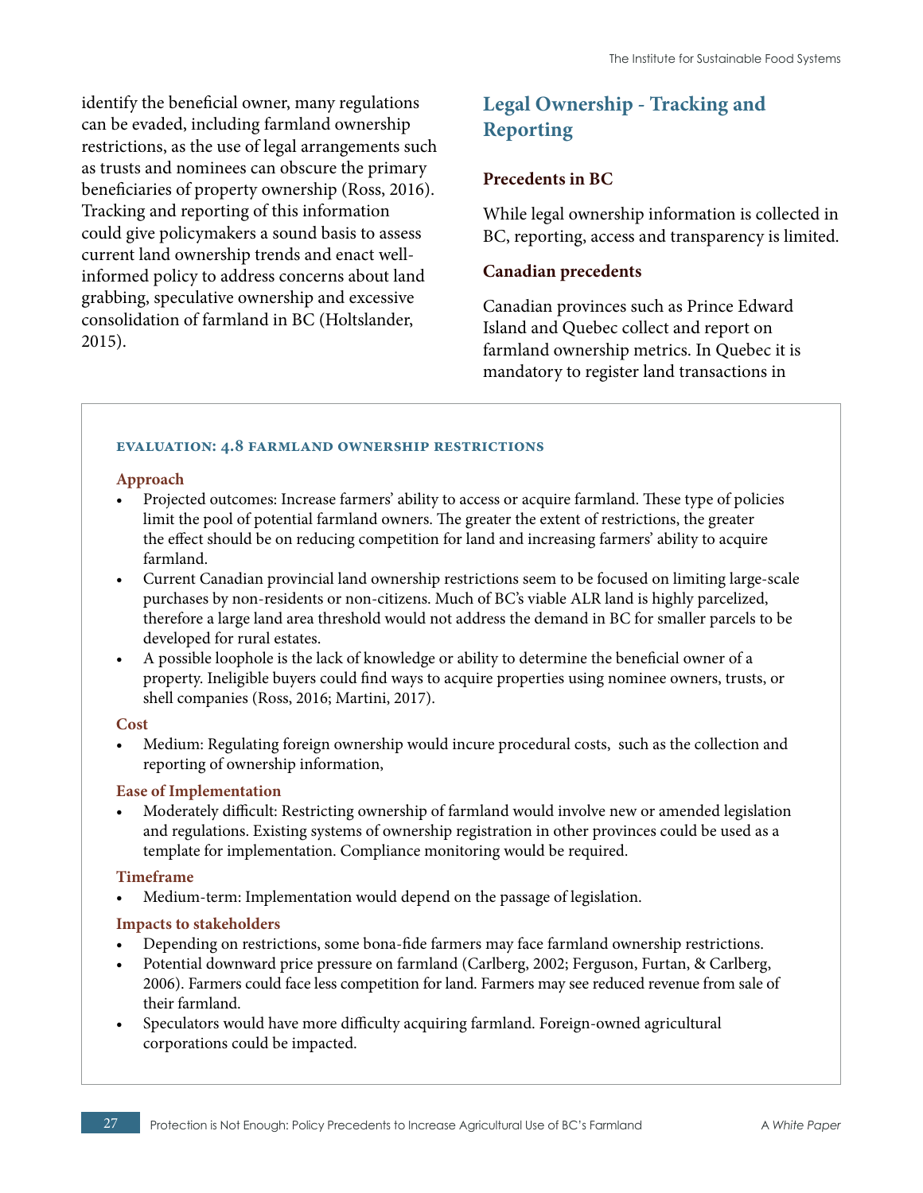identify the beneficial owner, many regulations can be evaded, including farmland ownership restrictions, as the use of legal arrangements such as trusts and nominees can obscure the primary beneficiaries of property ownership (Ross, 2016). Tracking and reporting of this information could give policymakers a sound basis to assess current land ownership trends and enact well-informed policy to address concerns about land grabbing, speculative ownership and excessive consolidation of farmland in BC (Holtslander, 2015).

## Legal Ownership - Tracking and Reporting

### Precedents in BC

While legal ownership information is collected in BC, reporting, access and transparency is limited.

### Canadian precedents

Canadian provinces such as Prince Edward Island and Quebec collect and report on farmland ownership metrics. In Quebec it is mandatory to register land transactions in

---

**EVALUATION: 4.8 FARMLAND OWNERSHIP RESTRICTIONS**

**Approach**

- Projected outcomes: Increase farmers' ability to access or acquire farmland. These type of policies limit the pool of potential farmland owners. The greater the extent of restrictions, the greater the effect should be on reducing competition for land and increasing farmers' ability to acquire farmland.
- Current Canadian provincial land ownership restrictions seem to be focused on limiting large-scale purchases by non-residents or non-citizens. Much of BC's viable ALR land is highly parcelized, therefore a large land area threshold would not address the demand in BC for smaller parcels to be developed for rural estates.
- A possible loophole is the lack of knowledge or ability to determine the beneficial owner of a property. Ineligible buyers could find ways to acquire properties using nominee owners, trusts, or shell companies (Ross, 2016; Martini, 2017).

**Cost**

- Medium: Regulating foreign ownership would incure procedural costs, such as the collection and reporting of ownership information,

**Ease of Implementation**

- Moderately difficult: Restricting ownership of farmland would involve new or amended legislation and regulations. Existing systems of ownership registration in other provinces could be used as a template for implementation. Compliance monitoring would be required.

**Timeframe**

- Medium-term: Implementation would depend on the passage of legislation.

**Impacts to stakeholders**

- Depending on restrictions, some bona-fide farmers may face farmland ownership restrictions.
- Potential downward price pressure on farmland (Carlberg, 2002; Ferguson, Furtan, & Carlberg, 2006). Farmers could face less competition for land. Farmers may see reduced revenue from sale of their farmland.
- Speculators would have more difficulty acquiring farmland. Foreign-owned agricultural corporations could be impacted.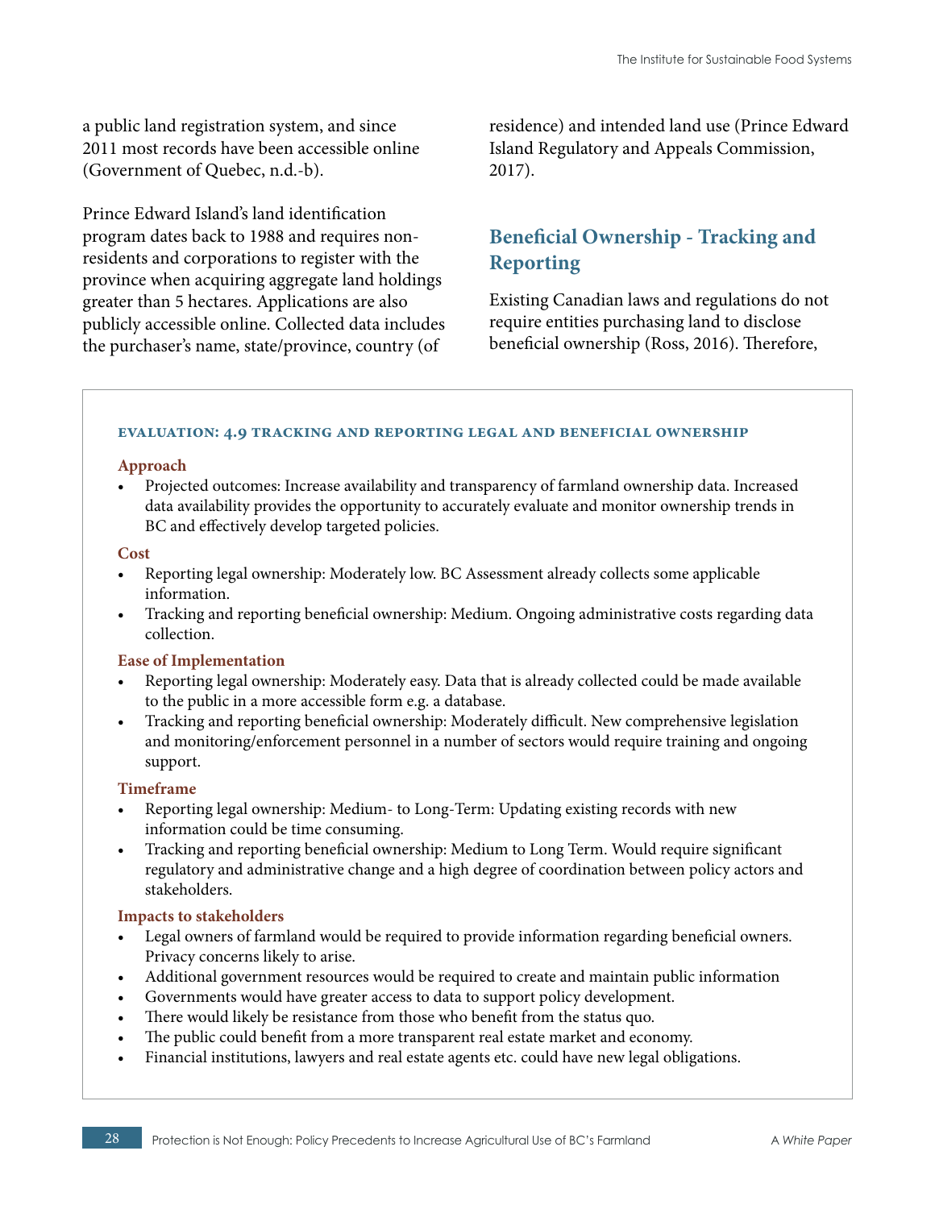a public land registration system, and since 2011 most records have been accessible online (Government of Quebec, n.d.-b).

Prince Edward Island's land identification program dates back to 1988 and requires non-residents and corporations to register with the province when acquiring aggregate land holdings greater than 5 hectares. Applications are also publicly accessible online. Collected data includes the purchaser's name, state/province, country (of residence) and intended land use (Prince Edward Island Regulatory and Appeals Commission, 2017).

## Beneficial Ownership - Tracking and Reporting

Existing Canadian laws and regulations do not require entities purchasing land to disclose beneficial ownership (Ross, 2016). Therefore,

---

**EVALUATION: 4.9 TRACKING AND REPORTING LEGAL AND BENEFICIAL OWNERSHIP**

**Approach**

- Projected outcomes: Increase availability and transparency of farmland ownership data. Increased data availability provides the opportunity to accurately evaluate and monitor ownership trends in BC and effectively develop targeted policies.

**Cost**

- Reporting legal ownership: Moderately low. BC Assessment already collects some applicable information.
- Tracking and reporting beneficial ownership: Medium. Ongoing administrative costs regarding data collection.

**Ease of Implementation**

- Reporting legal ownership: Moderately easy. Data that is already collected could be made available to the public in a more accessible form e.g. a database.
- Tracking and reporting beneficial ownership: Moderately difficult. New comprehensive legislation and monitoring/enforcement personnel in a number of sectors would require training and ongoing support.

**Timeframe**

- Reporting legal ownership: Medium- to Long-Term: Updating existing records with new information could be time consuming.
- Tracking and reporting beneficial ownership: Medium to Long Term. Would require significant regulatory and administrative change and a high degree of coordination between policy actors and stakeholders.

**Impacts to stakeholders**

- Legal owners of farmland would be required to provide information regarding beneficial owners. Privacy concerns likely to arise.
- Additional government resources would be required to create and maintain public information
- Governments would have greater access to data to support policy development.
- There would likely be resistance from those who benefit from the status quo.
- The public could benefit from a more transparent real estate market and economy.
- Financial institutions, lawyers and real estate agents etc. could have new legal obligations.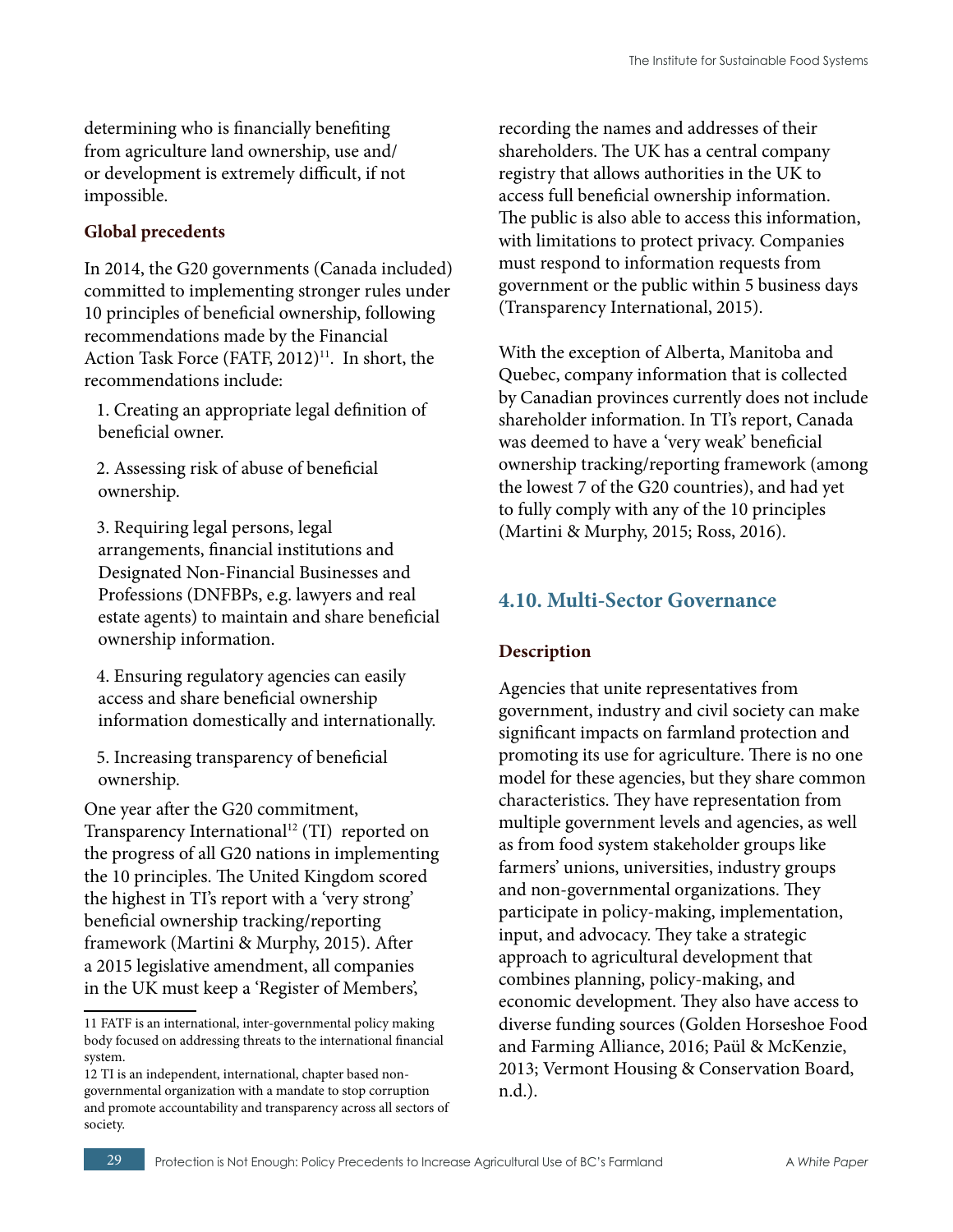determining who is financially benefiting from agriculture land ownership, use and/or development is extremely difficult, if not impossible.

### Global precedents

In 2014, the G20 governments (Canada included) committed to implementing stronger rules under 10 principles of beneficial ownership, following recommendations made by the Financial Action Task Force (FATF, 2012)[11]. In short, the recommendations include:

1. Creating an appropriate legal definition of beneficial owner.
2. Assessing risk of abuse of beneficial ownership.
3. Requiring legal persons, legal arrangements, financial institutions and Designated Non-Financial Businesses and Professions (DNFBPs, e.g. lawyers and real estate agents) to maintain and share beneficial ownership information.
4. Ensuring regulatory agencies can easily access and share beneficial ownership information domestically and internationally.
5. Increasing transparency of beneficial ownership.

One year after the G20 commitment, Transparency International[12] (TI) reported on the progress of all G20 nations in implementing the 10 principles. The United Kingdom scored the highest in TI's report with a 'very strong' beneficial ownership tracking/reporting framework (Martini & Murphy, 2015). After a 2015 legislative amendment, all companies in the UK must keep a 'Register of Members', recording the names and addresses of their shareholders. The UK has a central company registry that allows authorities in the UK to access full beneficial ownership information. The public is also able to access this information, with limitations to protect privacy. Companies must respond to information requests from government or the public within 5 business days (Transparency International, 2015).

With the exception of Alberta, Manitoba and Quebec, company information that is collected by Canadian provinces currently does not include shareholder information. In TI's report, Canada was deemed to have a 'very weak' beneficial ownership tracking/reporting framework (among the lowest 7 of the G20 countries), and had yet to fully comply with any of the 10 principles (Martini & Murphy, 2015; Ross, 2016).

## 4.10. Multi-Sector Governance

### Description

Agencies that unite representatives from government, industry and civil society can make significant impacts on farmland protection and promoting its use for agriculture. There is no one model for these agencies, but they share common characteristics. They have representation from multiple government levels and agencies, as well as from food system stakeholder groups like farmers' unions, universities, industry groups and non-governmental organizations. They participate in policy-making, implementation, input, and advocacy. They take a strategic approach to agricultural development that combines planning, policy-making, and economic development. They also have access to diverse funding sources (Golden Horseshoe Food and Farming Alliance, 2016; Paül & McKenzie, 2013; Vermont Housing & Conservation Board, n.d.).

---

11 FATF is an international, inter-governmental policy making body focused on addressing threats to the international financial system.

12 TI is an independent, international, chapter based non-governmental organization with a mandate to stop corruption and promote accountability and transparency across all sectors of society.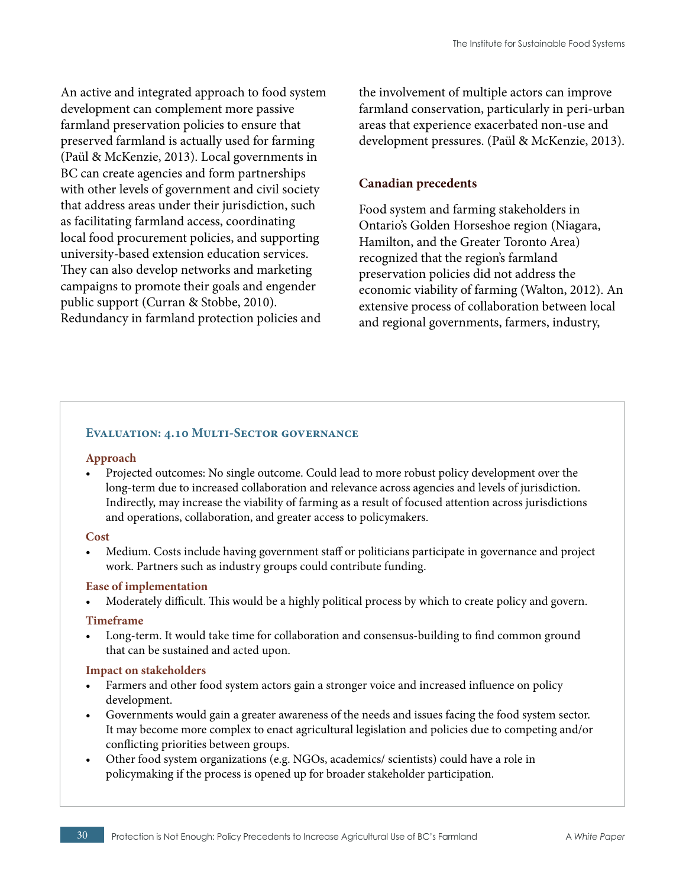An active and integrated approach to food system development can complement more passive farmland preservation policies to ensure that preserved farmland is actually used for farming (Paül & McKenzie, 2013). Local governments in BC can create agencies and form partnerships with other levels of government and civil society that address areas under their jurisdiction, such as facilitating farmland access, coordinating local food procurement policies, and supporting university-based extension education services. They can also develop networks and marketing campaigns to promote their goals and engender public support (Curran & Stobbe, 2010). Redundancy in farmland protection policies and the involvement of multiple actors can improve farmland conservation, particularly in peri-urban areas that experience exacerbated non-use and development pressures. (Paül & McKenzie, 2013).

### Canadian precedents

Food system and farming stakeholders in Ontario's Golden Horseshoe region (Niagara, Hamilton, and the Greater Toronto Area) recognized that the region's farmland preservation policies did not address the economic viability of farming (Walton, 2012). An extensive process of collaboration between local and regional governments, farmers, industry,

#### Evaluation: 4.10 Multi-Sector governance

**Approach**

- Projected outcomes: No single outcome. Could lead to more robust policy development over the long-term due to increased collaboration and relevance across agencies and levels of jurisdiction. Indirectly, may increase the viability of farming as a result of focused attention across jurisdictions and operations, collaboration, and greater access to policymakers.

**Cost**

- Medium. Costs include having government staff or politicians participate in governance and project work. Partners such as industry groups could contribute funding.

**Ease of implementation**

- Moderately difficult. This would be a highly political process by which to create policy and govern.

**Timeframe**

- Long-term. It would take time for collaboration and consensus-building to find common ground that can be sustained and acted upon.

**Impact on stakeholders**

- Farmers and other food system actors gain a stronger voice and increased influence on policy development.
- Governments would gain a greater awareness of the needs and issues facing the food system sector. It may become more complex to enact agricultural legislation and policies due to competing and/or conflicting priorities between groups.
- Other food system organizations (e.g. NGOs, academics/ scientists) could have a role in policymaking if the process is opened up for broader stakeholder participation.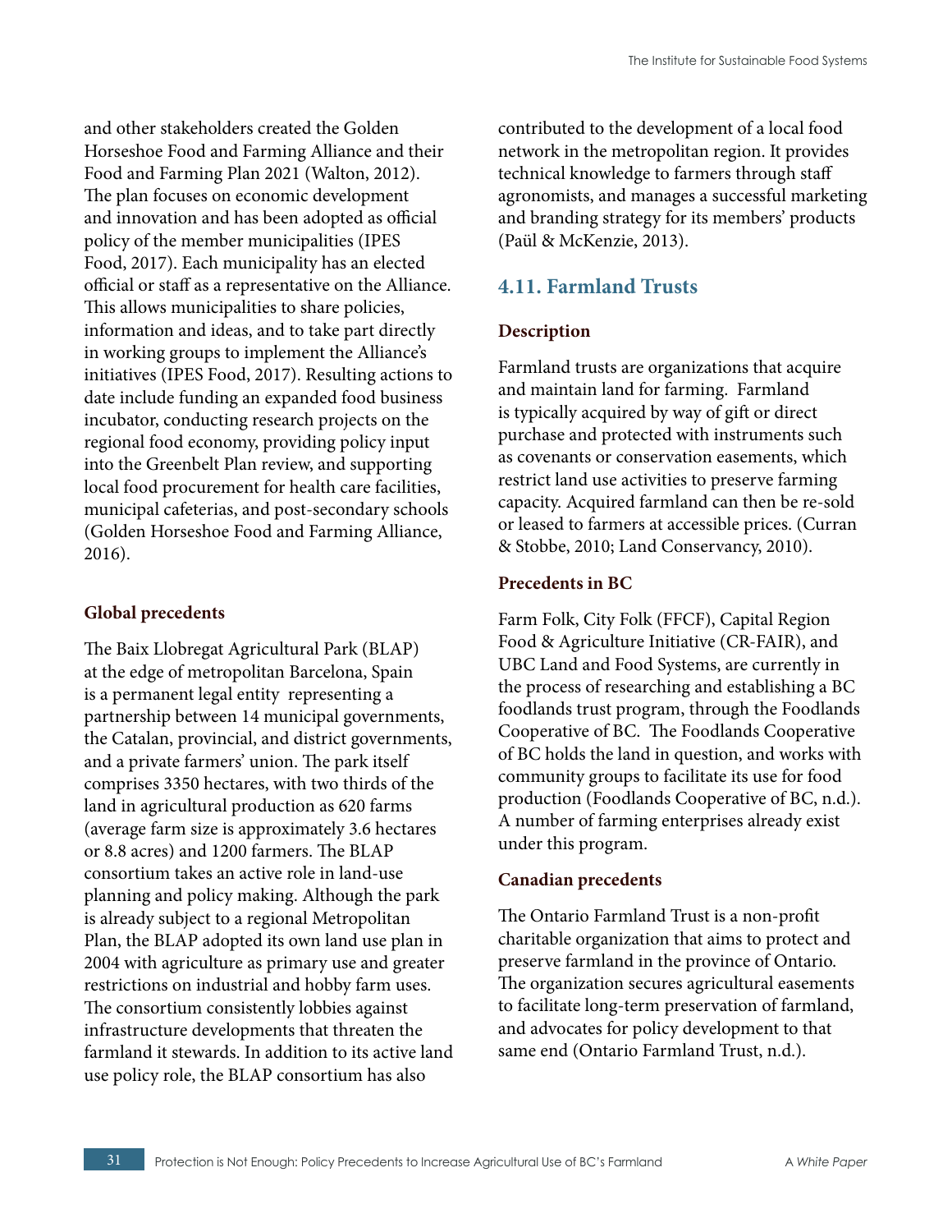and other stakeholders created the Golden Horseshoe Food and Farming Alliance and their Food and Farming Plan 2021 (Walton, 2012). The plan focuses on economic development and innovation and has been adopted as official policy of the member municipalities (IPES Food, 2017). Each municipality has an elected official or staff as a representative on the Alliance. This allows municipalities to share policies, information and ideas, and to take part directly in working groups to implement the Alliance's initiatives (IPES Food, 2017). Resulting actions to date include funding an expanded food business incubator, conducting research projects on the regional food economy, providing policy input into the Greenbelt Plan review, and supporting local food procurement for health care facilities, municipal cafeterias, and post-secondary schools (Golden Horseshoe Food and Farming Alliance, 2016).

### Global precedents

The Baix Llobregat Agricultural Park (BLAP) at the edge of metropolitan Barcelona, Spain is a permanent legal entity representing a partnership between 14 municipal governments, the Catalan, provincial, and district governments, and a private farmers' union. The park itself comprises 3350 hectares, with two thirds of the land in agricultural production as 620 farms (average farm size is approximately 3.6 hectares or 8.8 acres) and 1200 farmers. The BLAP consortium takes an active role in land-use planning and policy making. Although the park is already subject to a regional Metropolitan Plan, the BLAP adopted its own land use plan in 2004 with agriculture as primary use and greater restrictions on industrial and hobby farm uses. The consortium consistently lobbies against infrastructure developments that threaten the farmland it stewards. In addition to its active land use policy role, the BLAP consortium has also contributed to the development of a local food network in the metropolitan region. It provides technical knowledge to farmers through staff agronomists, and manages a successful marketing and branding strategy for its members' products (Paül & McKenzie, 2013).

## 4.11. Farmland Trusts

### Description

Farmland trusts are organizations that acquire and maintain land for farming. Farmland is typically acquired by way of gift or direct purchase and protected with instruments such as covenants or conservation easements, which restrict land use activities to preserve farming capacity. Acquired farmland can then be re-sold or leased to farmers at accessible prices. (Curran & Stobbe, 2010; Land Conservancy, 2010).

### Precedents in BC

Farm Folk, City Folk (FFCF), Capital Region Food & Agriculture Initiative (CR-FAIR), and UBC Land and Food Systems, are currently in the process of researching and establishing a BC foodlands trust program, through the Foodlands Cooperative of BC. The Foodlands Cooperative of BC holds the land in question, and works with community groups to facilitate its use for food production (Foodlands Cooperative of BC, n.d.). A number of farming enterprises already exist under this program.

### Canadian precedents

The Ontario Farmland Trust is a non-profit charitable organization that aims to protect and preserve farmland in the province of Ontario. The organization secures agricultural easements to facilitate long-term preservation of farmland, and advocates for policy development to that same end (Ontario Farmland Trust, n.d.).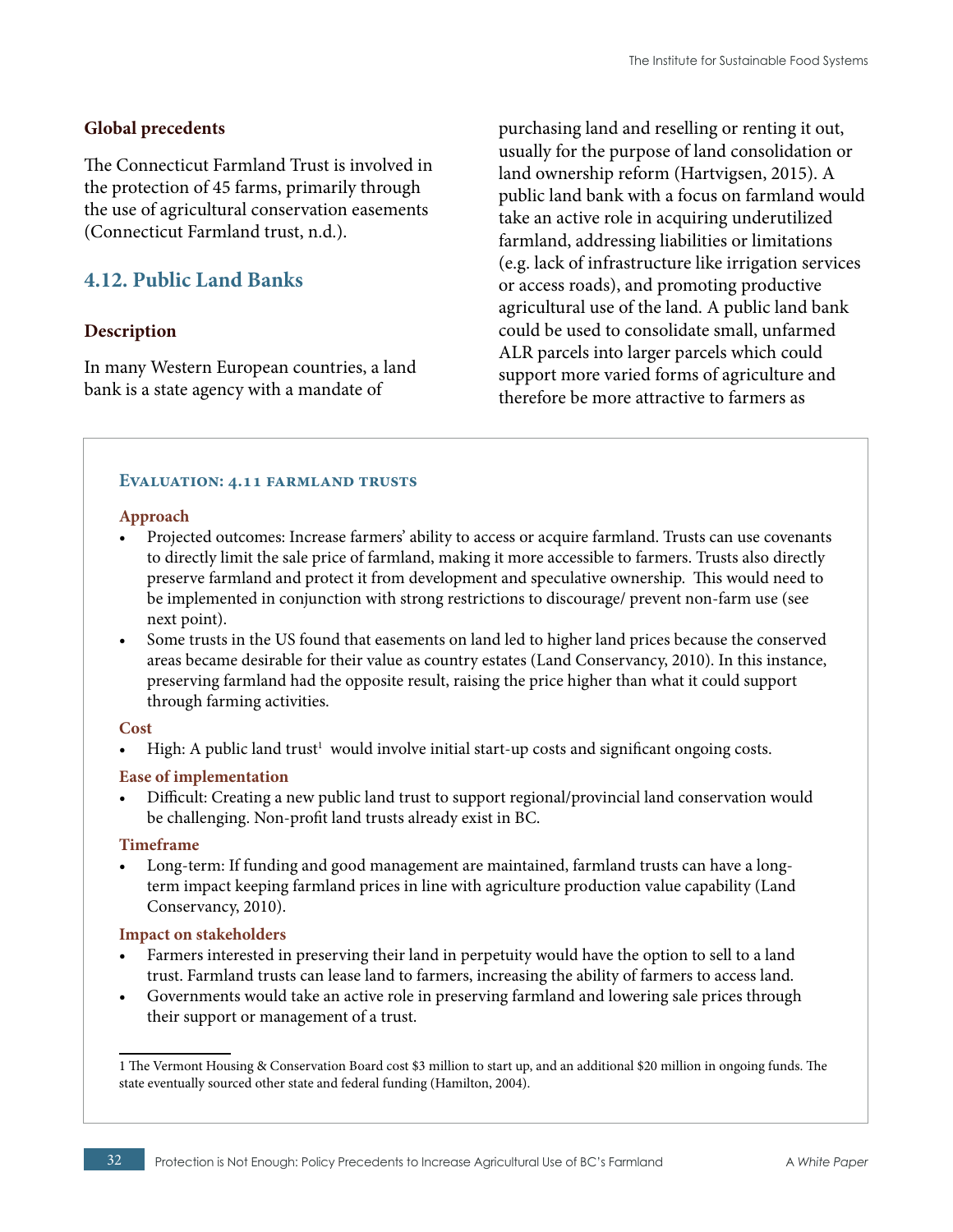### Global precedents

The Connecticut Farmland Trust is involved in the protection of 45 farms, primarily through the use of agricultural conservation easements (Connecticut Farmland trust, n.d.).

## 4.12. Public Land Banks

### Description

In many Western European countries, a land bank is a state agency with a mandate of purchasing land and reselling or renting it out, usually for the purpose of land consolidation or land ownership reform (Hartvigsen, 2015). A public land bank with a focus on farmland would take an active role in acquiring underutilized farmland, addressing liabilities or limitations (e.g. lack of infrastructure like irrigation services or access roads), and promoting productive agricultural use of the land. A public land bank could be used to consolidate small, unfarmed ALR parcels into larger parcels which could support more varied forms of agriculture and therefore be more attractive to farmers as

### Evaluation: 4.11 Farmland Trusts

**Approach**

- Projected outcomes: Increase farmers' ability to access or acquire farmland. Trusts can use covenants to directly limit the sale price of farmland, making it more accessible to farmers. Trusts also directly preserve farmland and protect it from development and speculative ownership. This would need to be implemented in conjunction with strong restrictions to discourage/ prevent non-farm use (see next point).
- Some trusts in the US found that easements on land led to higher land prices because the conserved areas became desirable for their value as country estates (Land Conservancy, 2010). In this instance, preserving farmland had the opposite result, raising the price higher than what it could support through farming activities.

**Cost**

- High: A public land trust[1] would involve initial start-up costs and significant ongoing costs.

**Ease of implementation**

- Difficult: Creating a new public land trust to support regional/provincial land conservation would be challenging. Non-profit land trusts already exist in BC.

**Timeframe**

- Long-term: If funding and good management are maintained, farmland trusts can have a long-term impact keeping farmland prices in line with agriculture production value capability (Land Conservancy, 2010).

**Impact on stakeholders**

- Farmers interested in preserving their land in perpetuity would have the option to sell to a land trust. Farmland trusts can lease land to farmers, increasing the ability of farmers to access land.
- Governments would take an active role in preserving farmland and lowering sale prices through their support or management of a trust.

[1] The Vermont Housing & Conservation Board cost $3 million to start up, and an additional $20 million in ongoing funds. The state eventually sourced other state and federal funding (Hamilton, 2004).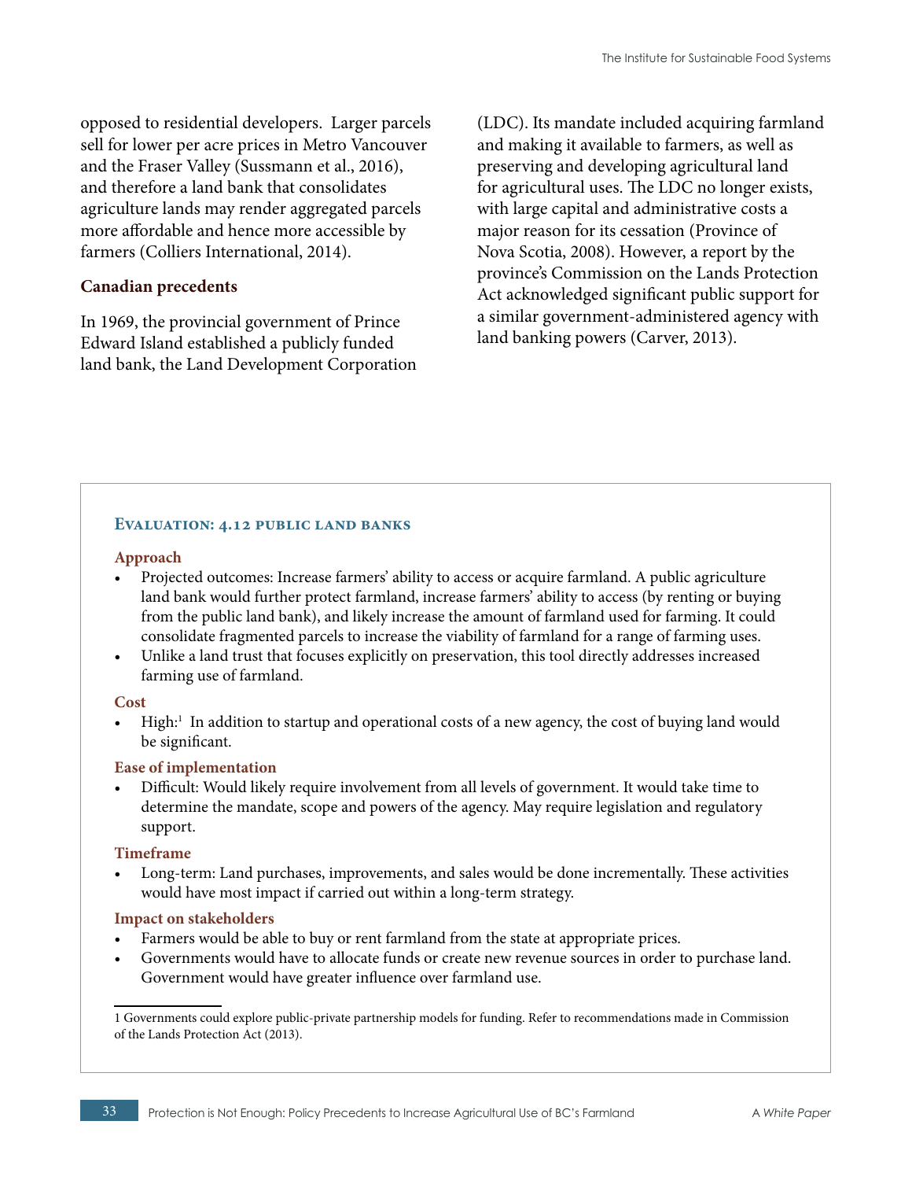opposed to residential developers. Larger parcels sell for lower per acre prices in Metro Vancouver and the Fraser Valley (Sussmann et al., 2016), and therefore a land bank that consolidates agriculture lands may render aggregated parcels more affordable and hence more accessible by farmers (Colliers International, 2014).

### Canadian precedents

In 1969, the provincial government of Prince Edward Island established a publicly funded land bank, the Land Development Corporation (LDC). Its mandate included acquiring farmland and making it available to farmers, as well as preserving and developing agricultural land for agricultural uses. The LDC no longer exists, with large capital and administrative costs a major reason for its cessation (Province of Nova Scotia, 2008). However, a report by the province's Commission on the Lands Protection Act acknowledged significant public support for a similar government-administered agency with land banking powers (Carver, 2013).

---

### Evaluation: 4.12 Public land banks

**Approach**

- Projected outcomes: Increase farmers' ability to access or acquire farmland. A public agriculture land bank would further protect farmland, increase farmers' ability to access (by renting or buying from the public land bank), and likely increase the amount of farmland used for farming. It could consolidate fragmented parcels to increase the viability of farmland for a range of farming uses.
- Unlike a land trust that focuses explicitly on preservation, this tool directly addresses increased farming use of farmland.

**Cost**

- High:[1] In addition to startup and operational costs of a new agency, the cost of buying land would be significant.

**Ease of implementation**

- Difficult: Would likely require involvement from all levels of government. It would take time to determine the mandate, scope and powers of the agency. May require legislation and regulatory support.

**Timeframe**

- Long-term: Land purchases, improvements, and sales would be done incrementally. These activities would have most impact if carried out within a long-term strategy.

**Impact on stakeholders**

- Farmers would be able to buy or rent farmland from the state at appropriate prices.
- Governments would have to allocate funds or create new revenue sources in order to purchase land. Government would have greater influence over farmland use.

1 Governments could explore public-private partnership models for funding. Refer to recommendations made in Commission of the Lands Protection Act (2013).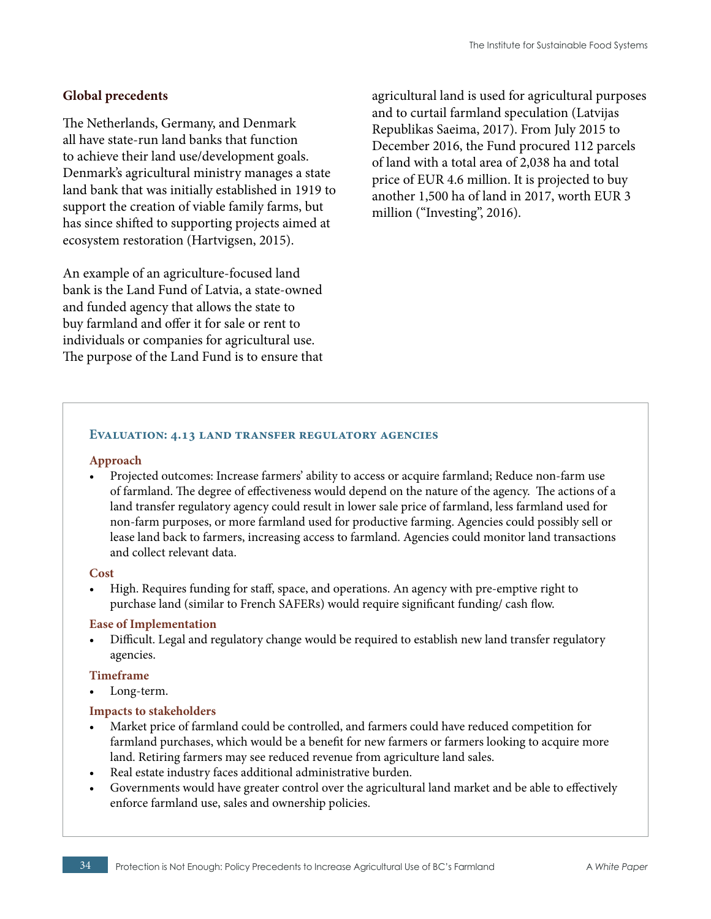## Global precedents

The Netherlands, Germany, and Denmark all have state-run land banks that function to achieve their land use/development goals. Denmark's agricultural ministry manages a state land bank that was initially established in 1919 to support the creation of viable family farms, but has since shifted to supporting projects aimed at ecosystem restoration (Hartvigsen, 2015).

An example of an agriculture-focused land bank is the Land Fund of Latvia, a state-owned and funded agency that allows the state to buy farmland and offer it for sale or rent to individuals or companies for agricultural use. The purpose of the Land Fund is to ensure that agricultural land is used for agricultural purposes and to curtail farmland speculation (Latvijas Republikas Saeima, 2017). From July 2015 to December 2016, the Fund procured 112 parcels of land with a total area of 2,038 ha and total price of EUR 4.6 million. It is projected to buy another 1,500 ha of land in 2017, worth EUR 3 million ("Investing", 2016).

### Evaluation: 4.13 Land transfer regulatory agencies

**Approach**

- Projected outcomes: Increase farmers' ability to access or acquire farmland; Reduce non-farm use of farmland. The degree of effectiveness would depend on the nature of the agency. The actions of a land transfer regulatory agency could result in lower sale price of farmland, less farmland used for non-farm purposes, or more farmland used for productive farming. Agencies could possibly sell or lease land back to farmers, increasing access to farmland. Agencies could monitor land transactions and collect relevant data.

**Cost**

- High. Requires funding for staff, space, and operations. An agency with pre-emptive right to purchase land (similar to French SAFERs) would require significant funding/ cash flow.

**Ease of Implementation**

- Difficult. Legal and regulatory change would be required to establish new land transfer regulatory agencies.

**Timeframe**

- Long-term.

**Impacts to stakeholders**

- Market price of farmland could be controlled, and farmers could have reduced competition for farmland purchases, which would be a benefit for new farmers or farmers looking to acquire more land. Retiring farmers may see reduced revenue from agriculture land sales.
- Real estate industry faces additional administrative burden.
- Governments would have greater control over the agricultural land market and be able to effectively enforce farmland use, sales and ownership policies.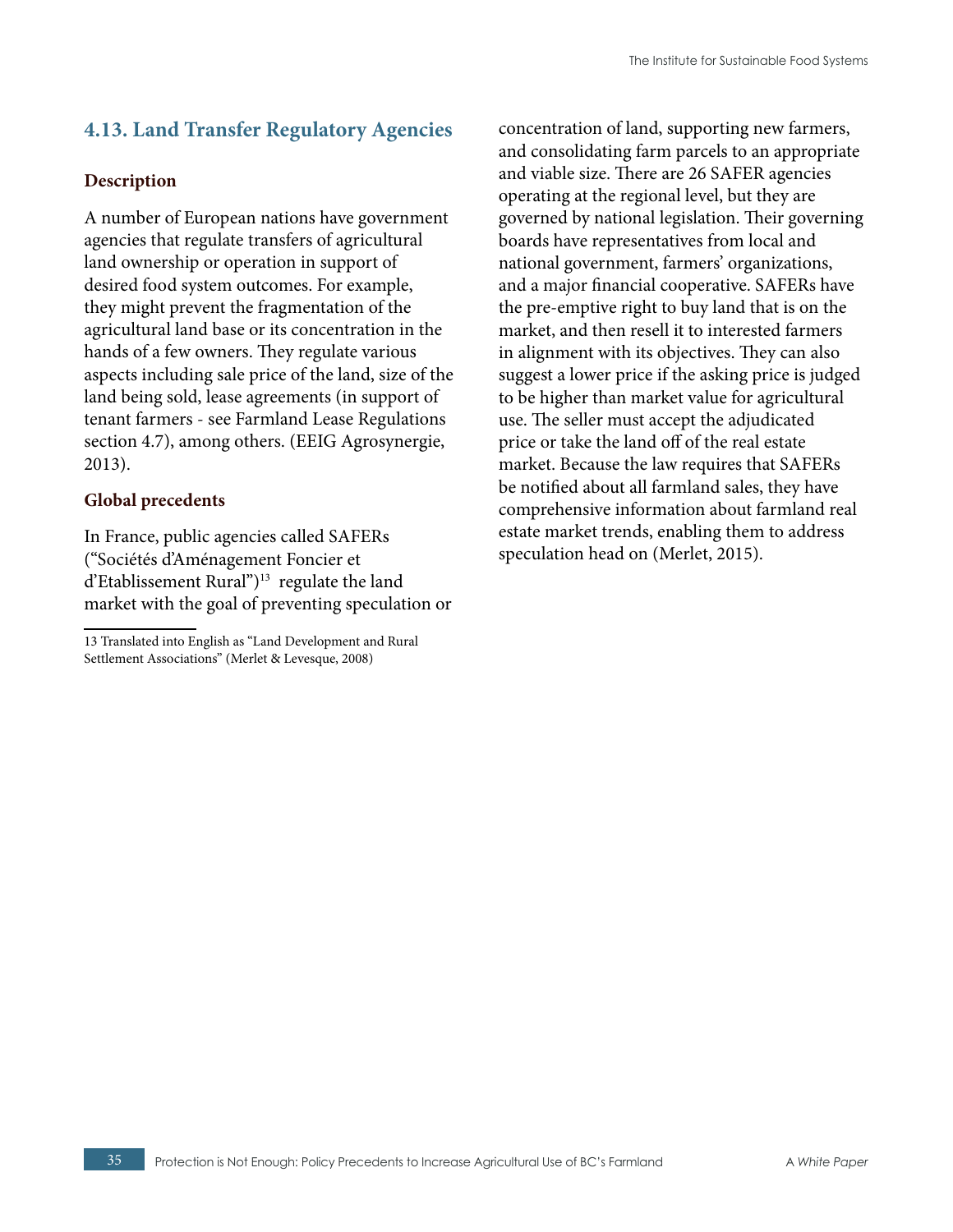## 4.13. Land Transfer Regulatory Agencies

### Description

A number of European nations have government agencies that regulate transfers of agricultural land ownership or operation in support of desired food system outcomes. For example, they might prevent the fragmentation of the agricultural land base or its concentration in the hands of a few owners. They regulate various aspects including sale price of the land, size of the land being sold, lease agreements (in support of tenant farmers - see Farmland Lease Regulations section 4.7), among others. (EEIG Agrosynergie, 2013).

### Global precedents

In France, public agencies called SAFERs ("Sociétés d'Aménagement Foncier et d'Etablissement Rural")[13] regulate the land market with the goal of preventing speculation or concentration of land, supporting new farmers, and consolidating farm parcels to an appropriate and viable size. There are 26 SAFER agencies operating at the regional level, but they are governed by national legislation. Their governing boards have representatives from local and national government, farmers' organizations, and a major financial cooperative. SAFERs have the pre-emptive right to buy land that is on the market, and then resell it to interested farmers in alignment with its objectives. They can also suggest a lower price if the asking price is judged to be higher than market value for agricultural use. The seller must accept the adjudicated price or take the land off of the real estate market. Because the law requires that SAFERs be notified about all farmland sales, they have comprehensive information about farmland real estate market trends, enabling them to address speculation head on (Merlet, 2015).

13 Translated into English as "Land Development and Rural Settlement Associations" (Merlet & Levesque, 2008)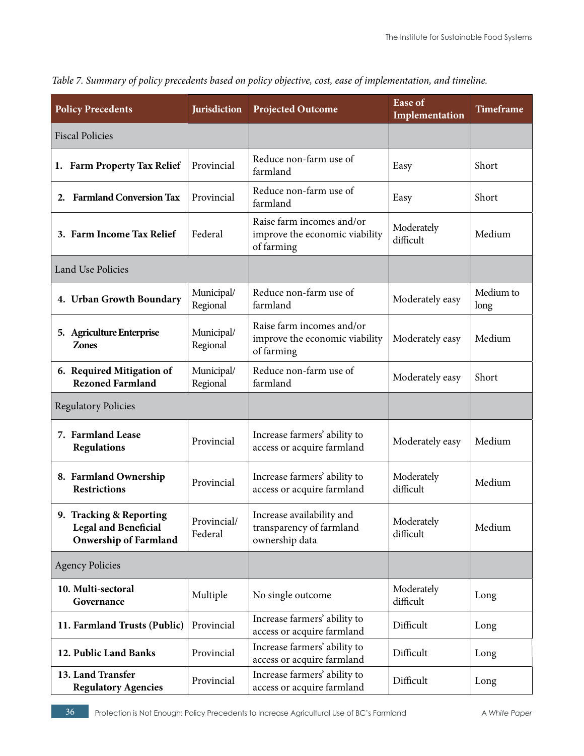*Table 7. Summary of policy precedents based on policy objective, cost, ease of implementation, and timeline.*

| Policy Precedents | Jurisdiction | Projected Outcome | Ease of Implementation | Timeframe |
|---|---|---|---|---|
| Fiscal Policies | | | | |
| **1. Farm Property Tax Relief** | Provincial | Reduce non-farm use of farmland | Easy | Short |
| **2. Farmland Conversion Tax** | Provincial | Reduce non-farm use of farmland | Easy | Short |
| **3. Farm Income Tax Relief** | Federal | Raise farm incomes and/or improve the economic viability of farming | Moderately difficult | Medium |
| Land Use Policies | | | | |
| **4. Urban Growth Boundary** | Municipal/ Regional | Reduce non-farm use of farmland | Moderately easy | Medium to long |
| **5. Agriculture Enterprise Zones** | Municipal/ Regional | Raise farm incomes and/or improve the economic viability of farming | Moderately easy | Medium |
| **6. Required Mitigation of Rezoned Farmland** | Municipal/ Regional | Reduce non-farm use of farmland | Moderately easy | Short |
| Regulatory Policies | | | | |
| **7. Farmland Lease Regulations** | Provincial | Increase farmers' ability to access or acquire farmland | Moderately easy | Medium |
| **8. Farmland Ownership Restrictions** | Provincial | Increase farmers' ability to access or acquire farmland | Moderately difficult | Medium |
| **9. Tracking & Reporting Legal and Beneficial Onwership of Farmland** | Provincial/ Federal | Increase availability and transparency of farmland ownership data | Moderately difficult | Medium |
| Agency Policies | | | | |
| **10. Multi-sectoral Governance** | Multiple | No single outcome | Moderately difficult | Long |
| **11. Farmland Trusts (Public)** | Provincial | Increase farmers' ability to access or acquire farmland | Difficult | Long |
| **12. Public Land Banks** | Provincial | Increase farmers' ability to access or acquire farmland | Difficult | Long |
| **13. Land Transfer Regulatory Agencies** | Provincial | Increase farmers' ability to access or acquire farmland | Difficult | Long |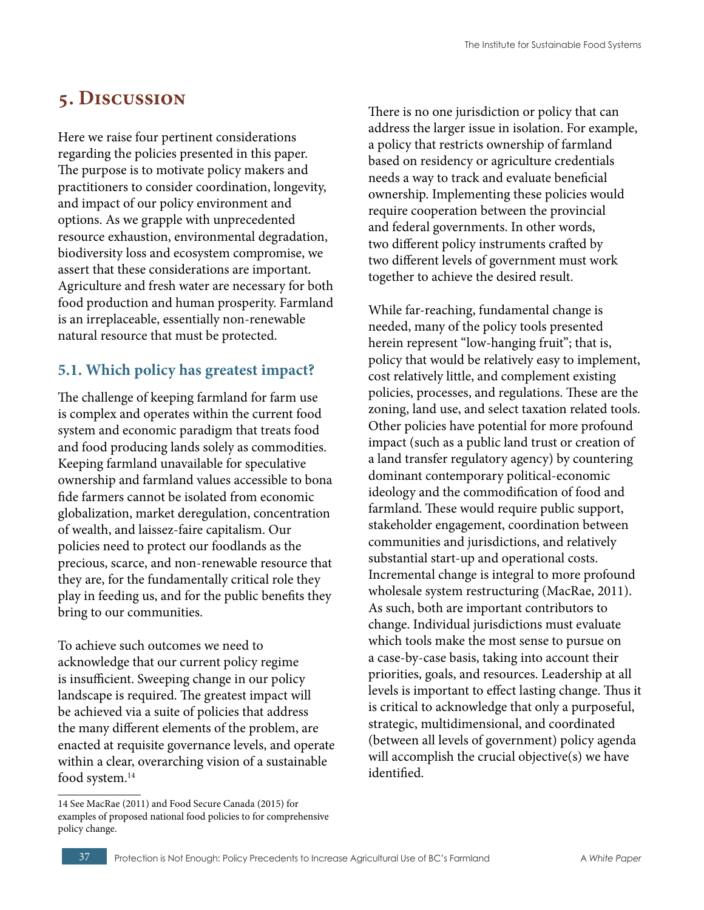# 5. Discussion

Here we raise four pertinent considerations regarding the policies presented in this paper. The purpose is to motivate policy makers and practitioners to consider coordination, longevity, and impact of our policy environment and options. As we grapple with unprecedented resource exhaustion, environmental degradation, biodiversity loss and ecosystem compromise, we assert that these considerations are important. Agriculture and fresh water are necessary for both food production and human prosperity. Farmland is an irreplaceable, essentially non-renewable natural resource that must be protected.

## 5.1. Which policy has greatest impact?

The challenge of keeping farmland for farm use is complex and operates within the current food system and economic paradigm that treats food and food producing lands solely as commodities. Keeping farmland unavailable for speculative ownership and farmland values accessible to bona fide farmers cannot be isolated from economic globalization, market deregulation, concentration of wealth, and laissez-faire capitalism. Our policies need to protect our foodlands as the precious, scarce, and non-renewable resource that they are, for the fundamentally critical role they play in feeding us, and for the public benefits they bring to our communities.

To achieve such outcomes we need to acknowledge that our current policy regime is insufficient. Sweeping change in our policy landscape is required. The greatest impact will be achieved via a suite of policies that address the many different elements of the problem, are enacted at requisite governance levels, and operate within a clear, overarching vision of a sustainable food system.[14]

There is no one jurisdiction or policy that can address the larger issue in isolation. For example, a policy that restricts ownership of farmland based on residency or agriculture credentials needs a way to track and evaluate beneficial ownership. Implementing these policies would require cooperation between the provincial and federal governments. In other words, two different policy instruments crafted by two different levels of government must work together to achieve the desired result.

While far-reaching, fundamental change is needed, many of the policy tools presented herein represent "low-hanging fruit"; that is, policy that would be relatively easy to implement, cost relatively little, and complement existing policies, processes, and regulations. These are the zoning, land use, and select taxation related tools. Other policies have potential for more profound impact (such as a public land trust or creation of a land transfer regulatory agency) by countering dominant contemporary political-economic ideology and the commodification of food and farmland. These would require public support, stakeholder engagement, coordination between communities and jurisdictions, and relatively substantial start-up and operational costs. Incremental change is integral to more profound wholesale system restructuring (MacRae, 2011). As such, both are important contributors to change. Individual jurisdictions must evaluate which tools make the most sense to pursue on a case-by-case basis, taking into account their priorities, goals, and resources. Leadership at all levels is important to effect lasting change. Thus it is critical to acknowledge that only a purposeful, strategic, multidimensional, and coordinated (between all levels of government) policy agenda will accomplish the crucial objective(s) we have identified.

---

14 See MacRae (2011) and Food Secure Canada (2015) for examples of proposed national food policies to for comprehensive policy change.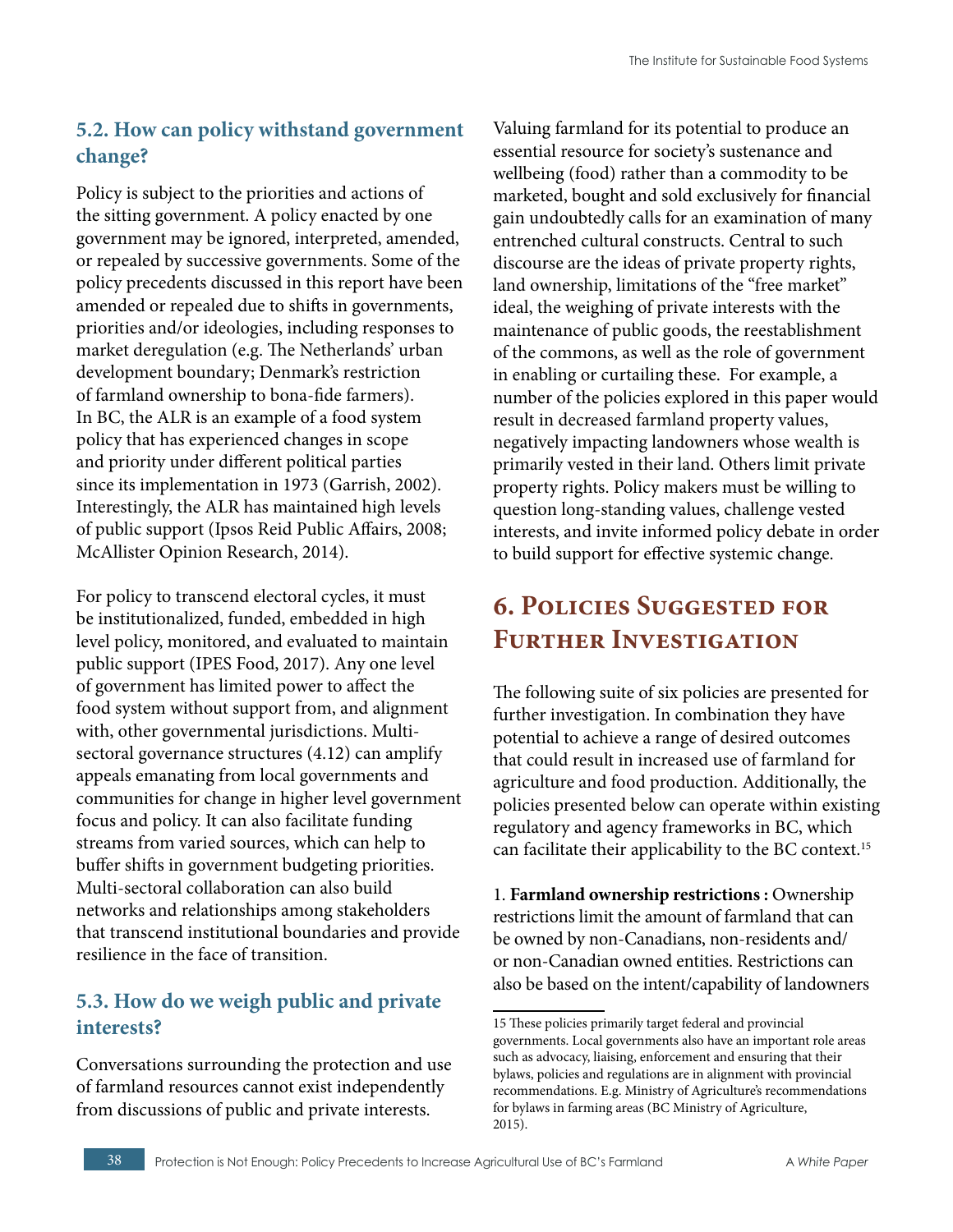### 5.2. How can policy withstand government change?

Policy is subject to the priorities and actions of the sitting government. A policy enacted by one government may be ignored, interpreted, amended, or repealed by successive governments. Some of the policy precedents discussed in this report have been amended or repealed due to shifts in governments, priorities and/or ideologies, including responses to market deregulation (e.g. The Netherlands' urban development boundary; Denmark's restriction of farmland ownership to bona-fide farmers). In BC, the ALR is an example of a food system policy that has experienced changes in scope and priority under different political parties since its implementation in 1973 (Garrish, 2002). Interestingly, the ALR has maintained high levels of public support (Ipsos Reid Public Affairs, 2008; McAllister Opinion Research, 2014).

For policy to transcend electoral cycles, it must be institutionalized, funded, embedded in high level policy, monitored, and evaluated to maintain public support (IPES Food, 2017). Any one level of government has limited power to affect the food system without support from, and alignment with, other governmental jurisdictions. Multi-sectoral governance structures (4.12) can amplify appeals emanating from local governments and communities for change in higher level government focus and policy. It can also facilitate funding streams from varied sources, which can help to buffer shifts in government budgeting priorities. Multi-sectoral collaboration can also build networks and relationships among stakeholders that transcend institutional boundaries and provide resilience in the face of transition.

### 5.3. How do we weigh public and private interests?

Conversations surrounding the protection and use of farmland resources cannot exist independently from discussions of public and private interests. Valuing farmland for its potential to produce an essential resource for society's sustenance and wellbeing (food) rather than a commodity to be marketed, bought and sold exclusively for financial gain undoubtedly calls for an examination of many entrenched cultural constructs. Central to such discourse are the ideas of private property rights, land ownership, limitations of the "free market" ideal, the weighing of private interests with the maintenance of public goods, the reestablishment of the commons, as well as the role of government in enabling or curtailing these. For example, a number of the policies explored in this paper would result in decreased farmland property values, negatively impacting landowners whose wealth is primarily vested in their land. Others limit private property rights. Policy makers must be willing to question long-standing values, challenge vested interests, and invite informed policy debate in order to build support for effective systemic change.

## 6. Policies Suggested for Further Investigation

The following suite of six policies are presented for further investigation. In combination they have potential to achieve a range of desired outcomes that could result in increased use of farmland for agriculture and food production. Additionally, the policies presented below can operate within existing regulatory and agency frameworks in BC, which can facilitate their applicability to the BC context.[15]

1. **Farmland ownership restrictions :** Ownership restrictions limit the amount of farmland that can be owned by non-Canadians, non-residents and/or non-Canadian owned entities. Restrictions can also be based on the intent/capability of landowners

15 These policies primarily target federal and provincial governments. Local governments also have an important role areas such as advocacy, liaising, enforcement and ensuring that their bylaws, policies and regulations are in alignment with provincial recommendations. E.g. Ministry of Agriculture's recommendations for bylaws in farming areas (BC Ministry of Agriculture, 2015).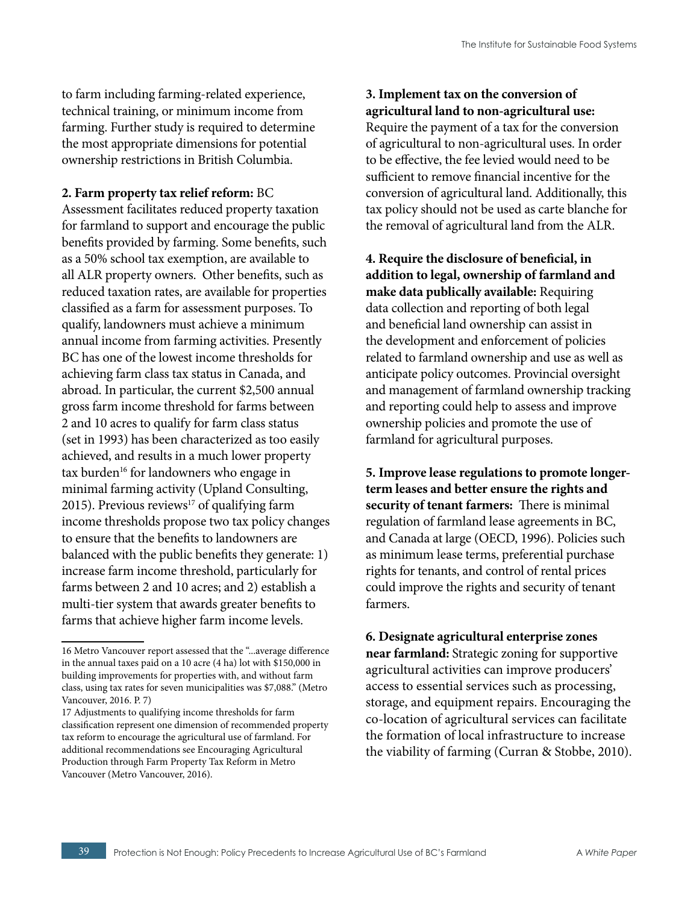to farm including farming-related experience, technical training, or minimum income from farming. Further study is required to determine the most appropriate dimensions for potential ownership restrictions in British Columbia.

**2. Farm property tax relief reform:** BC Assessment facilitates reduced property taxation for farmland to support and encourage the public benefits provided by farming. Some benefits, such as a 50% school tax exemption, are available to all ALR property owners. Other benefits, such as reduced taxation rates, are available for properties classified as a farm for assessment purposes. To qualify, landowners must achieve a minimum annual income from farming activities. Presently BC has one of the lowest income thresholds for achieving farm class tax status in Canada, and abroad. In particular, the current $2,500 annual gross farm income threshold for farms between 2 and 10 acres to qualify for farm class status (set in 1993) has been characterized as too easily achieved, and results in a much lower property tax burden[16] for landowners who engage in minimal farming activity (Upland Consulting, 2015). Previous reviews[17] of qualifying farm income thresholds propose two tax policy changes to ensure that the benefits to landowners are balanced with the public benefits they generate: 1) increase farm income threshold, particularly for farms between 2 and 10 acres; and 2) establish a multi-tier system that awards greater benefits to farms that achieve higher farm income levels.

**3. Implement tax on the conversion of agricultural land to non-agricultural use:** Require the payment of a tax for the conversion of agricultural to non-agricultural uses. In order to be effective, the fee levied would need to be sufficient to remove financial incentive for the conversion of agricultural land. Additionally, this tax policy should not be used as carte blanche for the removal of agricultural land from the ALR.

**4. Require the disclosure of beneficial, in addition to legal, ownership of farmland and make data publically available:** Requiring data collection and reporting of both legal and beneficial land ownership can assist in the development and enforcement of policies related to farmland ownership and use as well as anticipate policy outcomes. Provincial oversight and management of farmland ownership tracking and reporting could help to assess and improve ownership policies and promote the use of farmland for agricultural purposes.

**5. Improve lease regulations to promote longer-term leases and better ensure the rights and security of tenant farmers:** There is minimal regulation of farmland lease agreements in BC, and Canada at large (OECD, 1996). Policies such as minimum lease terms, preferential purchase rights for tenants, and control of rental prices could improve the rights and security of tenant farmers.

**6. Designate agricultural enterprise zones near farmland:** Strategic zoning for supportive agricultural activities can improve producers' access to essential services such as processing, storage, and equipment repairs. Encouraging the co-location of agricultural services can facilitate the formation of local infrastructure to increase the viability of farming (Curran & Stobbe, 2010).

---

16 Metro Vancouver report assessed that the "...average difference in the annual taxes paid on a 10 acre (4 ha) lot with $150,000 in building improvements for properties with, and without farm class, using tax rates for seven municipalities was $7,088." (Metro Vancouver, 2016. P. 7)

17 Adjustments to qualifying income thresholds for farm classification represent one dimension of recommended property tax reform to encourage the agricultural use of farmland. For additional recommendations see Encouraging Agricultural Production through Farm Property Tax Reform in Metro Vancouver (Metro Vancouver, 2016).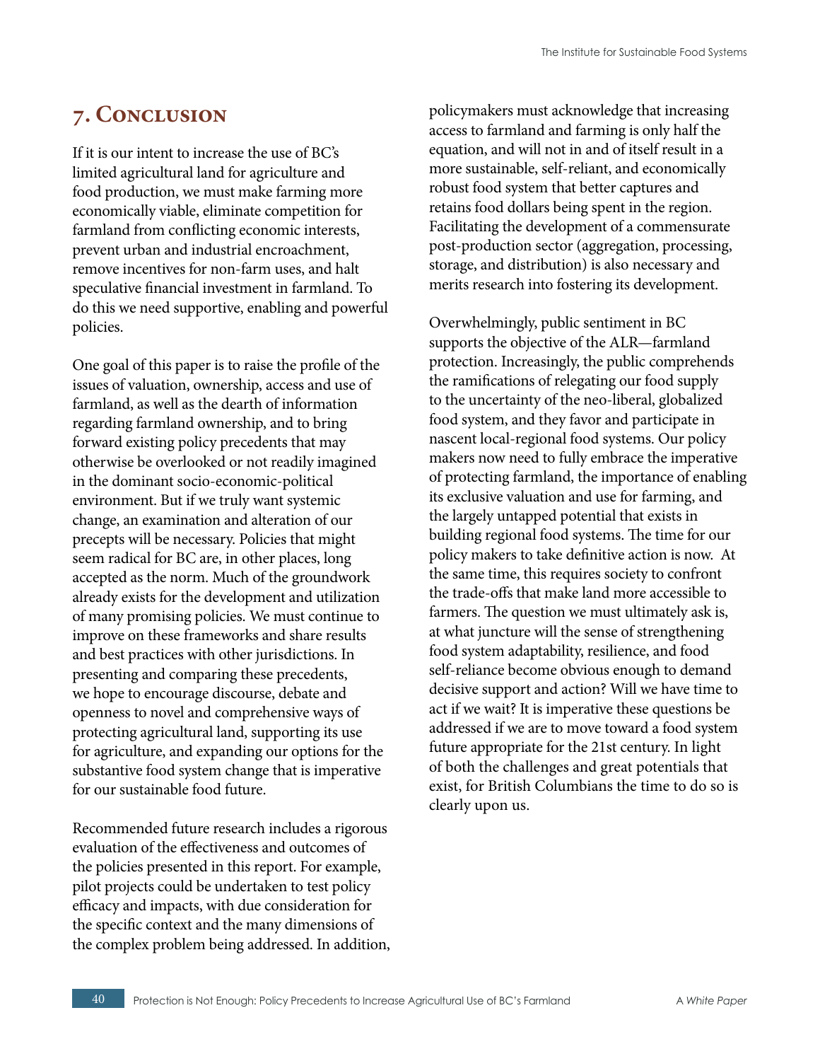## 7. Conclusion

If it is our intent to increase the use of BC's limited agricultural land for agriculture and food production, we must make farming more economically viable, eliminate competition for farmland from conflicting economic interests, prevent urban and industrial encroachment, remove incentives for non-farm uses, and halt speculative financial investment in farmland. To do this we need supportive, enabling and powerful policies.

One goal of this paper is to raise the profile of the issues of valuation, ownership, access and use of farmland, as well as the dearth of information regarding farmland ownership, and to bring forward existing policy precedents that may otherwise be overlooked or not readily imagined in the dominant socio-economic-political environment. But if we truly want systemic change, an examination and alteration of our precepts will be necessary. Policies that might seem radical for BC are, in other places, long accepted as the norm. Much of the groundwork already exists for the development and utilization of many promising policies. We must continue to improve on these frameworks and share results and best practices with other jurisdictions. In presenting and comparing these precedents, we hope to encourage discourse, debate and openness to novel and comprehensive ways of protecting agricultural land, supporting its use for agriculture, and expanding our options for the substantive food system change that is imperative for our sustainable food future.

Recommended future research includes a rigorous evaluation of the effectiveness and outcomes of the policies presented in this report. For example, pilot projects could be undertaken to test policy efficacy and impacts, with due consideration for the specific context and the many dimensions of the complex problem being addressed. In addition, policymakers must acknowledge that increasing access to farmland and farming is only half the equation, and will not in and of itself result in a more sustainable, self-reliant, and economically robust food system that better captures and retains food dollars being spent in the region. Facilitating the development of a commensurate post-production sector (aggregation, processing, storage, and distribution) is also necessary and merits research into fostering its development.

Overwhelmingly, public sentiment in BC supports the objective of the ALR—farmland protection. Increasingly, the public comprehends the ramifications of relegating our food supply to the uncertainty of the neo-liberal, globalized food system, and they favor and participate in nascent local-regional food systems. Our policy makers now need to fully embrace the imperative of protecting farmland, the importance of enabling its exclusive valuation and use for farming, and the largely untapped potential that exists in building regional food systems. The time for our policy makers to take definitive action is now. At the same time, this requires society to confront the trade-offs that make land more accessible to farmers. The question we must ultimately ask is, at what juncture will the sense of strengthening food system adaptability, resilience, and food self-reliance become obvious enough to demand decisive support and action? Will we have time to act if we wait? It is imperative these questions be addressed if we are to move toward a food system future appropriate for the 21st century. In light of both the challenges and great potentials that exist, for British Columbians the time to do so is clearly upon us.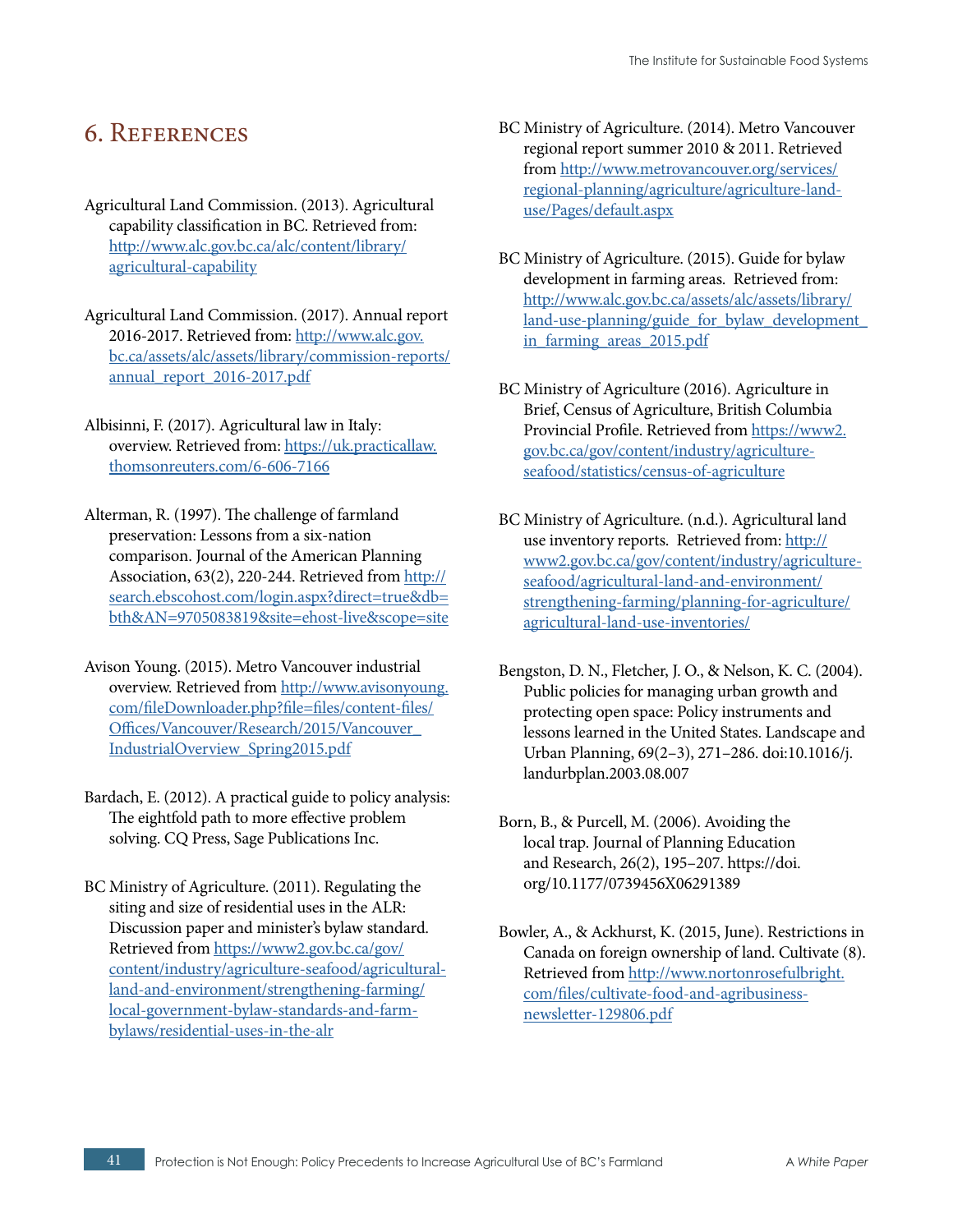# 6. References

Agricultural Land Commission. (2013). Agricultural capability classification in BC. Retrieved from: http://www.alc.gov.bc.ca/alc/content/library/agricultural-capability

Agricultural Land Commission. (2017). Annual report 2016-2017. Retrieved from: http://www.alc.gov.bc.ca/assets/alc/assets/library/commission-reports/annual_report_2016-2017.pdf

Albisinni, F. (2017). Agricultural law in Italy: overview. Retrieved from: https://uk.practicallaw.thomsonreuters.com/6-606-7166

Alterman, R. (1997). The challenge of farmland preservation: Lessons from a six-nation comparison. Journal of the American Planning Association, 63(2), 220-244. Retrieved from http://search.ebscohost.com/login.aspx?direct=true&db=bth&AN=9705083819&site=ehost-live&scope=site

Avison Young. (2015). Metro Vancouver industrial overview. Retrieved from http://www.avisonyoung.com/fileDownloader.php?file=files/content-files/Offices/Vancouver/Research/2015/Vancouver_IndustrialOverview_Spring2015.pdf

Bardach, E. (2012). A practical guide to policy analysis: The eightfold path to more effective problem solving. CQ Press, Sage Publications Inc.

BC Ministry of Agriculture. (2011). Regulating the siting and size of residential uses in the ALR: Discussion paper and minister's bylaw standard. Retrieved from https://www2.gov.bc.ca/gov/content/industry/agriculture-seafood/agricultural-land-and-environment/strengthening-farming/local-government-bylaw-standards-and-farm-bylaws/residential-uses-in-the-alr

BC Ministry of Agriculture. (2014). Metro Vancouver regional report summer 2010 & 2011. Retrieved from http://www.metrovancouver.org/services/regional-planning/agriculture/agriculture-land-use/Pages/default.aspx

BC Ministry of Agriculture. (2015). Guide for bylaw development in farming areas. Retrieved from: http://www.alc.gov.bc.ca/assets/alc/assets/library/land-use-planning/guide_for_bylaw_development_in_farming_areas_2015.pdf

BC Ministry of Agriculture (2016). Agriculture in Brief, Census of Agriculture, British Columbia Provincial Profile. Retrieved from https://www2.gov.bc.ca/gov/content/industry/agriculture-seafood/statistics/census-of-agriculture

BC Ministry of Agriculture. (n.d.). Agricultural land use inventory reports. Retrieved from: http://www2.gov.bc.ca/gov/content/industry/agriculture-seafood/agricultural-land-and-environment/strengthening-farming/planning-for-agriculture/agricultural-land-use-inventories/

Bengston, D. N., Fletcher, J. O., & Nelson, K. C. (2004). Public policies for managing urban growth and protecting open space: Policy instruments and lessons learned in the United States. Landscape and Urban Planning, 69(2–3), 271–286. doi:10.1016/j.landurbplan.2003.08.007

Born, B., & Purcell, M. (2006). Avoiding the local trap. Journal of Planning Education and Research, 26(2), 195–207. https://doi.org/10.1177/0739456X06291389

Bowler, A., & Ackhurst, K. (2015, June). Restrictions in Canada on foreign ownership of land. Cultivate (8). Retrieved from http://www.nortonrosefulbright.com/files/cultivate-food-and-agribusiness-newsletter-129806.pdf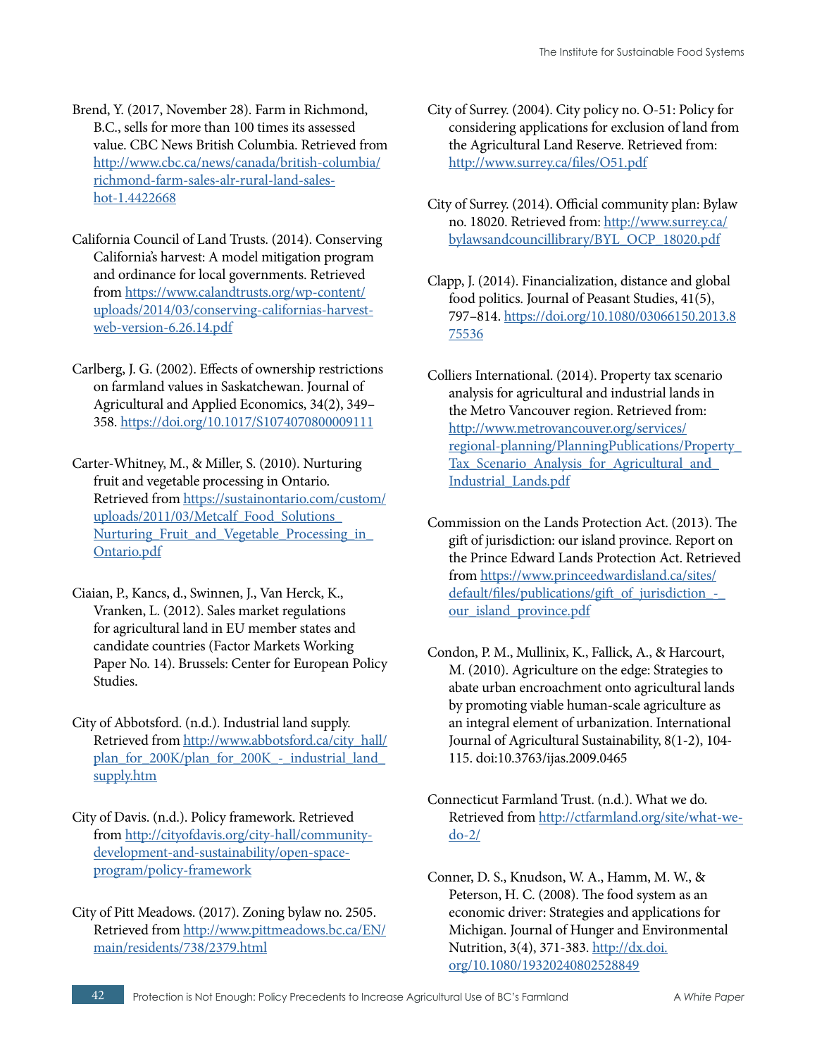Brend, Y. (2017, November 28). Farm in Richmond, B.C., sells for more than 100 times its assessed value. CBC News British Columbia. Retrieved from http://www.cbc.ca/news/canada/british-columbia/richmond-farm-sales-alr-rural-land-sales-hot-1.4422668

California Council of Land Trusts. (2014). Conserving California's harvest: A model mitigation program and ordinance for local governments. Retrieved from https://www.calandtrusts.org/wp-content/uploads/2014/03/conserving-californias-harvest-web-version-6.26.14.pdf

Carlberg, J. G. (2002). Effects of ownership restrictions on farmland values in Saskatchewan. Journal of Agricultural and Applied Economics, 34(2), 349–358. https://doi.org/10.1017/S1074070800009111

Carter-Whitney, M., & Miller, S. (2010). Nurturing fruit and vegetable processing in Ontario. Retrieved from https://sustainontario.com/custom/uploads/2011/03/Metcalf_Food_Solutions_Nurturing_Fruit_and_Vegetable_Processing_in_Ontario.pdf

Ciaian, P., Kancs, d., Swinnen, J., Van Herck, K., Vranken, L. (2012). Sales market regulations for agricultural land in EU member states and candidate countries (Factor Markets Working Paper No. 14). Brussels: Center for European Policy Studies.

City of Abbotsford. (n.d.). Industrial land supply. Retrieved from http://www.abbotsford.ca/city_hall/plan_for_200K/plan_for_200K_-_industrial_land_supply.htm

City of Davis. (n.d.). Policy framework. Retrieved from http://cityofdavis.org/city-hall/community-development-and-sustainability/open-space-program/policy-framework

City of Pitt Meadows. (2017). Zoning bylaw no. 2505. Retrieved from http://www.pittmeadows.bc.ca/EN/main/residents/738/2379.html

City of Surrey. (2004). City policy no. O-51: Policy for considering applications for exclusion of land from the Agricultural Land Reserve. Retrieved from: http://www.surrey.ca/files/O51.pdf

City of Surrey. (2014). Official community plan: Bylaw no. 18020. Retrieved from: http://www.surrey.ca/bylawsandcouncillibrary/BYL_OCP_18020.pdf

Clapp, J. (2014). Financialization, distance and global food politics. Journal of Peasant Studies, 41(5), 797–814. https://doi.org/10.1080/03066150.2013.875536

Colliers International. (2014). Property tax scenario analysis for agricultural and industrial lands in the Metro Vancouver region. Retrieved from: http://www.metrovancouver.org/services/regional-planning/PlanningPublications/Property_Tax_Scenario_Analysis_for_Agricultural_and_Industrial_Lands.pdf

Commission on the Lands Protection Act. (2013). The gift of jurisdiction: our island province. Report on the Prince Edward Lands Protection Act. Retrieved from https://www.princeedwardisland.ca/sites/default/files/publications/gift_of_jurisdiction_-_our_island_province.pdf

Condon, P. M., Mullinix, K., Fallick, A., & Harcourt, M. (2010). Agriculture on the edge: Strategies to abate urban encroachment onto agricultural lands by promoting viable human-scale agriculture as an integral element of urbanization. International Journal of Agricultural Sustainability, 8(1-2), 104-115. doi:10.3763/ijas.2009.0465

Connecticut Farmland Trust. (n.d.). What we do. Retrieved from http://ctfarmland.org/site/what-we-do-2/

Conner, D. S., Knudson, W. A., Hamm, M. W., & Peterson, H. C. (2008). The food system as an economic driver: Strategies and applications for Michigan. Journal of Hunger and Environmental Nutrition, 3(4), 371-383. http://dx.doi.org/10.1080/19320240802528849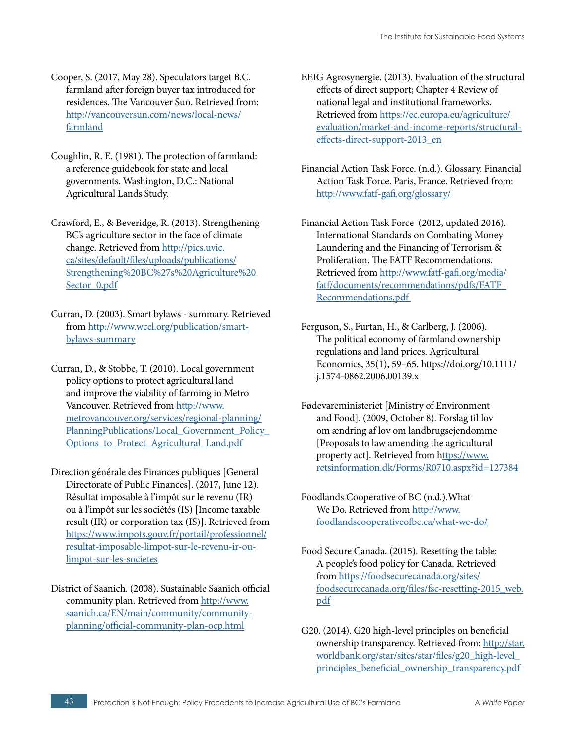Cooper, S. (2017, May 28). Speculators target B.C. farmland after foreign buyer tax introduced for residences. The Vancouver Sun. Retrieved from: http://vancouversun.com/news/local-news/farmland

Coughlin, R. E. (1981). The protection of farmland: a reference guidebook for state and local governments. Washington, D.C.: National Agricultural Lands Study.

Crawford, E., & Beveridge, R. (2013). Strengthening BC's agriculture sector in the face of climate change. Retrieved from http://pics.uvic.ca/sites/default/files/uploads/publications/Strengthening%20BC%27s%20Agriculture%20Sector_0.pdf

Curran, D. (2003). Smart bylaws - summary. Retrieved from http://www.wcel.org/publication/smart-bylaws-summary

Curran, D., & Stobbe, T. (2010). Local government policy options to protect agricultural land and improve the viability of farming in Metro Vancouver. Retrieved from http://www.metrovancouver.org/services/regional-planning/PlanningPublications/Local_Government_Policy_Options_to_Protect_Agricultural_Land.pdf

Direction générale des Finances publiques [General Directorate of Public Finances]. (2017, June 12). Résultat imposable à l'impôt sur le revenu (IR) ou à l'impôt sur les sociétés (IS) [Income taxable result (IR) or corporation tax (IS)]. Retrieved from https://www.impots.gouv.fr/portail/professionnel/resultat-imposable-limpot-sur-le-revenu-ir-ou-limpot-sur-les-societes

District of Saanich. (2008). Sustainable Saanich official community plan. Retrieved from http://www.saanich.ca/EN/main/community/community-planning/official-community-plan-ocp.html

EEIG Agrosynergie. (2013). Evaluation of the structural effects of direct support; Chapter 4 Review of national legal and institutional frameworks. Retrieved from https://ec.europa.eu/agriculture/evaluation/market-and-income-reports/structural-effects-direct-support-2013_en

Financial Action Task Force. (n.d.). Glossary. Financial Action Task Force. Paris, France. Retrieved from: http://www.fatf-gafi.org/glossary/

Financial Action Task Force (2012, updated 2016). International Standards on Combating Money Laundering and the Financing of Terrorism & Proliferation. The FATF Recommendations. Retrieved from http://www.fatf-gafi.org/media/fatf/documents/recommendations/pdfs/FATF_Recommendations.pdf

Ferguson, S., Furtan, H., & Carlberg, J. (2006). The political economy of farmland ownership regulations and land prices. Agricultural Economics, 35(1), 59–65. https://doi.org/10.1111/j.1574-0862.2006.00139.x

Fødevareministeriet [Ministry of Environment and Food]. (2009, October 8). Forslag til lov om ændring af lov om landbrugsejendomme [Proposals to law amending the agricultural property act]. Retrieved from https://www.retsinformation.dk/Forms/R0710.aspx?id=127384

Foodlands Cooperative of BC (n.d.).What We Do. Retrieved from http://www.foodlandscooperativeofbc.ca/what-we-do/

Food Secure Canada. (2015). Resetting the table: A people's food policy for Canada. Retrieved from https://foodsecurecanada.org/sites/foodsecurecanada.org/files/fsc-resetting-2015_web.pdf

G20. (2014). G20 high-level principles on beneficial ownership transparency. Retrieved from: http://star.worldbank.org/star/sites/star/files/g20_high-level_principles_beneficial_ownership_transparency.pdf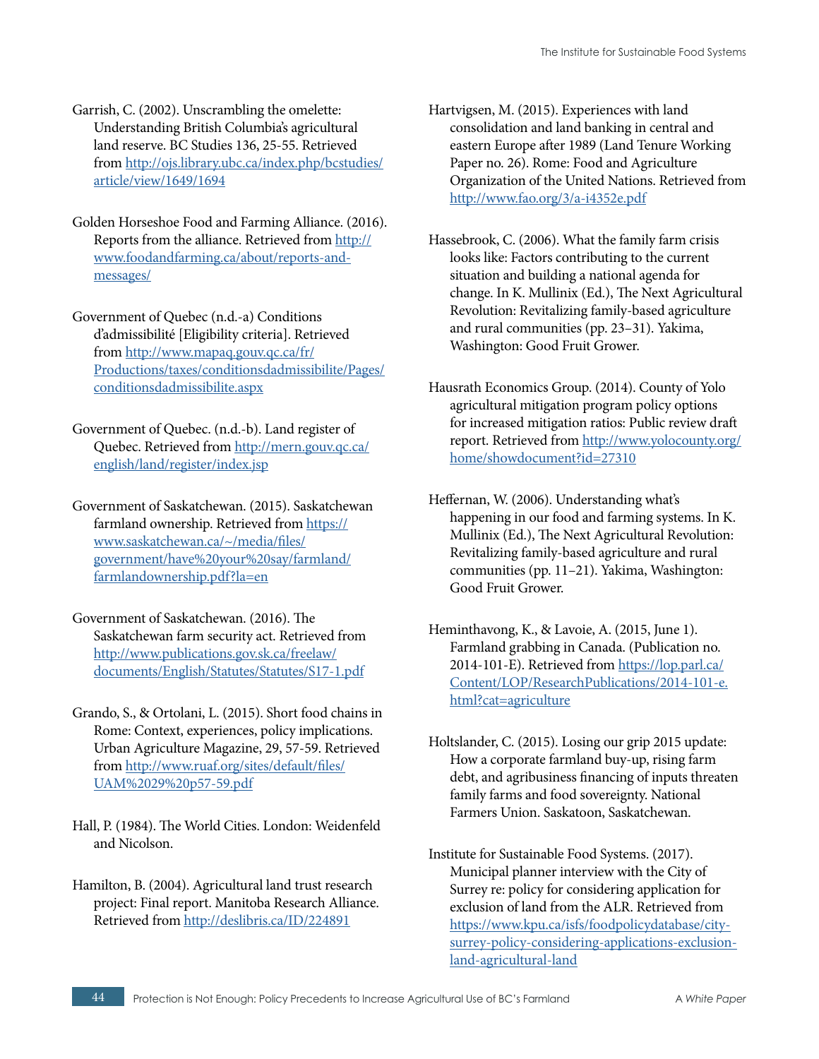Garrish, C. (2002). Unscrambling the omelette: Understanding British Columbia's agricultural land reserve. BC Studies 136, 25-55. Retrieved from http://ojs.library.ubc.ca/index.php/bcstudies/article/view/1649/1694

Golden Horseshoe Food and Farming Alliance. (2016). Reports from the alliance. Retrieved from http://www.foodandfarming.ca/about/reports-and-messages/

Government of Quebec (n.d.-a) Conditions d'admissibilité [Eligibility criteria]. Retrieved from http://www.mapaq.gouv.qc.ca/fr/Productions/taxes/conditionsdadmissibilite/Pages/conditionsdadmissibilite.aspx

Government of Quebec. (n.d.-b). Land register of Quebec. Retrieved from http://mern.gouv.qc.ca/english/land/register/index.jsp

Government of Saskatchewan. (2015). Saskatchewan farmland ownership. Retrieved from https://www.saskatchewan.ca/~/media/files/government/have%20your%20say/farmland/farmlandownership.pdf?la=en

Government of Saskatchewan. (2016). The Saskatchewan farm security act. Retrieved from http://www.publications.gov.sk.ca/freelaw/documents/English/Statutes/Statutes/S17-1.pdf

Grando, S., & Ortolani, L. (2015). Short food chains in Rome: Context, experiences, policy implications. Urban Agriculture Magazine, 29, 57-59. Retrieved from http://www.ruaf.org/sites/default/files/UAM%2029%20p57-59.pdf

Hall, P. (1984). The World Cities. London: Weidenfeld and Nicolson.

Hamilton, B. (2004). Agricultural land trust research project: Final report. Manitoba Research Alliance. Retrieved from http://deslibris.ca/ID/224891

Hartvigsen, M. (2015). Experiences with land consolidation and land banking in central and eastern Europe after 1989 (Land Tenure Working Paper no. 26). Rome: Food and Agriculture Organization of the United Nations. Retrieved from http://www.fao.org/3/a-i4352e.pdf

Hassebrook, C. (2006). What the family farm crisis looks like: Factors contributing to the current situation and building a national agenda for change. In K. Mullinix (Ed.), The Next Agricultural Revolution: Revitalizing family-based agriculture and rural communities (pp. 23–31). Yakima, Washington: Good Fruit Grower.

Hausrath Economics Group. (2014). County of Yolo agricultural mitigation program policy options for increased mitigation ratios: Public review draft report. Retrieved from http://www.yolocounty.org/home/showdocument?id=27310

Heffernan, W. (2006). Understanding what's happening in our food and farming systems. In K. Mullinix (Ed.), The Next Agricultural Revolution: Revitalizing family-based agriculture and rural communities (pp. 11–21). Yakima, Washington: Good Fruit Grower.

Heminthavong, K., & Lavoie, A. (2015, June 1). Farmland grabbing in Canada. (Publication no. 2014-101-E). Retrieved from https://lop.parl.ca/Content/LOP/ResearchPublications/2014-101-e.html?cat=agriculture

Holtslander, C. (2015). Losing our grip 2015 update: How a corporate farmland buy-up, rising farm debt, and agribusiness financing of inputs threaten family farms and food sovereignty. National Farmers Union. Saskatoon, Saskatchewan.

Institute for Sustainable Food Systems. (2017). Municipal planner interview with the City of Surrey re: policy for considering application for exclusion of land from the ALR. Retrieved from https://www.kpu.ca/isfs/foodpolicydatabase/city-surrey-policy-considering-applications-exclusion-land-agricultural-land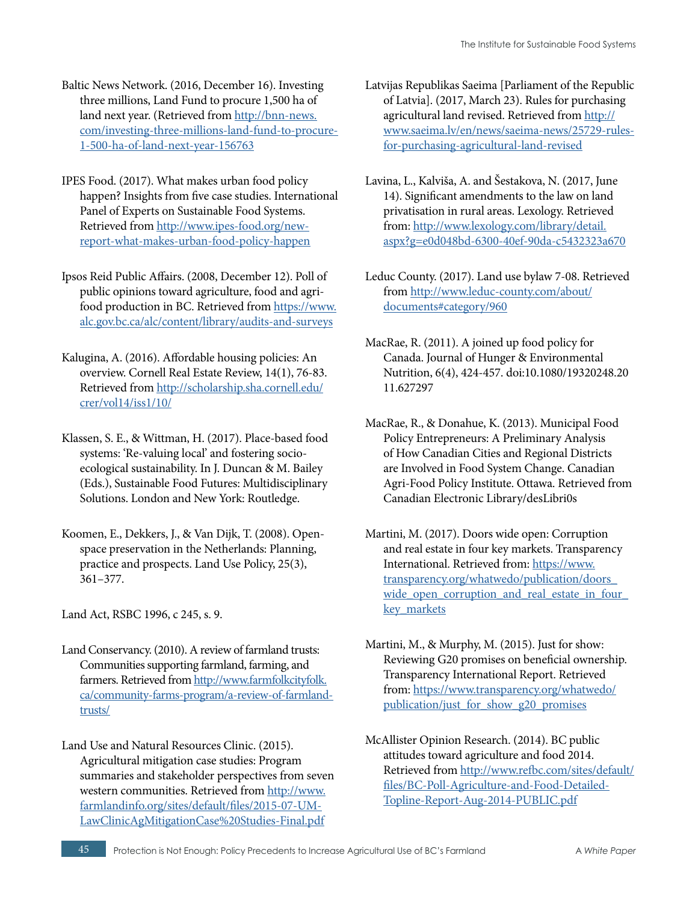Baltic News Network. (2016, December 16). Investing three millions, Land Fund to procure 1,500 ha of land next year. (Retrieved from http://bnn-news.com/investing-three-millions-land-fund-to-procure-1-500-ha-of-land-next-year-156763

IPES Food. (2017). What makes urban food policy happen? Insights from five case studies. International Panel of Experts on Sustainable Food Systems. Retrieved from http://www.ipes-food.org/new-report-what-makes-urban-food-policy-happen

Ipsos Reid Public Affairs. (2008, December 12). Poll of public opinions toward agriculture, food and agri-food production in BC. Retrieved from https://www.alc.gov.bc.ca/alc/content/library/audits-and-surveys

Kalugina, A. (2016). Affordable housing policies: An overview. Cornell Real Estate Review, 14(1), 76-83. Retrieved from http://scholarship.sha.cornell.edu/crer/vol14/iss1/10/

Klassen, S. E., & Wittman, H. (2017). Place-based food systems: 'Re-valuing local' and fostering socio-ecological sustainability. In J. Duncan & M. Bailey (Eds.), Sustainable Food Futures: Multidisciplinary Solutions. London and New York: Routledge.

Koomen, E., Dekkers, J., & Van Dijk, T. (2008). Open-space preservation in the Netherlands: Planning, practice and prospects. Land Use Policy, 25(3), 361–377.

Land Act, RSBC 1996, c 245, s. 9.

Land Conservancy. (2010). A review of farmland trusts: Communities supporting farmland, farming, and farmers. Retrieved from http://www.farmfolkcityfolk.ca/community-farms-program/a-review-of-farmland-trusts/

Land Use and Natural Resources Clinic. (2015). Agricultural mitigation case studies: Program summaries and stakeholder perspectives from seven western communities. Retrieved from http://www.farmlandinfo.org/sites/default/files/2015-07-UM-LawClinicAgMitigationCase%20Studies-Final.pdf

Latvijas Republikas Saeima [Parliament of the Republic of Latvia]. (2017, March 23). Rules for purchasing agricultural land revised. Retrieved from http://www.saeima.lv/en/news/saeima-news/25729-rules-for-purchasing-agricultural-land-revised

Lavina, L., Kalviša, A. and Šestakova, N. (2017, June 14). Significant amendments to the law on land privatisation in rural areas. Lexology. Retrieved from: http://www.lexology.com/library/detail.aspx?g=e0d048bd-6300-40ef-90da-c5432323a670

Leduc County. (2017). Land use bylaw 7-08. Retrieved from http://www.leduc-county.com/about/documents#category/960

MacRae, R. (2011). A joined up food policy for Canada. Journal of Hunger & Environmental Nutrition, 6(4), 424-457. doi:10.1080/19320248.2011.627297

MacRae, R., & Donahue, K. (2013). Municipal Food Policy Entrepreneurs: A Preliminary Analysis of How Canadian Cities and Regional Districts are Involved in Food System Change. Canadian Agri-Food Policy Institute. Ottawa. Retrieved from Canadian Electronic Library/desLibri0s

Martini, M. (2017). Doors wide open: Corruption and real estate in four key markets. Transparency International. Retrieved from: https://www.transparency.org/whatwedo/publication/doors_wide_open_corruption_and_real_estate_in_four_key_markets

Martini, M., & Murphy, M. (2015). Just for show: Reviewing G20 promises on beneficial ownership. Transparency International Report. Retrieved from: https://www.transparency.org/whatwedo/publication/just_for_show_g20_promises

McAllister Opinion Research. (2014). BC public attitudes toward agriculture and food 2014. Retrieved from http://www.refbc.com/sites/default/files/BC-Poll-Agriculture-and-Food-Detailed-Topline-Report-Aug-2014-PUBLIC.pdf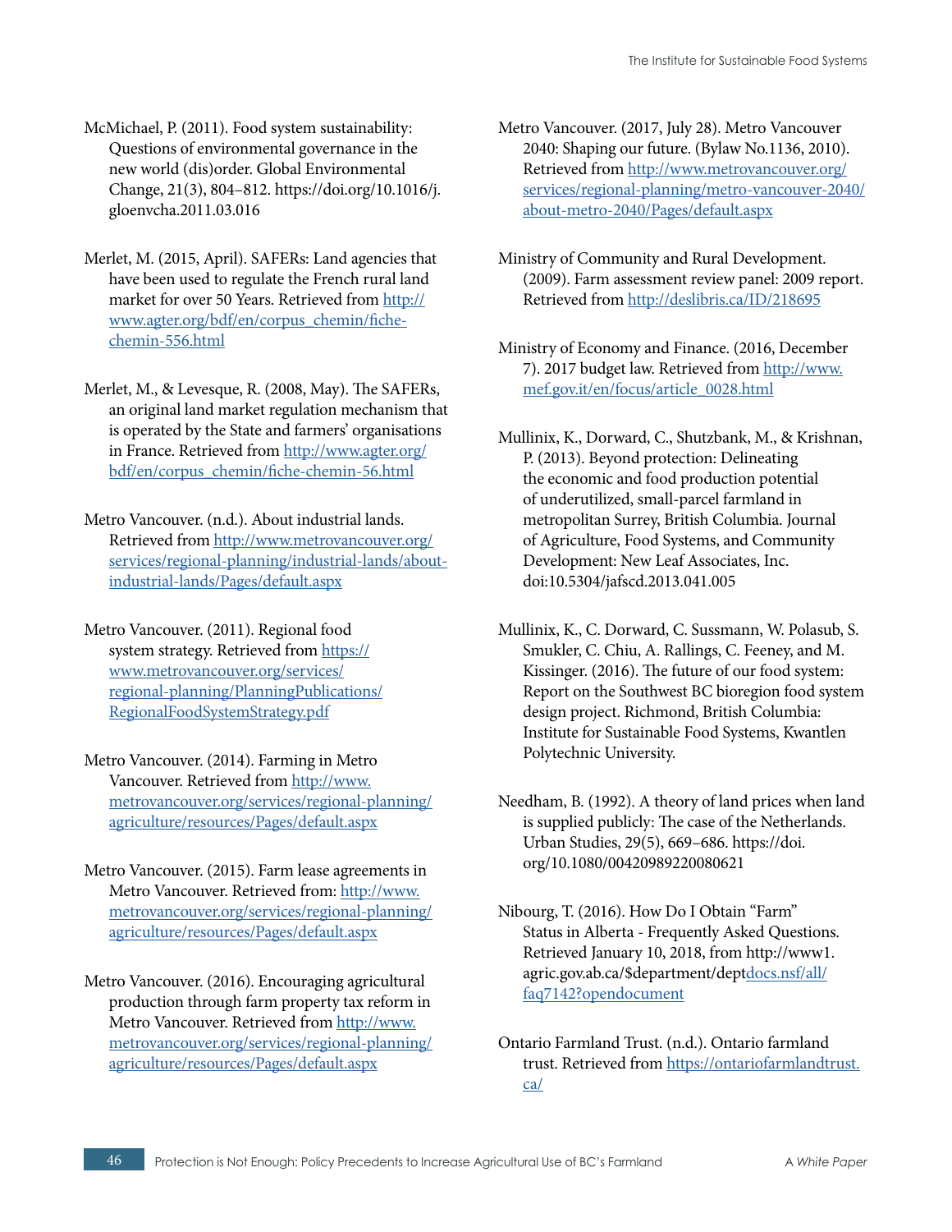McMichael, P. (2011). Food system sustainability: Questions of environmental governance in the new world (dis)order. Global Environmental Change, 21(3), 804–812. https://doi.org/10.1016/j.gloenvcha.2011.03.016

Merlet, M. (2015, April). SAFERs: Land agencies that have been used to regulate the French rural land market for over 50 Years. Retrieved from http://www.agter.org/bdf/en/corpus_chemin/fiche-chemin-556.html

Merlet, M., & Levesque, R. (2008, May). The SAFERs, an original land market regulation mechanism that is operated by the State and farmers' organisations in France. Retrieved from http://www.agter.org/bdf/en/corpus_chemin/fiche-chemin-56.html

Metro Vancouver. (n.d.). About industrial lands. Retrieved from http://www.metrovancouver.org/services/regional-planning/industrial-lands/about-industrial-lands/Pages/default.aspx

Metro Vancouver. (2011). Regional food system strategy. Retrieved from https://www.metrovancouver.org/services/regional-planning/PlanningPublications/RegionalFoodSystemStrategy.pdf

Metro Vancouver. (2014). Farming in Metro Vancouver. Retrieved from http://www.metrovancouver.org/services/regional-planning/agriculture/resources/Pages/default.aspx

Metro Vancouver. (2015). Farm lease agreements in Metro Vancouver. Retrieved from: http://www.metrovancouver.org/services/regional-planning/agriculture/resources/Pages/default.aspx

Metro Vancouver. (2016). Encouraging agricultural production through farm property tax reform in Metro Vancouver. Retrieved from http://www.metrovancouver.org/services/regional-planning/agriculture/resources/Pages/default.aspx

Metro Vancouver. (2017, July 28). Metro Vancouver 2040: Shaping our future. (Bylaw No.1136, 2010). Retrieved from http://www.metrovancouver.org/services/regional-planning/metro-vancouver-2040/about-metro-2040/Pages/default.aspx

Ministry of Community and Rural Development. (2009). Farm assessment review panel: 2009 report. Retrieved from http://deslibris.ca/ID/218695

Ministry of Economy and Finance. (2016, December 7). 2017 budget law. Retrieved from http://www.mef.gov.it/en/focus/article_0028.html

Mullinix, K., Dorward, C., Shutzbank, M., & Krishnan, P. (2013). Beyond protection: Delineating the economic and food production potential of underutilized, small-parcel farmland in metropolitan Surrey, British Columbia. Journal of Agriculture, Food Systems, and Community Development: New Leaf Associates, Inc. doi:10.5304/jafscd.2013.041.005

Mullinix, K., C. Dorward, C. Sussmann, W. Polasub, S. Smukler, C. Chiu, A. Rallings, C. Feeney, and M. Kissinger. (2016). The future of our food system: Report on the Southwest BC bioregion food system design project. Richmond, British Columbia: Institute for Sustainable Food Systems, Kwantlen Polytechnic University.

Needham, B. (1992). A theory of land prices when land is supplied publicly: The case of the Netherlands. Urban Studies, 29(5), 669–686. https://doi.org/10.1080/00420989220080621

Nibourg, T. (2016). How Do I Obtain "Farm" Status in Alberta - Frequently Asked Questions. Retrieved January 10, 2018, from http://www1.agric.gov.ab.ca/$department/deptdocs.nsf/all/faq7142?opendocument

Ontario Farmland Trust. (n.d.). Ontario farmland trust. Retrieved from https://ontariofarmlandtrust.ca/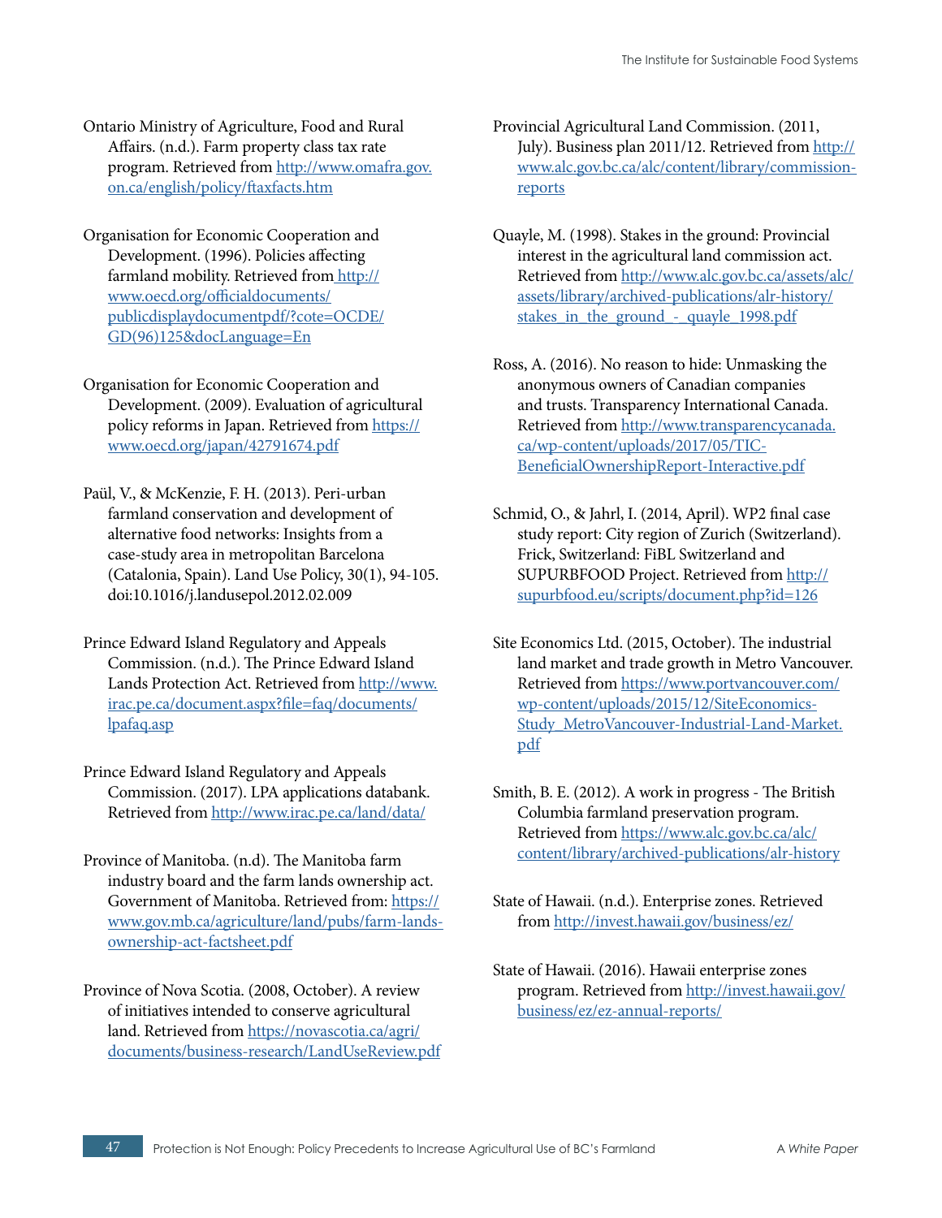Ontario Ministry of Agriculture, Food and Rural Affairs. (n.d.). Farm property class tax rate program. Retrieved from http://www.omafra.gov.on.ca/english/policy/ftaxfacts.htm

Organisation for Economic Cooperation and Development. (1996). Policies affecting farmland mobility. Retrieved from http://www.oecd.org/officialdocuments/publicdisplaydocumentpdf/?cote=OCDE/GD(96)125&docLanguage=En

Organisation for Economic Cooperation and Development. (2009). Evaluation of agricultural policy reforms in Japan. Retrieved from https://www.oecd.org/japan/42791674.pdf

Paül, V., & McKenzie, F. H. (2013). Peri-urban farmland conservation and development of alternative food networks: Insights from a case-study area in metropolitan Barcelona (Catalonia, Spain). Land Use Policy, 30(1), 94-105. doi:10.1016/j.landusepol.2012.02.009

Prince Edward Island Regulatory and Appeals Commission. (n.d.). The Prince Edward Island Lands Protection Act. Retrieved from http://www.irac.pe.ca/document.aspx?file=faq/documents/lpafaq.asp

Prince Edward Island Regulatory and Appeals Commission. (2017). LPA applications databank. Retrieved from http://www.irac.pe.ca/land/data/

Province of Manitoba. (n.d). The Manitoba farm industry board and the farm lands ownership act. Government of Manitoba. Retrieved from: https://www.gov.mb.ca/agriculture/land/pubs/farm-lands-ownership-act-factsheet.pdf

Province of Nova Scotia. (2008, October). A review of initiatives intended to conserve agricultural land. Retrieved from https://novascotia.ca/agri/documents/business-research/LandUseReview.pdf

Provincial Agricultural Land Commission. (2011, July). Business plan 2011/12. Retrieved from http://www.alc.gov.bc.ca/alc/content/library/commission-reports

Quayle, M. (1998). Stakes in the ground: Provincial interest in the agricultural land commission act. Retrieved from http://www.alc.gov.bc.ca/assets/alc/assets/library/archived-publications/alr-history/stakes_in_the_ground_-_quayle_1998.pdf

Ross, A. (2016). No reason to hide: Unmasking the anonymous owners of Canadian companies and trusts. Transparency International Canada. Retrieved from http://www.transparencycanada.ca/wp-content/uploads/2017/05/TIC-BeneficialOwnershipReport-Interactive.pdf

Schmid, O., & Jahrl, I. (2014, April). WP2 final case study report: City region of Zurich (Switzerland). Frick, Switzerland: FiBL Switzerland and SUPURBFOOD Project. Retrieved from http://supurbfood.eu/scripts/document.php?id=126

Site Economics Ltd. (2015, October). The industrial land market and trade growth in Metro Vancouver. Retrieved from https://www.portvancouver.com/wp-content/uploads/2015/12/SiteEconomics-Study_MetroVancouver-Industrial-Land-Market.pdf

Smith, B. E. (2012). A work in progress - The British Columbia farmland preservation program. Retrieved from https://www.alc.gov.bc.ca/alc/content/library/archived-publications/alr-history

State of Hawaii. (n.d.). Enterprise zones. Retrieved from http://invest.hawaii.gov/business/ez/

State of Hawaii. (2016). Hawaii enterprise zones program. Retrieved from http://invest.hawaii.gov/business/ez/ez-annual-reports/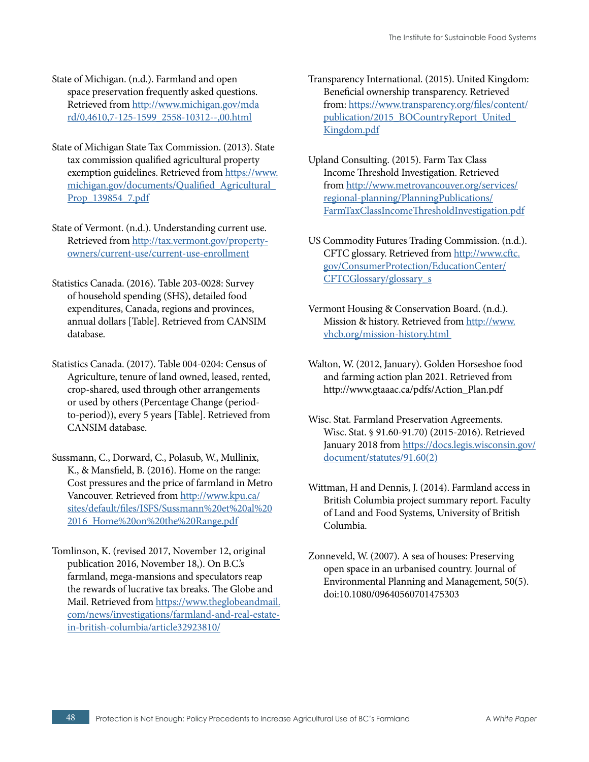State of Michigan. (n.d.). Farmland and open space preservation frequently asked questions. Retrieved from http://www.michigan.gov/mdard/0,4610,7-125-1599_2558-10312--,00.html

State of Michigan State Tax Commission. (2013). State tax commission qualified agricultural property exemption guidelines. Retrieved from https://www.michigan.gov/documents/Qualified_Agricultural_Prop_139854_7.pdf

State of Vermont. (n.d.). Understanding current use. Retrieved from http://tax.vermont.gov/property-owners/current-use/current-use-enrollment

Statistics Canada. (2016). Table 203-0028: Survey of household spending (SHS), detailed food expenditures, Canada, regions and provinces, annual dollars [Table]. Retrieved from CANSIM database.

Statistics Canada. (2017). Table 004-0204: Census of Agriculture, tenure of land owned, leased, rented, crop-shared, used through other arrangements or used by others (Percentage Change (period-to-period)), every 5 years [Table]. Retrieved from CANSIM database.

Sussmann, C., Dorward, C., Polasub, W., Mullinix, K., & Mansfield, B. (2016). Home on the range: Cost pressures and the price of farmland in Metro Vancouver. Retrieved from http://www.kpu.ca/sites/default/files/ISFS/Sussmann%20et%20al%202016_Home%20on%20the%20Range.pdf

Tomlinson, K. (revised 2017, November 12, original publication 2016, November 18,). On B.C.'s farmland, mega-mansions and speculators reap the rewards of lucrative tax breaks. The Globe and Mail. Retrieved from https://www.theglobeandmail.com/news/investigations/farmland-and-real-estate-in-british-columbia/article32923810/

Transparency International. (2015). United Kingdom: Beneficial ownership transparency. Retrieved from: https://www.transparency.org/files/content/publication/2015_BOCountryReport_United_Kingdom.pdf

Upland Consulting. (2015). Farm Tax Class Income Threshold Investigation. Retrieved from http://www.metrovancouver.org/services/regional-planning/PlanningPublications/FarmTaxClassIncomeThresholdInvestigation.pdf

US Commodity Futures Trading Commission. (n.d.). CFTC glossary. Retrieved from http://www.cftc.gov/ConsumerProtection/EducationCenter/CFTCGlossary/glossary_s

Vermont Housing & Conservation Board. (n.d.). Mission & history. Retrieved from http://www.vhcb.org/mission-history.html

Walton, W. (2012, January). Golden Horseshoe food and farming action plan 2021. Retrieved from http://www.gtaaac.ca/pdfs/Action_Plan.pdf

Wisc. Stat. Farmland Preservation Agreements. Wisc. Stat. § 91.60-91.70) (2015-2016). Retrieved January 2018 from https://docs.legis.wisconsin.gov/document/statutes/91.60(2)

Wittman, H and Dennis, J. (2014). Farmland access in British Columbia project summary report. Faculty of Land and Food Systems, University of British Columbia.

Zonneveld, W. (2007). A sea of houses: Preserving open space in an urbanised country. Journal of Environmental Planning and Management, 50(5). doi:10.1080/09640560701475303